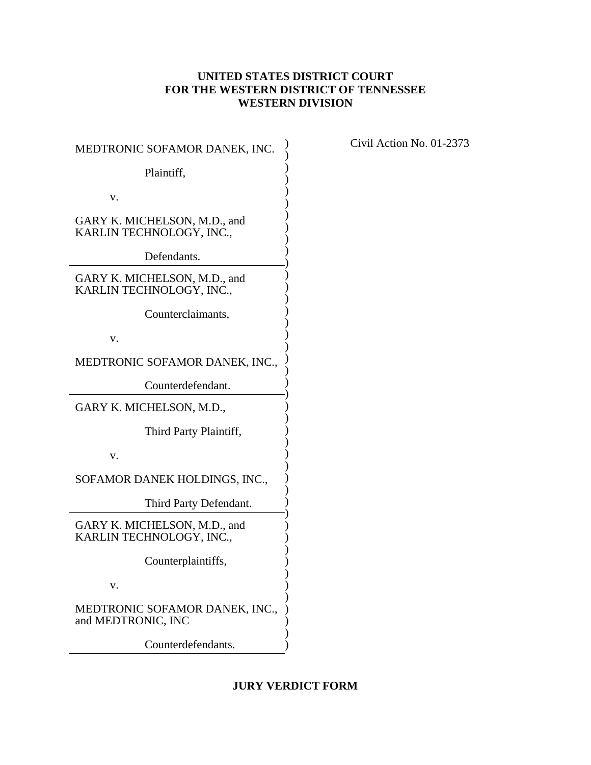**UNITED STATES DISTRICT COURT**
**FOR THE WESTERN DISTRICT OF TENNESSEE**
**WESTERN DIVISION**

MEDTRONIC SOFAMOR DANEK, INC.

Plaintiff,

v.

GARY K. MICHELSON, M.D., and KARLIN TECHNOLOGY, INC.,

Defendants.

---

GARY K. MICHELSON, M.D., and KARLIN TECHNOLOGY, INC.,

Counterclaimants,

v.

MEDTRONIC SOFAMOR DANEK, INC.,

Counterdefendant.

---

GARY K. MICHELSON, M.D.,

Third Party Plaintiff,

v.

SOFAMOR DANEK HOLDINGS, INC.,

Third Party Defendant.

---

GARY K. MICHELSON, M.D., and KARLIN TECHNOLOGY, INC.,

Counterplaintiffs,

v.

MEDTRONIC SOFAMOR DANEK, INC., and MEDTRONIC, INC

Counterdefendants.

---

Civil Action No. 01-2373

**JURY VERDICT FORM**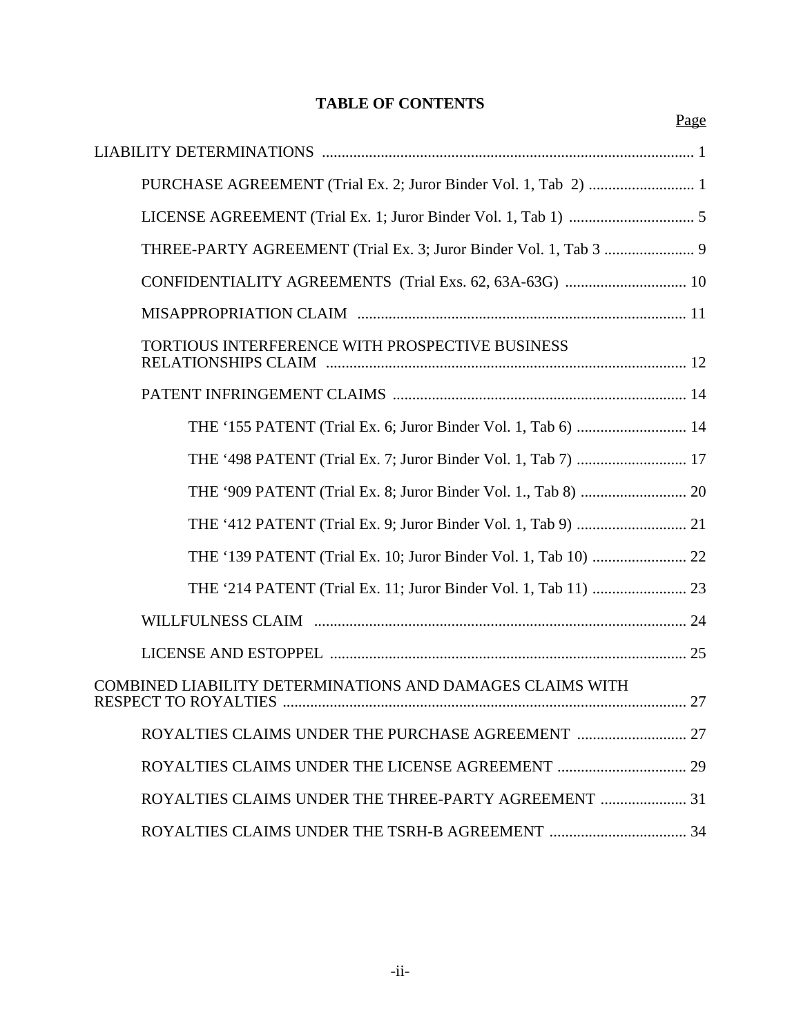**TABLE OF CONTENTS**

Page

LIABILITY DETERMINATIONS ..... 1

- PURCHASE AGREEMENT (Trial Ex. 2; Juror Binder Vol. 1, Tab 2) ..... 1
- LICENSE AGREEMENT (Trial Ex. 1; Juror Binder Vol. 1, Tab 1) ..... 5
- THREE-PARTY AGREEMENT (Trial Ex. 3; Juror Binder Vol. 1, Tab 3 ..... 9
- CONFIDENTIALITY AGREEMENTS (Trial Exs. 62, 63A-63G) ..... 10
- MISAPPROPRIATION CLAIM ..... 11
- TORTIOUS INTERFERENCE WITH PROSPECTIVE BUSINESS RELATIONSHIPS CLAIM ..... 12
- PATENT INFRINGEMENT CLAIMS ..... 14
  - THE '155 PATENT (Trial Ex. 6; Juror Binder Vol. 1, Tab 6) ..... 14
  - THE '498 PATENT (Trial Ex. 7; Juror Binder Vol. 1, Tab 7) ..... 17
  - THE '909 PATENT (Trial Ex. 8; Juror Binder Vol. 1., Tab 8) ..... 20
  - THE '412 PATENT (Trial Ex. 9; Juror Binder Vol. 1, Tab 9) ..... 21
  - THE '139 PATENT (Trial Ex. 10; Juror Binder Vol. 1, Tab 10) ..... 22
  - THE '214 PATENT (Trial Ex. 11; Juror Binder Vol. 1, Tab 11) ..... 23
- WILLFULNESS CLAIM ..... 24
- LICENSE AND ESTOPPEL ..... 25

COMBINED LIABILITY DETERMINATIONS AND DAMAGES CLAIMS WITH RESPECT TO ROYALTIES ..... 27

- ROYALTIES CLAIMS UNDER THE PURCHASE AGREEMENT ..... 27
- ROYALTIES CLAIMS UNDER THE LICENSE AGREEMENT ..... 29
- ROYALTIES CLAIMS UNDER THE THREE-PARTY AGREEMENT ..... 31
- ROYALTIES CLAIMS UNDER THE TSRH-B AGREEMENT ..... 34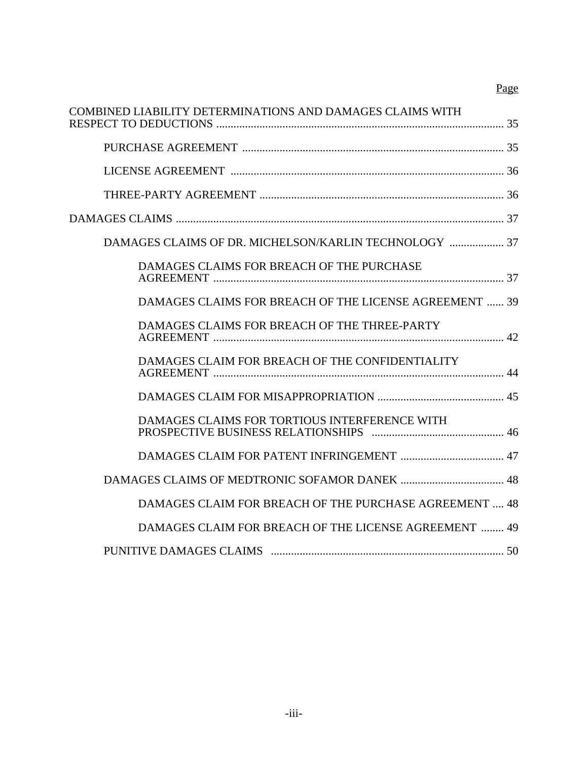Page

COMBINED LIABILITY DETERMINATIONS AND DAMAGES CLAIMS WITH RESPECT TO DEDUCTIONS .................................................................................................... 35

- PURCHASE AGREEMENT .......................................................................................... 35
- LICENSE AGREEMENT .............................................................................................. 36
- THREE-PARTY AGREEMENT .................................................................................... 36

DAMAGES CLAIMS ................................................................................................................. 37

- DAMAGES CLAIMS OF DR. MICHELSON/KARLIN TECHNOLOGY ................... 37
  - DAMAGES CLAIMS FOR BREACH OF THE PURCHASE AGREEMENT .................................................................................................... 37
  - DAMAGES CLAIMS FOR BREACH OF THE LICENSE AGREEMENT ...... 39
  - DAMAGES CLAIMS FOR BREACH OF THE THREE-PARTY AGREEMENT .................................................................................................... 42
  - DAMAGES CLAIM FOR BREACH OF THE CONFIDENTIALITY AGREEMENT .................................................................................................... 44
  - DAMAGES CLAIM FOR MISAPPROPRIATION ............................................ 45
  - DAMAGES CLAIMS FOR TORTIOUS INTERFERENCE WITH PROSPECTIVE BUSINESS RELATIONSHIPS .............................................. 46
  - DAMAGES CLAIM FOR PATENT INFRINGEMENT .................................... 47
- DAMAGES CLAIMS OF MEDTRONIC SOFAMOR DANEK .................................... 48
  - DAMAGES CLAIM FOR BREACH OF THE PURCHASE AGREEMENT .... 48
  - DAMAGES CLAIM FOR BREACH OF THE LICENSE AGREEMENT ........ 49
- PUNITIVE DAMAGES CLAIMS ................................................................................. 50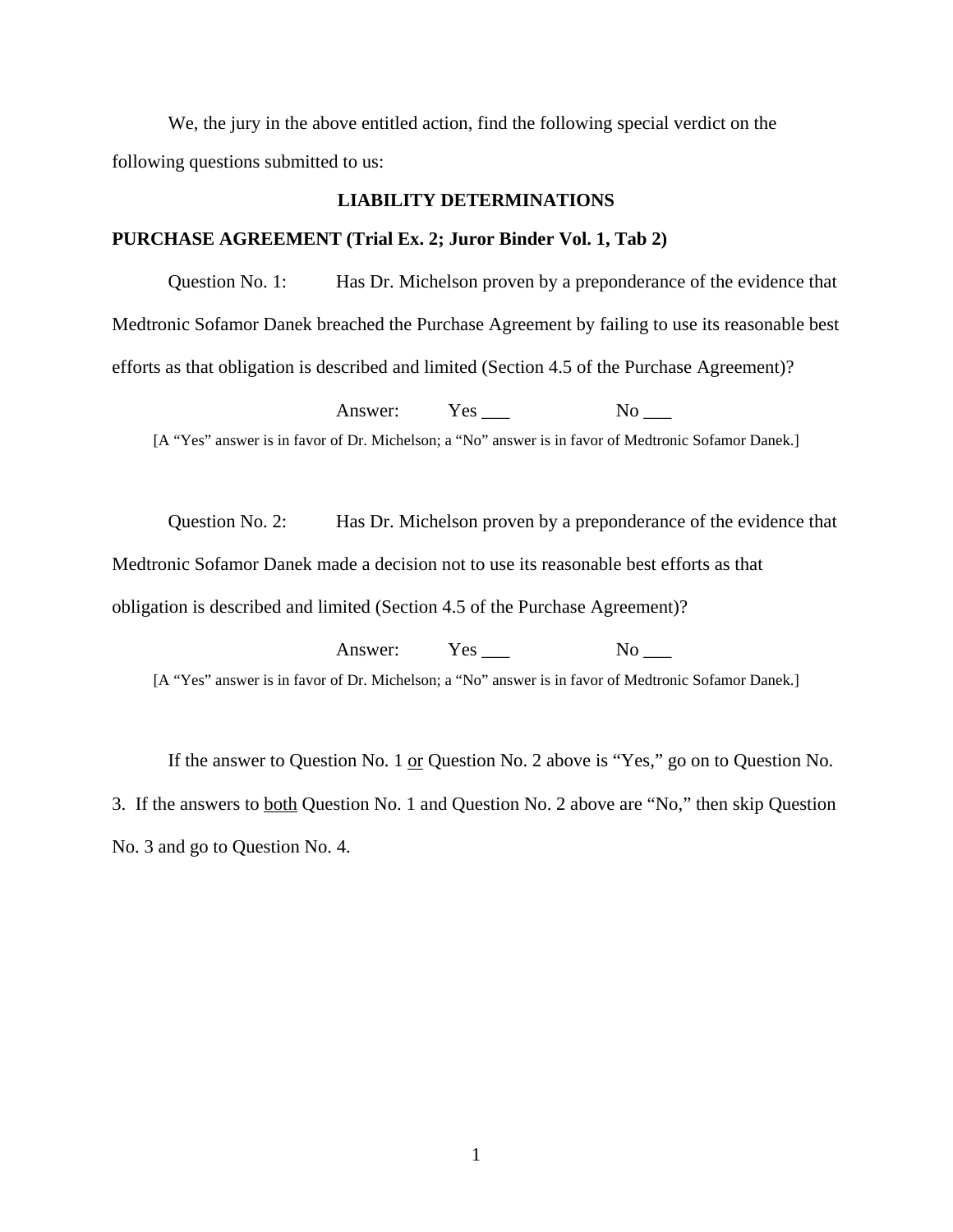We, the jury in the above entitled action, find the following special verdict on the following questions submitted to us:

## LIABILITY DETERMINATIONS

**PURCHASE AGREEMENT (Trial Ex. 2; Juror Binder Vol. 1, Tab 2)**

Question No. 1: Has Dr. Michelson proven by a preponderance of the evidence that Medtronic Sofamor Danek breached the Purchase Agreement by failing to use its reasonable best efforts as that obligation is described and limited (Section 4.5 of the Purchase Agreement)?

Answer: Yes ___ No ___

[A "Yes" answer is in favor of Dr. Michelson; a "No" answer is in favor of Medtronic Sofamor Danek.]

Question No. 2: Has Dr. Michelson proven by a preponderance of the evidence that Medtronic Sofamor Danek made a decision not to use its reasonable best efforts as that obligation is described and limited (Section 4.5 of the Purchase Agreement)?

Answer: Yes ___ No ___

[A "Yes" answer is in favor of Dr. Michelson; a "No" answer is in favor of Medtronic Sofamor Danek.]

If the answer to Question No. 1 <u>or</u> Question No. 2 above is "Yes," go on to Question No. 3. If the answers to <u>both</u> Question No. 1 and Question No. 2 above are "No," then skip Question No. 3 and go to Question No. 4.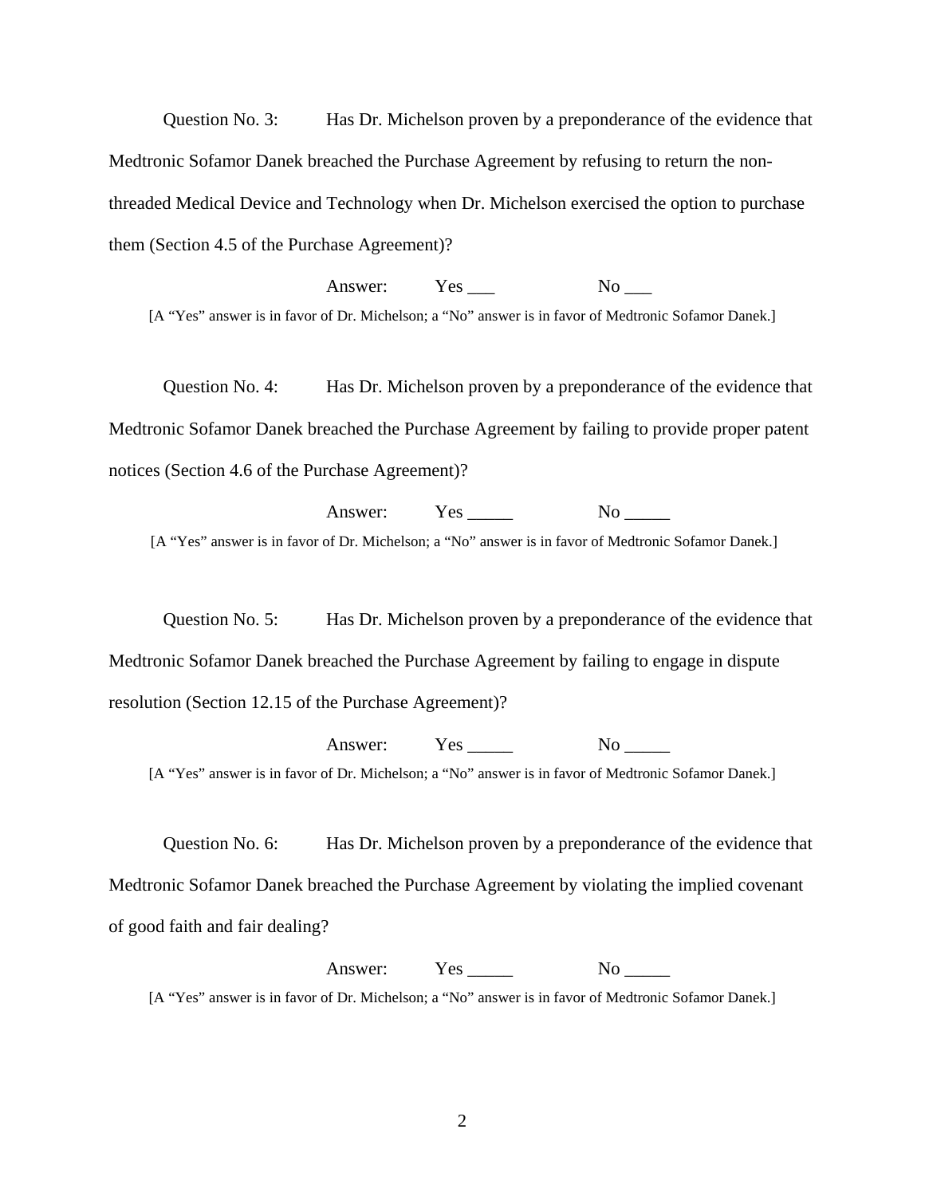Question No. 3: Has Dr. Michelson proven by a preponderance of the evidence that Medtronic Sofamor Danek breached the Purchase Agreement by refusing to return the non-threaded Medical Device and Technology when Dr. Michelson exercised the option to purchase them (Section 4.5 of the Purchase Agreement)?

Answer: Yes ___ No ___

[A "Yes" answer is in favor of Dr. Michelson; a "No" answer is in favor of Medtronic Sofamor Danek.]

Question No. 4: Has Dr. Michelson proven by a preponderance of the evidence that Medtronic Sofamor Danek breached the Purchase Agreement by failing to provide proper patent notices (Section 4.6 of the Purchase Agreement)?

Answer: Yes _____ No _____

[A "Yes" answer is in favor of Dr. Michelson; a "No" answer is in favor of Medtronic Sofamor Danek.]

Question No. 5: Has Dr. Michelson proven by a preponderance of the evidence that Medtronic Sofamor Danek breached the Purchase Agreement by failing to engage in dispute resolution (Section 12.15 of the Purchase Agreement)?

Answer: Yes _____ No _____

[A "Yes" answer is in favor of Dr. Michelson; a "No" answer is in favor of Medtronic Sofamor Danek.]

Question No. 6: Has Dr. Michelson proven by a preponderance of the evidence that Medtronic Sofamor Danek breached the Purchase Agreement by violating the implied covenant of good faith and fair dealing?

Answer: Yes _____ No _____

[A "Yes" answer is in favor of Dr. Michelson; a "No" answer is in favor of Medtronic Sofamor Danek.]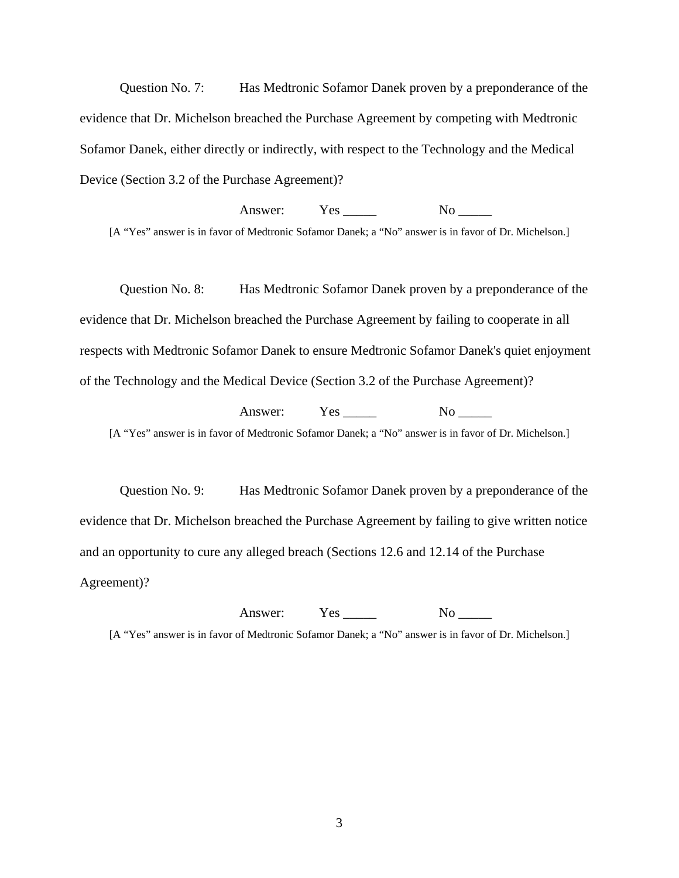Question No. 7: Has Medtronic Sofamor Danek proven by a preponderance of the evidence that Dr. Michelson breached the Purchase Agreement by competing with Medtronic Sofamor Danek, either directly or indirectly, with respect to the Technology and the Medical Device (Section 3.2 of the Purchase Agreement)?

Answer: Yes _____ No _____

[A "Yes" answer is in favor of Medtronic Sofamor Danek; a "No" answer is in favor of Dr. Michelson.]

Question No. 8: Has Medtronic Sofamor Danek proven by a preponderance of the evidence that Dr. Michelson breached the Purchase Agreement by failing to cooperate in all respects with Medtronic Sofamor Danek to ensure Medtronic Sofamor Danek's quiet enjoyment of the Technology and the Medical Device (Section 3.2 of the Purchase Agreement)?

Answer: Yes _____ No _____

[A "Yes" answer is in favor of Medtronic Sofamor Danek; a "No" answer is in favor of Dr. Michelson.]

Question No. 9: Has Medtronic Sofamor Danek proven by a preponderance of the evidence that Dr. Michelson breached the Purchase Agreement by failing to give written notice and an opportunity to cure any alleged breach (Sections 12.6 and 12.14 of the Purchase Agreement)?

Answer: Yes _____ No _____

[A "Yes" answer is in favor of Medtronic Sofamor Danek; a "No" answer is in favor of Dr. Michelson.]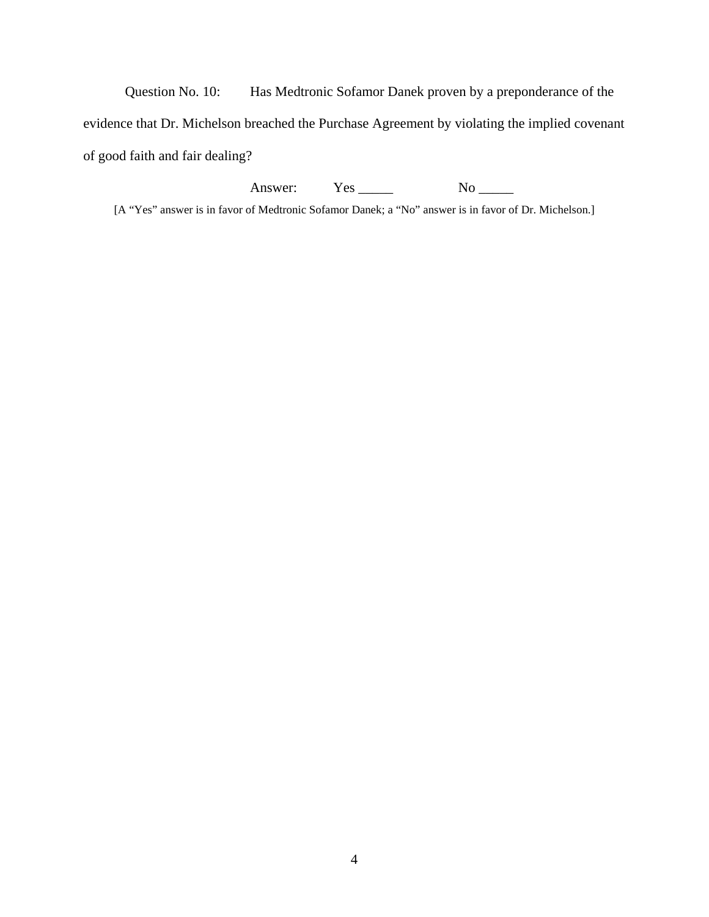Question No. 10: Has Medtronic Sofamor Danek proven by a preponderance of the evidence that Dr. Michelson breached the Purchase Agreement by violating the implied covenant of good faith and fair dealing?

Answer: Yes _____ No _____

[A "Yes" answer is in favor of Medtronic Sofamor Danek; a "No" answer is in favor of Dr. Michelson.]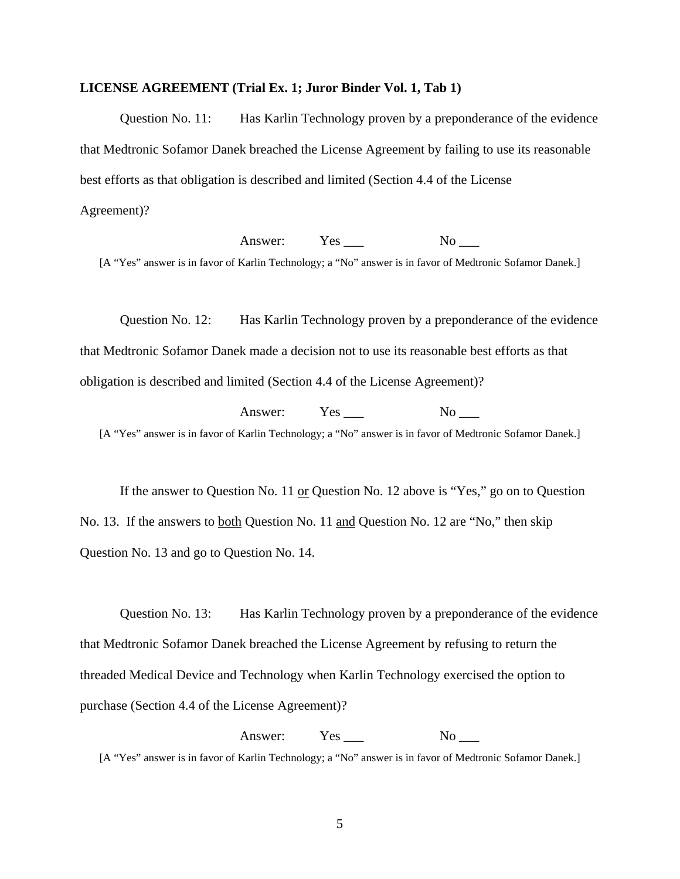**LICENSE AGREEMENT (Trial Ex. 1; Juror Binder Vol. 1, Tab 1)**

Question No. 11: Has Karlin Technology proven by a preponderance of the evidence that Medtronic Sofamor Danek breached the License Agreement by failing to use its reasonable best efforts as that obligation is described and limited (Section 4.4 of the License Agreement)?

Answer: Yes ___ No ___

[A "Yes" answer is in favor of Karlin Technology; a "No" answer is in favor of Medtronic Sofamor Danek.]

Question No. 12: Has Karlin Technology proven by a preponderance of the evidence that Medtronic Sofamor Danek made a decision not to use its reasonable best efforts as that obligation is described and limited (Section 4.4 of the License Agreement)?

Answer: Yes ___ No ___

[A "Yes" answer is in favor of Karlin Technology; a "No" answer is in favor of Medtronic Sofamor Danek.]

If the answer to Question No. 11 <u>or</u> Question No. 12 above is "Yes," go on to Question No. 13. If the answers to <u>both</u> Question No. 11 <u>and</u> Question No. 12 are "No," then skip Question No. 13 and go to Question No. 14.

Question No. 13: Has Karlin Technology proven by a preponderance of the evidence that Medtronic Sofamor Danek breached the License Agreement by refusing to return the threaded Medical Device and Technology when Karlin Technology exercised the option to purchase (Section 4.4 of the License Agreement)?

Answer: Yes ___ No ___

[A "Yes" answer is in favor of Karlin Technology; a "No" answer is in favor of Medtronic Sofamor Danek.]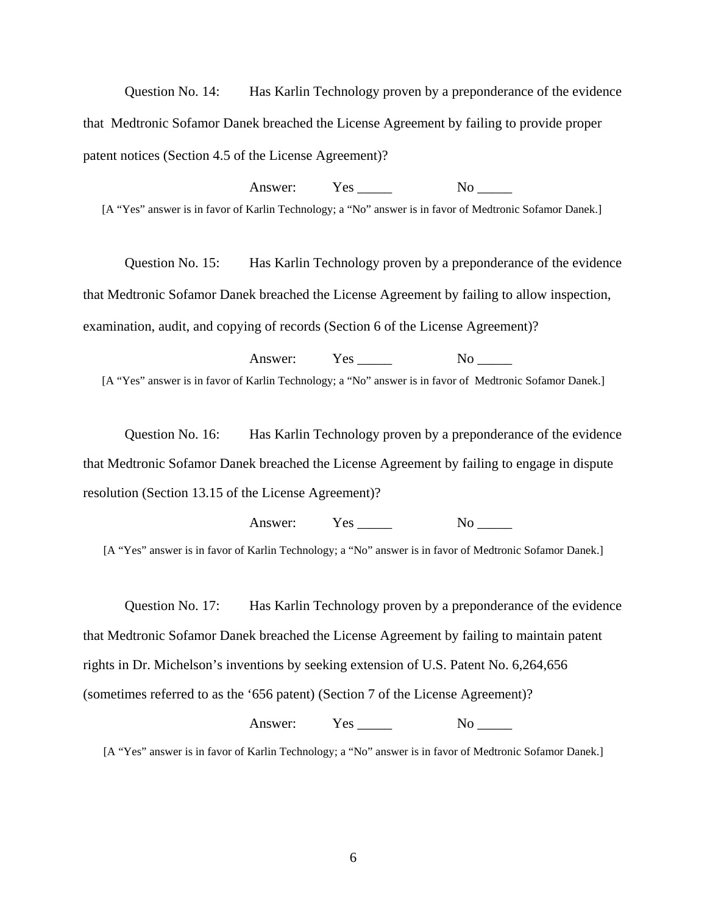Question No. 14: Has Karlin Technology proven by a preponderance of the evidence that Medtronic Sofamor Danek breached the License Agreement by failing to provide proper patent notices (Section 4.5 of the License Agreement)?

Answer: Yes _____ No _____

[A "Yes" answer is in favor of Karlin Technology; a "No" answer is in favor of Medtronic Sofamor Danek.]

Question No. 15: Has Karlin Technology proven by a preponderance of the evidence that Medtronic Sofamor Danek breached the License Agreement by failing to allow inspection, examination, audit, and copying of records (Section 6 of the License Agreement)?

Answer: Yes _____ No _____

[A "Yes" answer is in favor of Karlin Technology; a "No" answer is in favor of Medtronic Sofamor Danek.]

Question No. 16: Has Karlin Technology proven by a preponderance of the evidence that Medtronic Sofamor Danek breached the License Agreement by failing to engage in dispute resolution (Section 13.15 of the License Agreement)?

Answer: Yes _____ No _____

[A "Yes" answer is in favor of Karlin Technology; a "No" answer is in favor of Medtronic Sofamor Danek.]

Question No. 17: Has Karlin Technology proven by a preponderance of the evidence that Medtronic Sofamor Danek breached the License Agreement by failing to maintain patent rights in Dr. Michelson's inventions by seeking extension of U.S. Patent No. 6,264,656 (sometimes referred to as the '656 patent) (Section 7 of the License Agreement)?

Answer: Yes _____ No _____

[A "Yes" answer is in favor of Karlin Technology; a "No" answer is in favor of Medtronic Sofamor Danek.]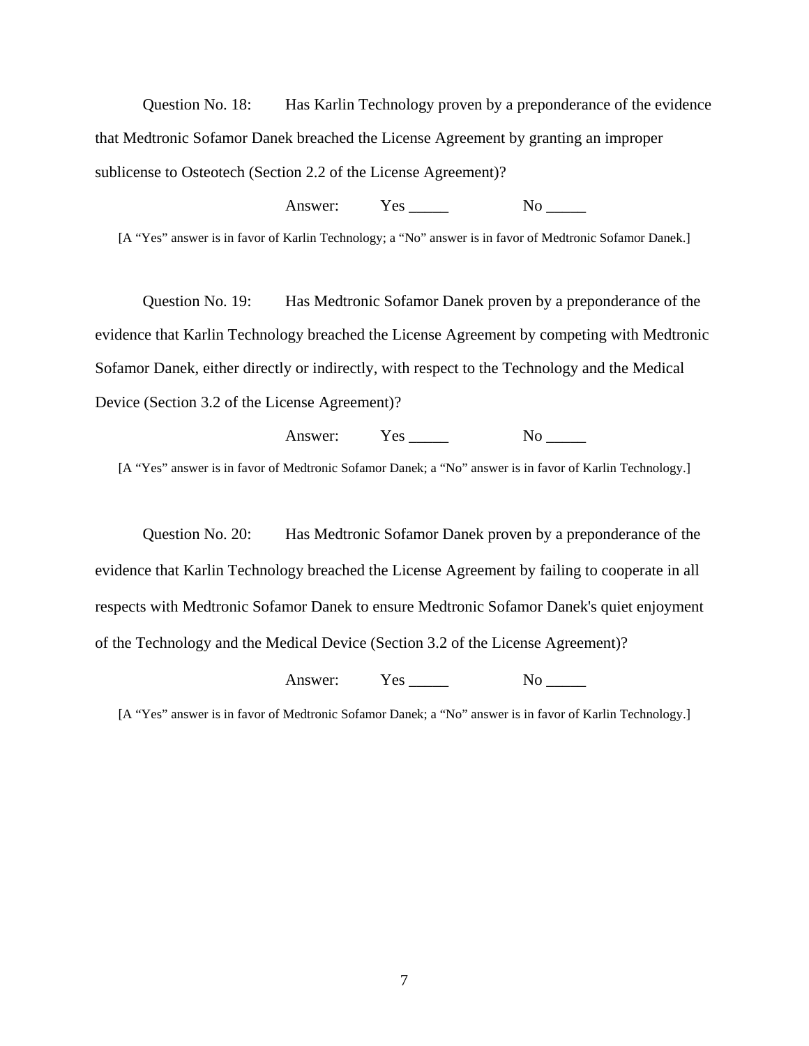Question No. 18: Has Karlin Technology proven by a preponderance of the evidence that Medtronic Sofamor Danek breached the License Agreement by granting an improper sublicense to Osteotech (Section 2.2 of the License Agreement)?

Answer: Yes _____ No _____

[A "Yes" answer is in favor of Karlin Technology; a "No" answer is in favor of Medtronic Sofamor Danek.]

Question No. 19: Has Medtronic Sofamor Danek proven by a preponderance of the evidence that Karlin Technology breached the License Agreement by competing with Medtronic Sofamor Danek, either directly or indirectly, with respect to the Technology and the Medical Device (Section 3.2 of the License Agreement)?

Answer: Yes _____ No _____

[A "Yes" answer is in favor of Medtronic Sofamor Danek; a "No" answer is in favor of Karlin Technology.]

Question No. 20: Has Medtronic Sofamor Danek proven by a preponderance of the evidence that Karlin Technology breached the License Agreement by failing to cooperate in all respects with Medtronic Sofamor Danek to ensure Medtronic Sofamor Danek's quiet enjoyment of the Technology and the Medical Device (Section 3.2 of the License Agreement)?

Answer: Yes _____ No _____

[A "Yes" answer is in favor of Medtronic Sofamor Danek; a "No" answer is in favor of Karlin Technology.]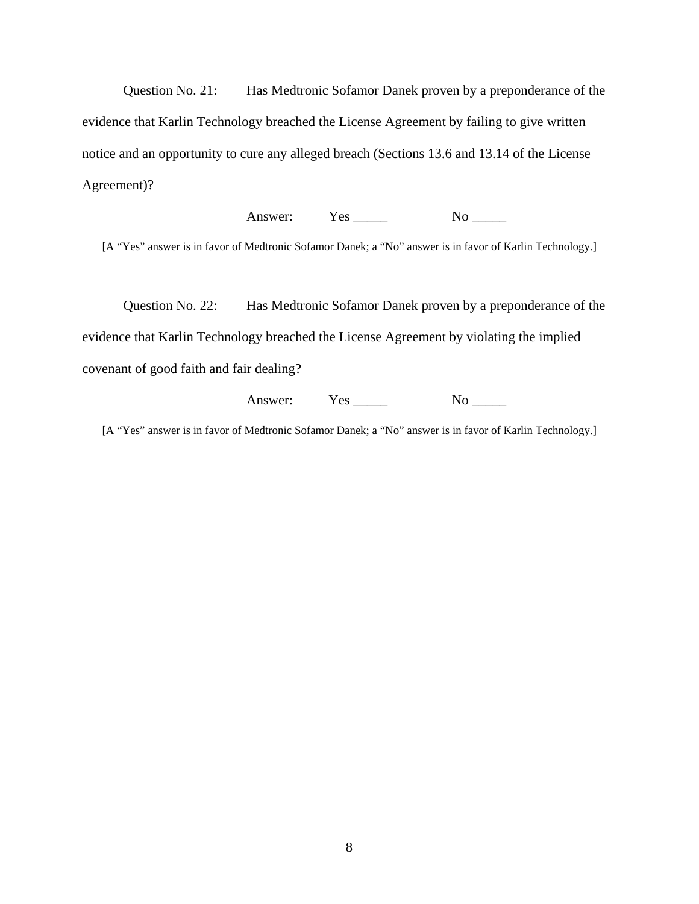Question No. 21: Has Medtronic Sofamor Danek proven by a preponderance of the evidence that Karlin Technology breached the License Agreement by failing to give written notice and an opportunity to cure any alleged breach (Sections 13.6 and 13.14 of the License Agreement)?

Answer: Yes _____ No _____

[A "Yes" answer is in favor of Medtronic Sofamor Danek; a "No" answer is in favor of Karlin Technology.]

Question No. 22: Has Medtronic Sofamor Danek proven by a preponderance of the evidence that Karlin Technology breached the License Agreement by violating the implied covenant of good faith and fair dealing?

Answer: Yes _____ No _____

[A "Yes" answer is in favor of Medtronic Sofamor Danek; a "No" answer is in favor of Karlin Technology.]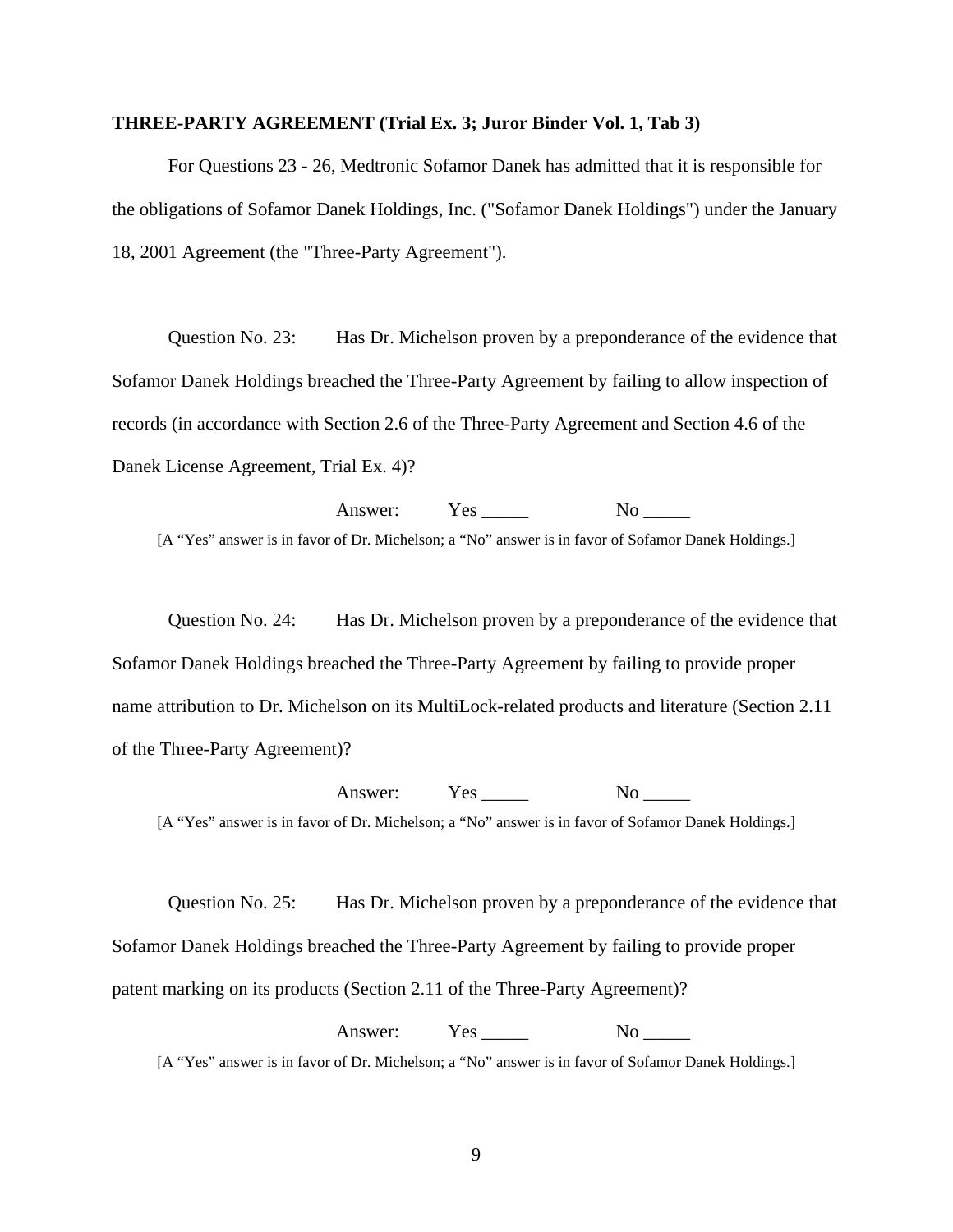**THREE-PARTY AGREEMENT (Trial Ex. 3; Juror Binder Vol. 1, Tab 3)**

For Questions 23 - 26, Medtronic Sofamor Danek has admitted that it is responsible for the obligations of Sofamor Danek Holdings, Inc. ("Sofamor Danek Holdings") under the January 18, 2001 Agreement (the "Three-Party Agreement").

Question No. 23: Has Dr. Michelson proven by a preponderance of the evidence that Sofamor Danek Holdings breached the Three-Party Agreement by failing to allow inspection of records (in accordance with Section 2.6 of the Three-Party Agreement and Section 4.6 of the Danek License Agreement, Trial Ex. 4)?

Answer: Yes _____ No _____

[A "Yes" answer is in favor of Dr. Michelson; a "No" answer is in favor of Sofamor Danek Holdings.]

Question No. 24: Has Dr. Michelson proven by a preponderance of the evidence that Sofamor Danek Holdings breached the Three-Party Agreement by failing to provide proper name attribution to Dr. Michelson on its MultiLock-related products and literature (Section 2.11 of the Three-Party Agreement)?

Answer: Yes _____ No _____

[A "Yes" answer is in favor of Dr. Michelson; a "No" answer is in favor of Sofamor Danek Holdings.]

Question No. 25: Has Dr. Michelson proven by a preponderance of the evidence that Sofamor Danek Holdings breached the Three-Party Agreement by failing to provide proper patent marking on its products (Section 2.11 of the Three-Party Agreement)?

Answer: Yes _____ No _____

[A "Yes" answer is in favor of Dr. Michelson; a "No" answer is in favor of Sofamor Danek Holdings.]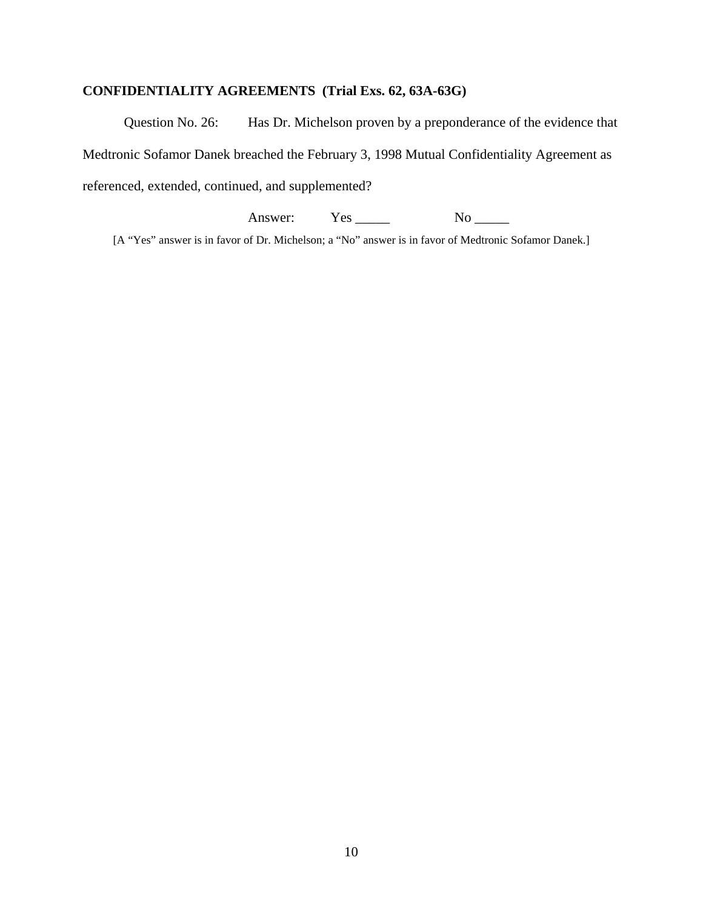**CONFIDENTIALITY AGREEMENTS (Trial Exs. 62, 63A-63G)**

Question No. 26: Has Dr. Michelson proven by a preponderance of the evidence that Medtronic Sofamor Danek breached the February 3, 1998 Mutual Confidentiality Agreement as referenced, extended, continued, and supplemented?

Answer: Yes _____ No _____

[A “Yes” answer is in favor of Dr. Michelson; a “No” answer is in favor of Medtronic Sofamor Danek.]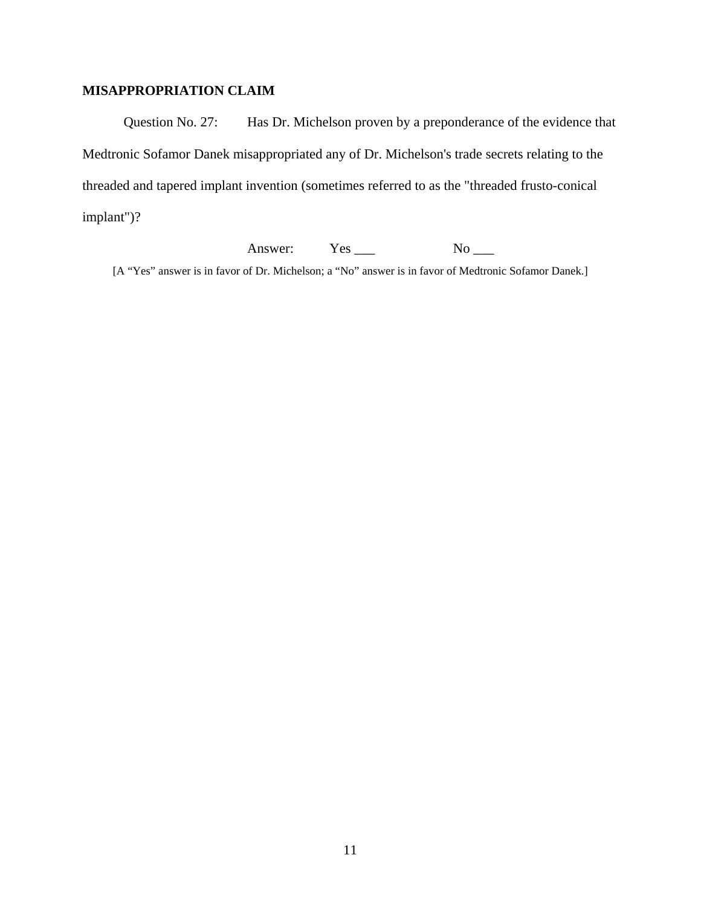## MISAPPROPRIATION CLAIM

Question No. 27: Has Dr. Michelson proven by a preponderance of the evidence that Medtronic Sofamor Danek misappropriated any of Dr. Michelson's trade secrets relating to the threaded and tapered implant invention (sometimes referred to as the "threaded frusto-conical implant")?

Answer: Yes ___ No ___

[A “Yes” answer is in favor of Dr. Michelson; a “No” answer is in favor of Medtronic Sofamor Danek.]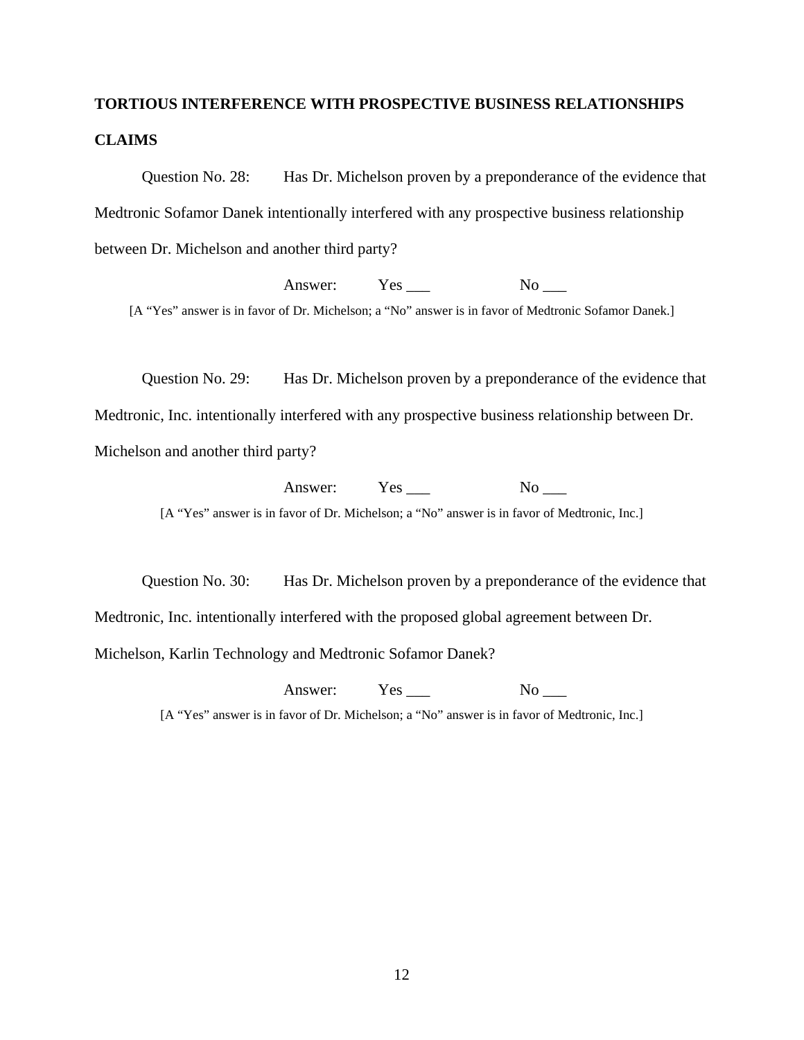**TORTIOUS INTERFERENCE WITH PROSPECTIVE BUSINESS RELATIONSHIPS CLAIMS**

Question No. 28: Has Dr. Michelson proven by a preponderance of the evidence that Medtronic Sofamor Danek intentionally interfered with any prospective business relationship between Dr. Michelson and another third party?

Answer: Yes ___ No ___

[A "Yes" answer is in favor of Dr. Michelson; a "No" answer is in favor of Medtronic Sofamor Danek.]

Question No. 29: Has Dr. Michelson proven by a preponderance of the evidence that Medtronic, Inc. intentionally interfered with any prospective business relationship between Dr. Michelson and another third party?

Answer: Yes ___ No ___

[A "Yes" answer is in favor of Dr. Michelson; a "No" answer is in favor of Medtronic, Inc.]

Question No. 30: Has Dr. Michelson proven by a preponderance of the evidence that Medtronic, Inc. intentionally interfered with the proposed global agreement between Dr. Michelson, Karlin Technology and Medtronic Sofamor Danek?

Answer: Yes ___ No ___

[A "Yes" answer is in favor of Dr. Michelson; a "No" answer is in favor of Medtronic, Inc.]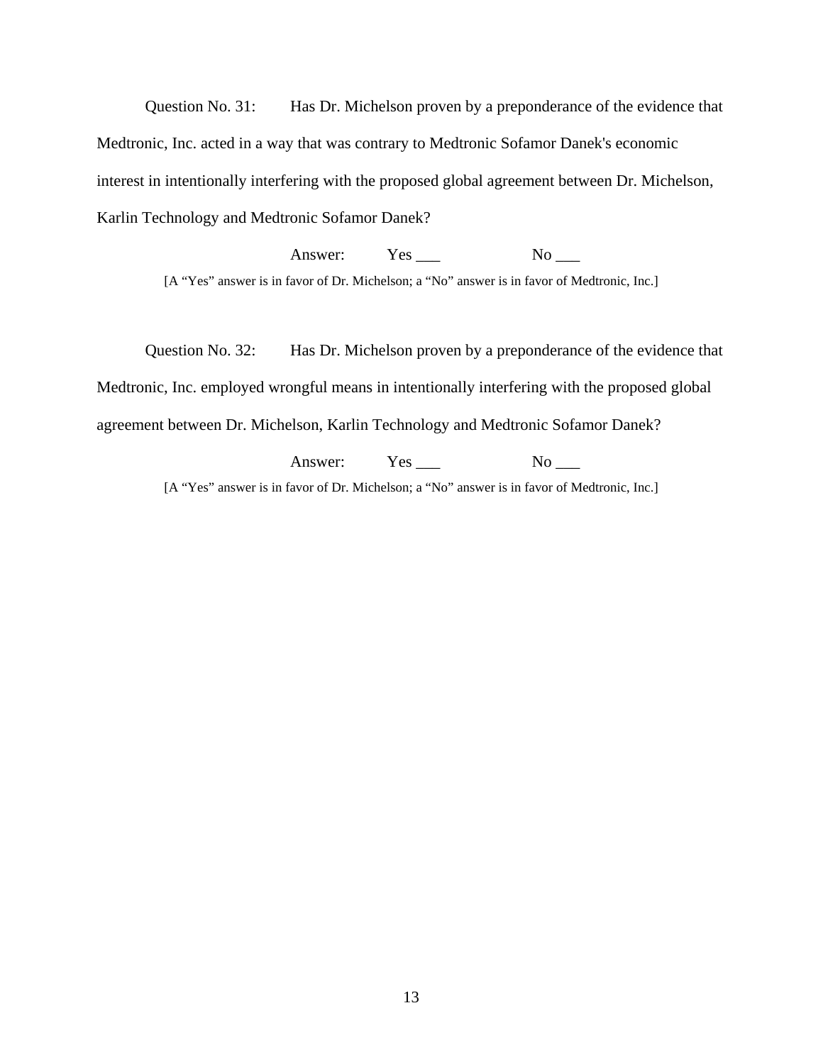Question No. 31: Has Dr. Michelson proven by a preponderance of the evidence that Medtronic, Inc. acted in a way that was contrary to Medtronic Sofamor Danek's economic interest in intentionally interfering with the proposed global agreement between Dr. Michelson, Karlin Technology and Medtronic Sofamor Danek?

Answer: Yes ___ No ___

[A "Yes" answer is in favor of Dr. Michelson; a "No" answer is in favor of Medtronic, Inc.]

Question No. 32: Has Dr. Michelson proven by a preponderance of the evidence that Medtronic, Inc. employed wrongful means in intentionally interfering with the proposed global agreement between Dr. Michelson, Karlin Technology and Medtronic Sofamor Danek?

Answer: Yes ___ No ___

[A "Yes" answer is in favor of Dr. Michelson; a "No" answer is in favor of Medtronic, Inc.]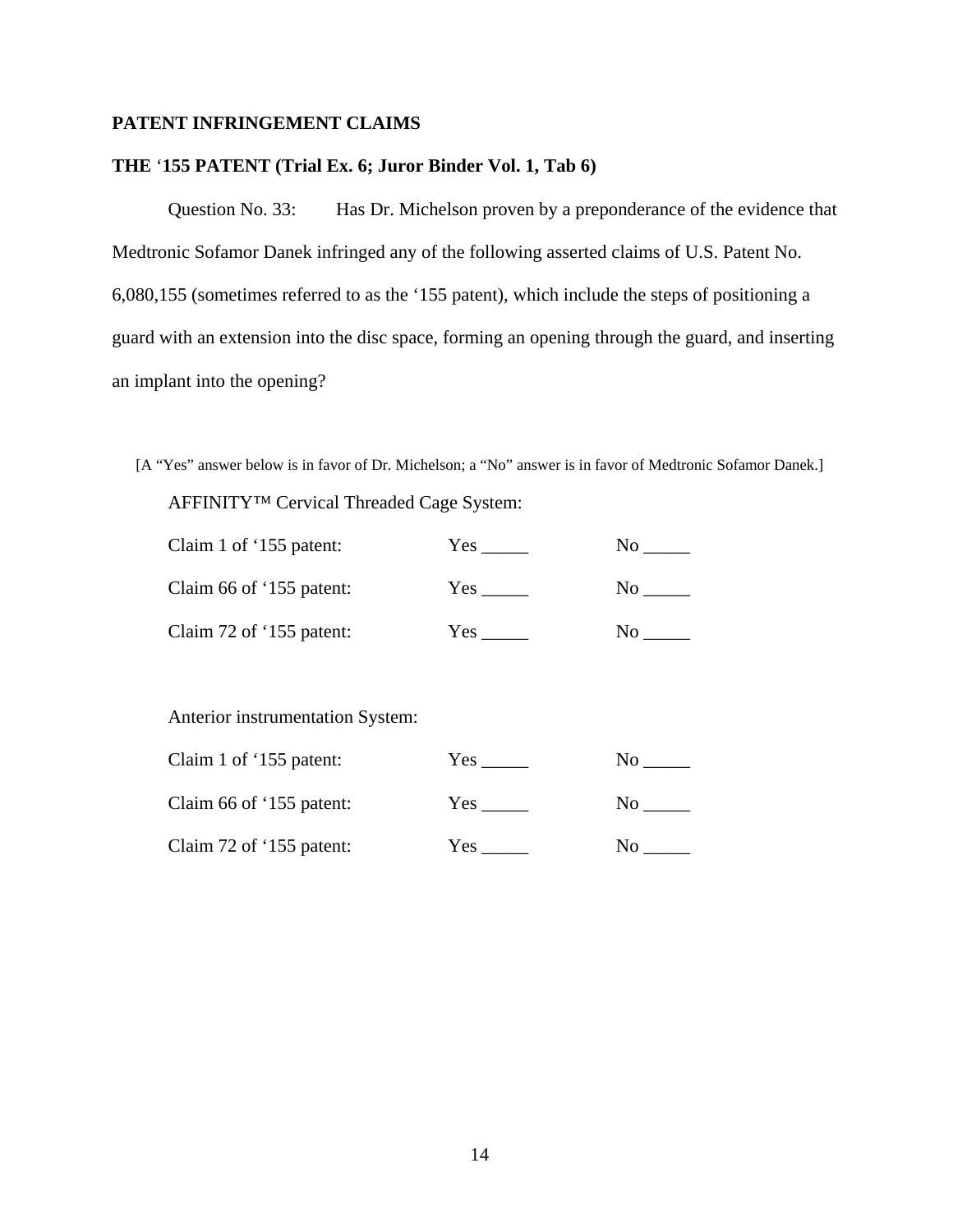**PATENT INFRINGEMENT CLAIMS**

**THE '155 PATENT (Trial Ex. 6; Juror Binder Vol. 1, Tab 6)**

Question No. 33: Has Dr. Michelson proven by a preponderance of the evidence that Medtronic Sofamor Danek infringed any of the following asserted claims of U.S. Patent No. 6,080,155 (sometimes referred to as the '155 patent), which include the steps of positioning a guard with an extension into the disc space, forming an opening through the guard, and inserting an implant into the opening?

[A "Yes" answer below is in favor of Dr. Michelson; a "No" answer is in favor of Medtronic Sofamor Danek.]

AFFINITY™ Cervical Threaded Cage System:

| | | |
|---|---|---|
| Claim 1 of '155 patent: | Yes _____ | No _____ |
| Claim 66 of '155 patent: | Yes _____ | No _____ |
| Claim 72 of '155 patent: | Yes _____ | No _____ |

Anterior instrumentation System:

| | | |
|---|---|---|
| Claim 1 of '155 patent: | Yes _____ | No _____ |
| Claim 66 of '155 patent: | Yes _____ | No _____ |
| Claim 72 of '155 patent: | Yes _____ | No _____ |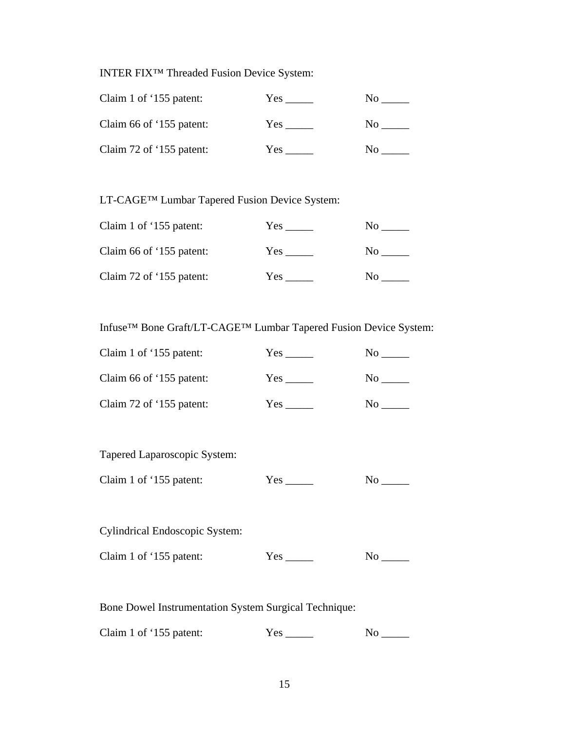INTER FIX™ Threaded Fusion Device System:

Claim 1 of '155 patent: Yes _____ No _____

Claim 66 of '155 patent: Yes _____ No _____

Claim 72 of '155 patent: Yes _____ No _____

LT-CAGE™ Lumbar Tapered Fusion Device System:

Claim 1 of '155 patent: Yes _____ No _____

Claim 66 of '155 patent: Yes _____ No _____

Claim 72 of '155 patent: Yes _____ No _____

Infuse™ Bone Graft/LT-CAGE™ Lumbar Tapered Fusion Device System:

Claim 1 of '155 patent: Yes _____ No _____

Claim 66 of '155 patent: Yes _____ No _____

Claim 72 of '155 patent: Yes _____ No _____

Tapered Laparoscopic System:

Claim 1 of '155 patent: Yes _____ No _____

Cylindrical Endoscopic System:

Claim 1 of '155 patent: Yes _____ No _____

Bone Dowel Instrumentation System Surgical Technique:

Claim 1 of '155 patent: Yes _____ No _____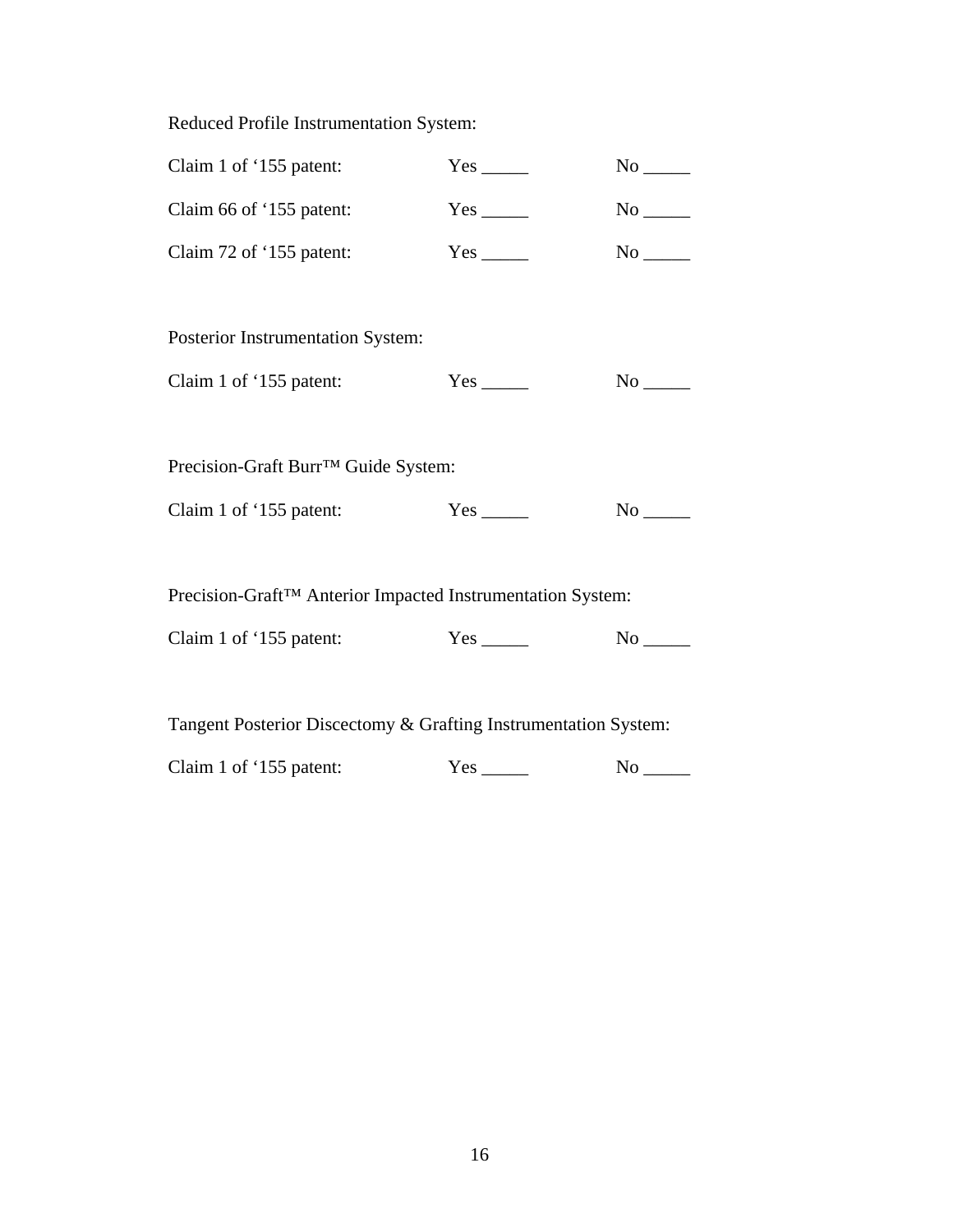Reduced Profile Instrumentation System:

Claim 1 of ‘155 patent: Yes _____ No _____

Claim 66 of ‘155 patent: Yes _____ No _____

Claim 72 of ‘155 patent: Yes _____ No _____

Posterior Instrumentation System:

Claim 1 of ‘155 patent: Yes _____ No _____

Precision-Graft Burr™ Guide System:

Claim 1 of ‘155 patent: Yes _____ No _____

Precision-Graft™ Anterior Impacted Instrumentation System:

Claim 1 of ‘155 patent: Yes _____ No _____

Tangent Posterior Discectomy & Grafting Instrumentation System:

Claim 1 of ‘155 patent: Yes _____ No _____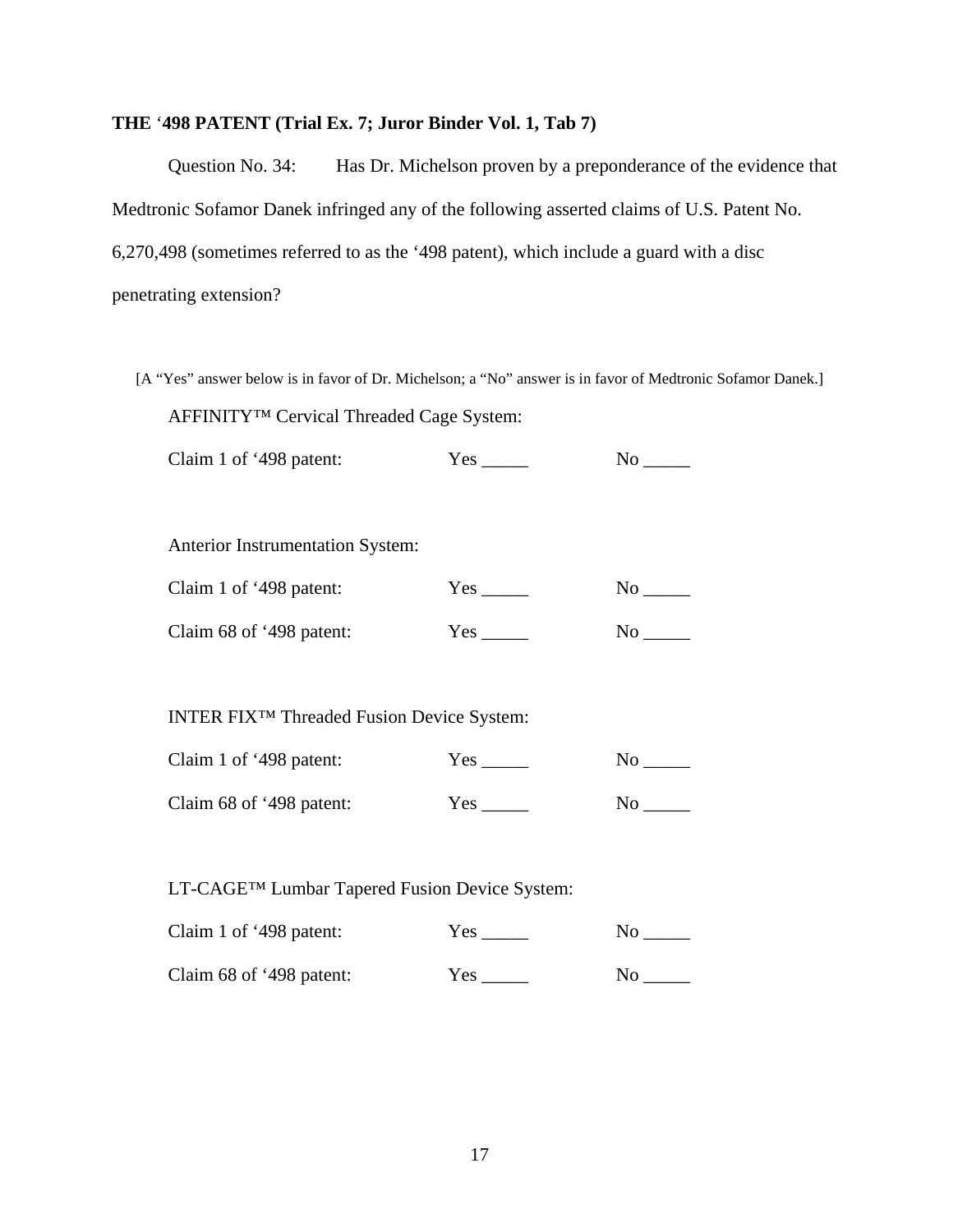**THE ‘498 PATENT (Trial Ex. 7; Juror Binder Vol. 1, Tab 7)**

Question No. 34: Has Dr. Michelson proven by a preponderance of the evidence that Medtronic Sofamor Danek infringed any of the following asserted claims of U.S. Patent No. 6,270,498 (sometimes referred to as the ‘498 patent), which include a guard with a disc penetrating extension?

[A “Yes” answer below is in favor of Dr. Michelson; a “No” answer is in favor of Medtronic Sofamor Danek.]

AFFINITY™ Cervical Threaded Cage System:

Claim 1 of ‘498 patent: Yes _____ No _____

Anterior Instrumentation System:

Claim 1 of ‘498 patent: Yes _____ No _____

Claim 68 of ‘498 patent: Yes _____ No _____

INTER FIX™ Threaded Fusion Device System:

Claim 1 of ‘498 patent: Yes _____ No _____

Claim 68 of ‘498 patent: Yes _____ No _____

LT-CAGE™ Lumbar Tapered Fusion Device System:

Claim 1 of ‘498 patent: Yes _____ No _____

Claim 68 of ‘498 patent: Yes _____ No _____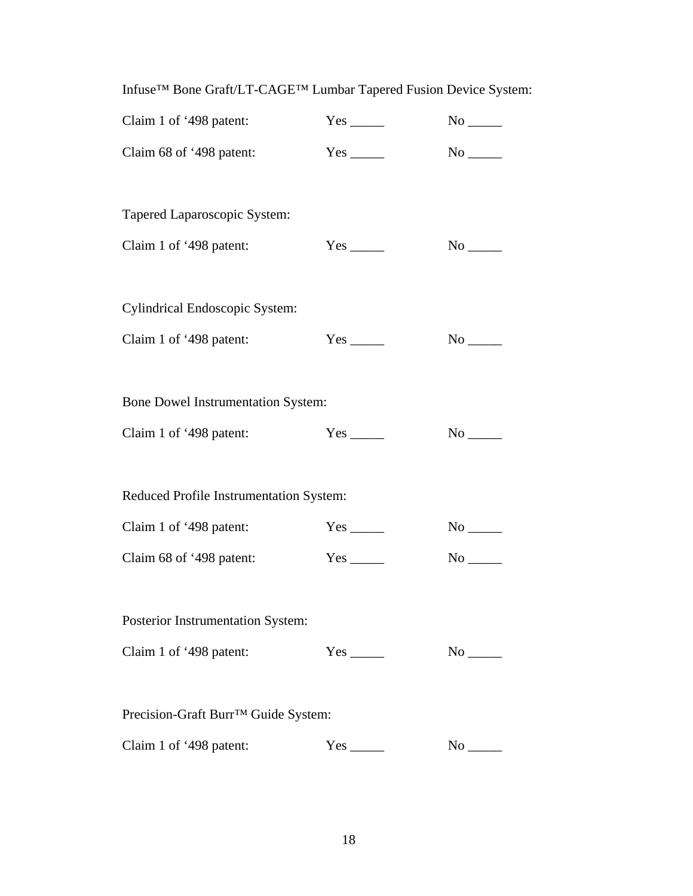Infuse™ Bone Graft/LT-CAGE™ Lumbar Tapered Fusion Device System:

Claim 1 of '498 patent: Yes _____ No _____

Claim 68 of '498 patent: Yes _____ No _____

Tapered Laparoscopic System:

Claim 1 of '498 patent: Yes _____ No _____

Cylindrical Endoscopic System:

Claim 1 of '498 patent: Yes _____ No _____

Bone Dowel Instrumentation System:

Claim 1 of '498 patent: Yes _____ No _____

Reduced Profile Instrumentation System:

Claim 1 of '498 patent: Yes _____ No _____

Claim 68 of '498 patent: Yes _____ No _____

Posterior Instrumentation System:

Claim 1 of '498 patent: Yes _____ No _____

Precision-Graft Burr™ Guide System:

Claim 1 of '498 patent: Yes _____ No _____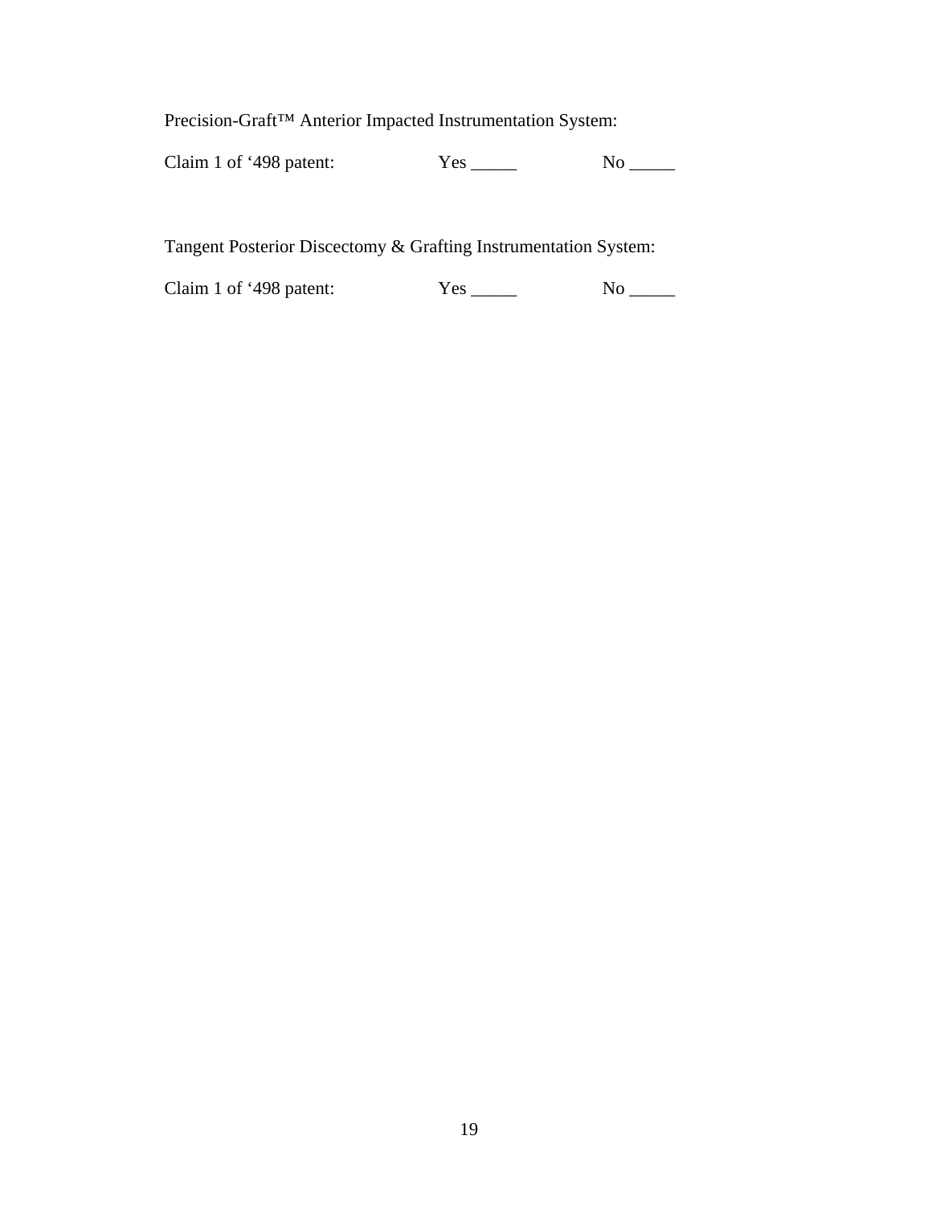Precision-Graft™ Anterior Impacted Instrumentation System:

Claim 1 of '498 patent: Yes _____ No _____

Tangent Posterior Discectomy & Grafting Instrumentation System:

Claim 1 of '498 patent: Yes _____ No _____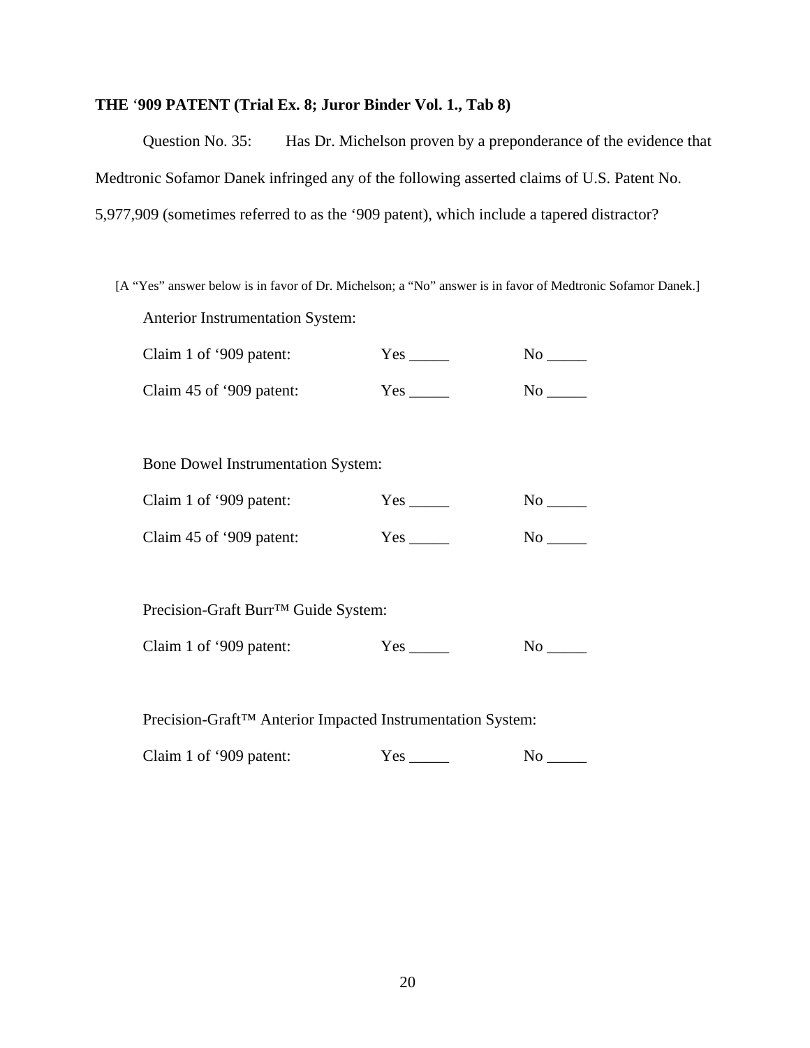**THE '909 PATENT (Trial Ex. 8; Juror Binder Vol. 1., Tab 8)**

Question No. 35: Has Dr. Michelson proven by a preponderance of the evidence that Medtronic Sofamor Danek infringed any of the following asserted claims of U.S. Patent No. 5,977,909 (sometimes referred to as the '909 patent), which include a tapered distractor?

[A "Yes" answer below is in favor of Dr. Michelson; a "No" answer is in favor of Medtronic Sofamor Danek.]

Anterior Instrumentation System:

Claim 1 of '909 patent: Yes _____ No _____

Claim 45 of '909 patent: Yes _____ No _____

Bone Dowel Instrumentation System:

Claim 1 of '909 patent: Yes _____ No _____

Claim 45 of '909 patent: Yes _____ No _____

Precision-Graft Burr™ Guide System:

Claim 1 of '909 patent: Yes _____ No _____

Precision-Graft™ Anterior Impacted Instrumentation System:

Claim 1 of '909 patent: Yes _____ No _____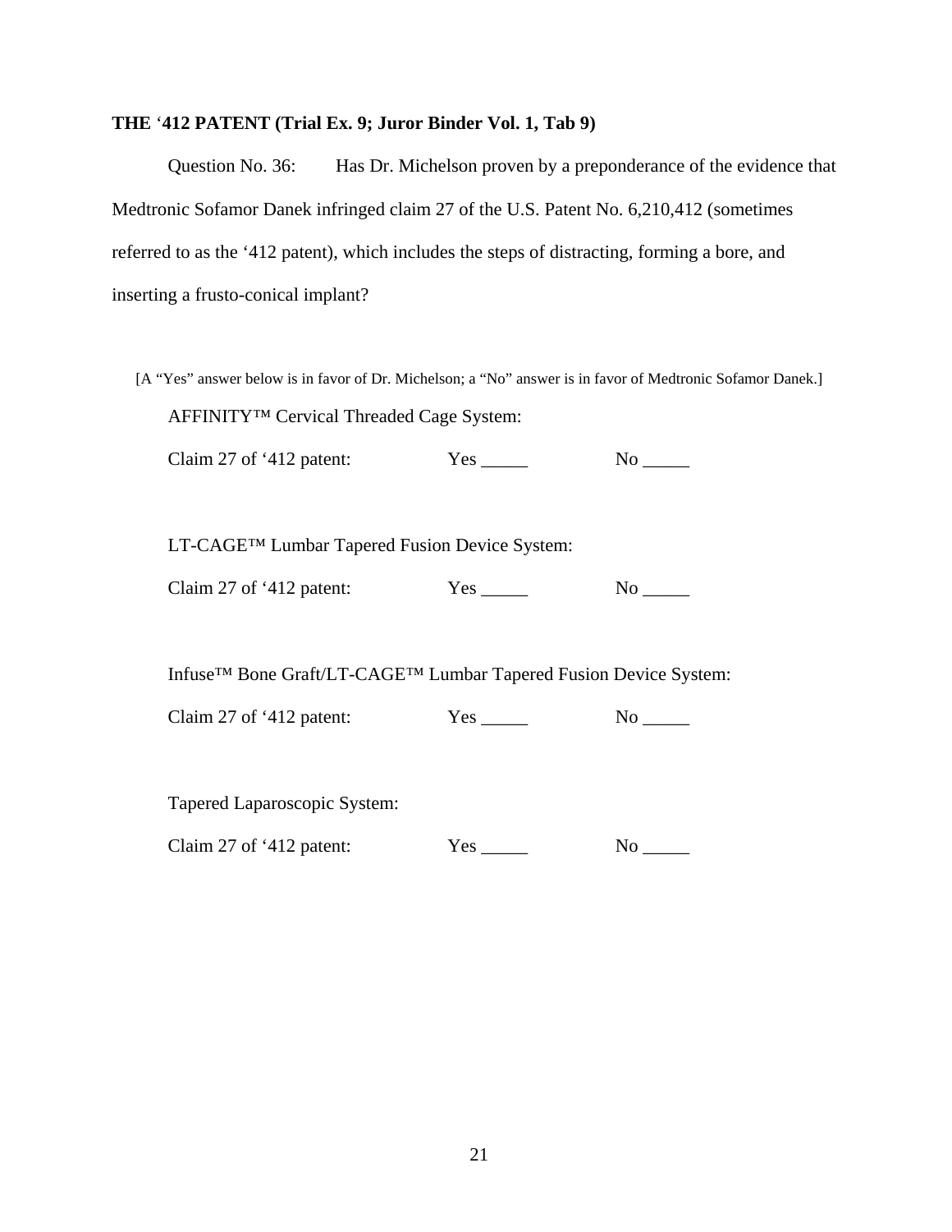**THE '412 PATENT (Trial Ex. 9; Juror Binder Vol. 1, Tab 9)**

Question No. 36: Has Dr. Michelson proven by a preponderance of the evidence that Medtronic Sofamor Danek infringed claim 27 of the U.S. Patent No. 6,210,412 (sometimes referred to as the '412 patent), which includes the steps of distracting, forming a bore, and inserting a frusto-conical implant?

[A "Yes" answer below is in favor of Dr. Michelson; a "No" answer is in favor of Medtronic Sofamor Danek.]

AFFINITY™ Cervical Threaded Cage System:

Claim 27 of '412 patent: Yes _____ No _____

LT-CAGE™ Lumbar Tapered Fusion Device System:

Claim 27 of '412 patent: Yes _____ No _____

Infuse™ Bone Graft/LT-CAGE™ Lumbar Tapered Fusion Device System:

Claim 27 of '412 patent: Yes _____ No _____

Tapered Laparoscopic System:

Claim 27 of '412 patent: Yes _____ No _____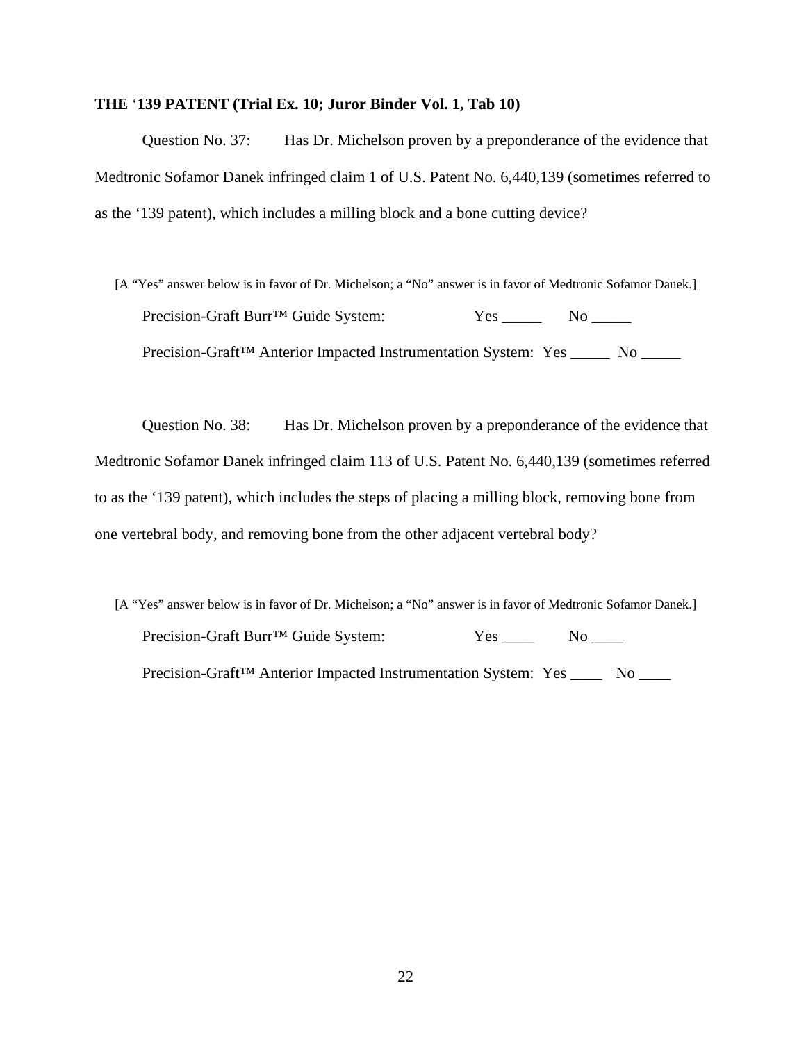**THE '139 PATENT (Trial Ex. 10; Juror Binder Vol. 1, Tab 10)**

Question No. 37: Has Dr. Michelson proven by a preponderance of the evidence that Medtronic Sofamor Danek infringed claim 1 of U.S. Patent No. 6,440,139 (sometimes referred to as the '139 patent), which includes a milling block and a bone cutting device?

[A "Yes" answer below is in favor of Dr. Michelson; a "No" answer is in favor of Medtronic Sofamor Danek.]

Precision-Graft Burr™ Guide System: Yes _____ No _____

Precision-Graft™ Anterior Impacted Instrumentation System: Yes _____ No _____

Question No. 38: Has Dr. Michelson proven by a preponderance of the evidence that Medtronic Sofamor Danek infringed claim 113 of U.S. Patent No. 6,440,139 (sometimes referred to as the '139 patent), which includes the steps of placing a milling block, removing bone from one vertebral body, and removing bone from the other adjacent vertebral body?

[A "Yes" answer below is in favor of Dr. Michelson; a "No" answer is in favor of Medtronic Sofamor Danek.]

Precision-Graft Burr™ Guide System: Yes ____ No ____

Precision-Graft™ Anterior Impacted Instrumentation System: Yes ____ No ____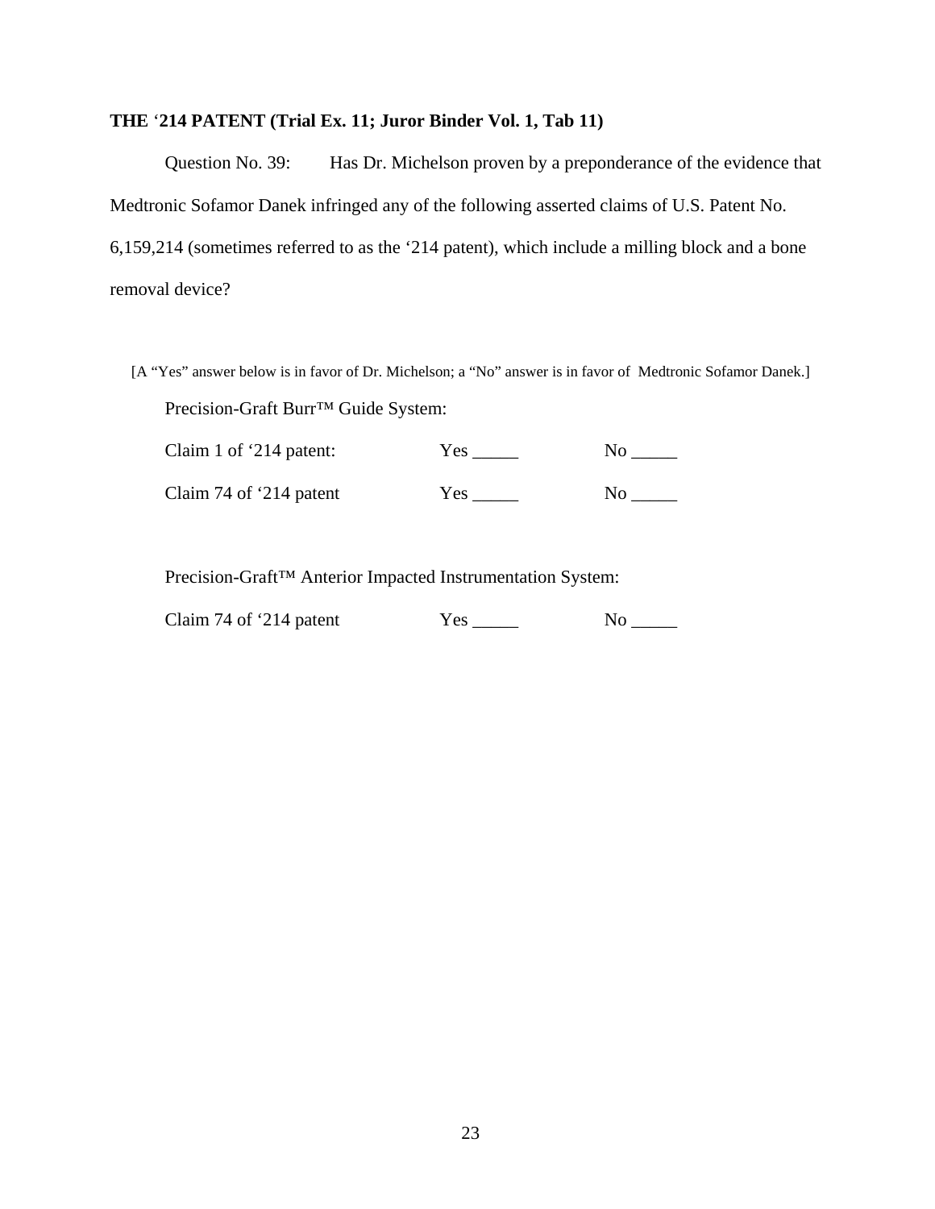**THE '214 PATENT (Trial Ex. 11; Juror Binder Vol. 1, Tab 11)**

Question No. 39: Has Dr. Michelson proven by a preponderance of the evidence that Medtronic Sofamor Danek infringed any of the following asserted claims of U.S. Patent No. 6,159,214 (sometimes referred to as the '214 patent), which include a milling block and a bone removal device?

[A "Yes" answer below is in favor of Dr. Michelson; a "No" answer is in favor of Medtronic Sofamor Danek.]

Precision-Graft Burr™ Guide System:

Claim 1 of '214 patent: Yes _____ No _____

Claim 74 of '214 patent Yes _____ No _____

Precision-Graft™ Anterior Impacted Instrumentation System:

Claim 74 of '214 patent Yes _____ No _____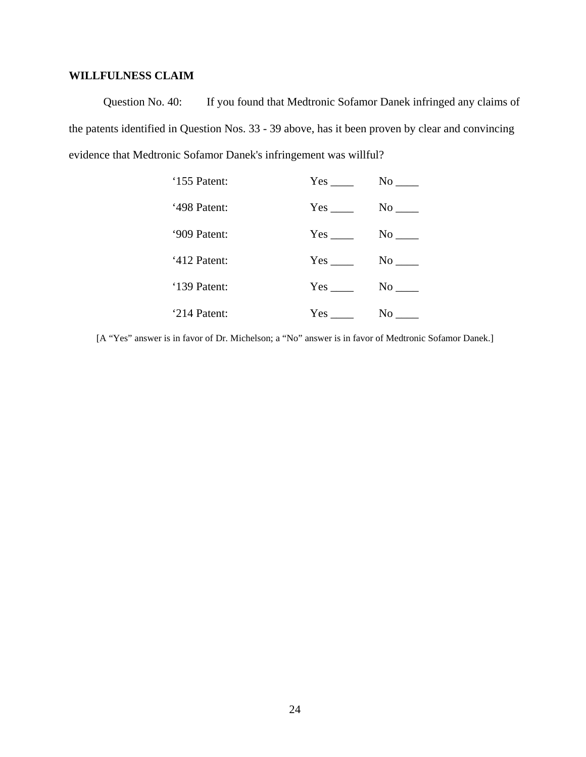**WILLFULNESS CLAIM**

Question No. 40: If you found that Medtronic Sofamor Danek infringed any claims of the patents identified in Question Nos. 33 - 39 above, has it been proven by clear and convincing evidence that Medtronic Sofamor Danek's infringement was willful?

| | | |
|---|---|---|
| '155 Patent: | Yes ____ | No ____ |
| '498 Patent: | Yes ____ | No ____ |
| '909 Patent: | Yes ____ | No ____ |
| '412 Patent: | Yes ____ | No ____ |
| '139 Patent: | Yes ____ | No ____ |
| '214 Patent: | Yes ____ | No ____ |

[A "Yes" answer is in favor of Dr. Michelson; a "No" answer is in favor of Medtronic Sofamor Danek.]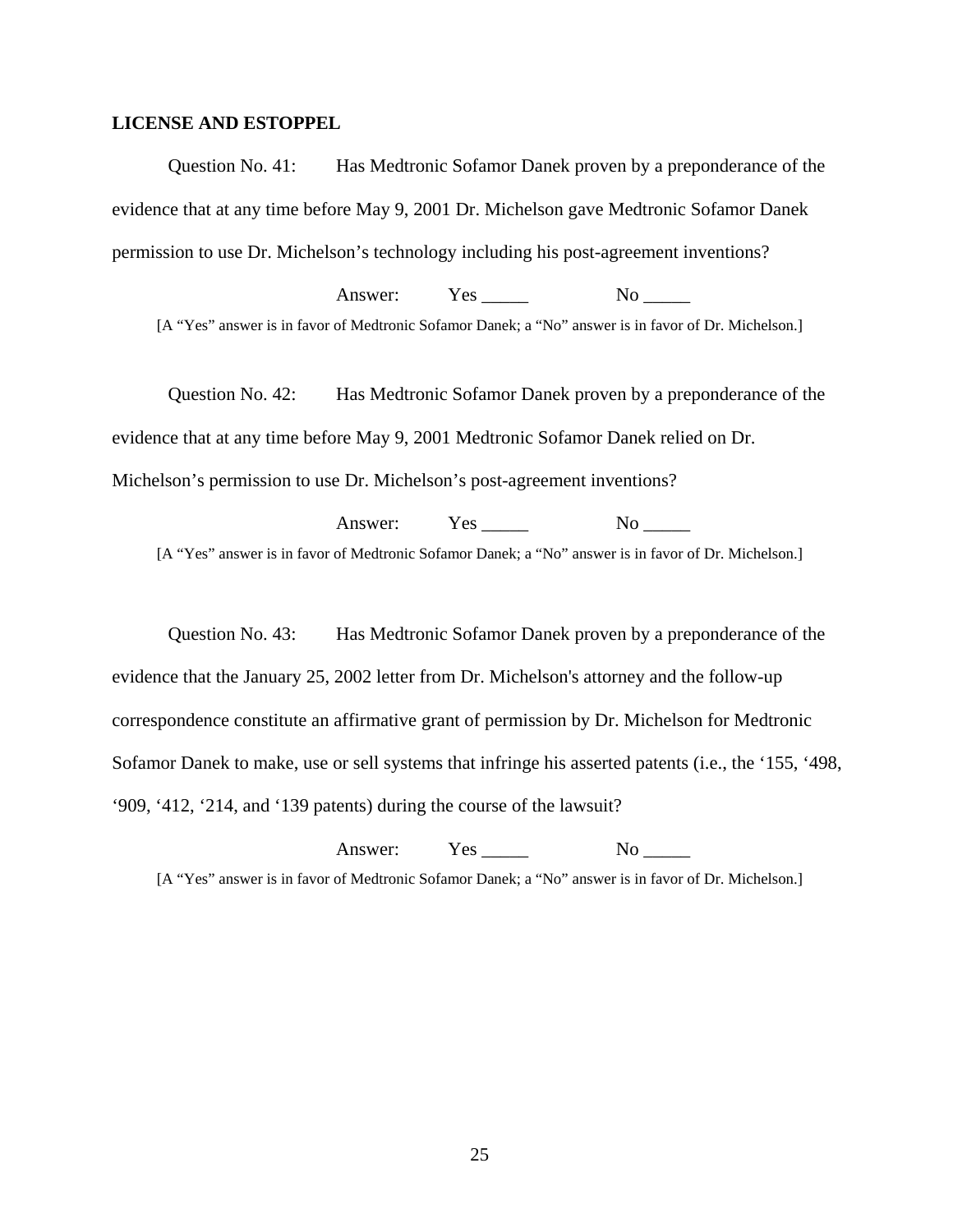**LICENSE AND ESTOPPEL**

Question No. 41: Has Medtronic Sofamor Danek proven by a preponderance of the evidence that at any time before May 9, 2001 Dr. Michelson gave Medtronic Sofamor Danek permission to use Dr. Michelson's technology including his post-agreement inventions?

Answer: Yes _____ No _____

[A "Yes" answer is in favor of Medtronic Sofamor Danek; a "No" answer is in favor of Dr. Michelson.]

Question No. 42: Has Medtronic Sofamor Danek proven by a preponderance of the evidence that at any time before May 9, 2001 Medtronic Sofamor Danek relied on Dr. Michelson's permission to use Dr. Michelson's post-agreement inventions?

Answer: Yes _____ No _____

[A "Yes" answer is in favor of Medtronic Sofamor Danek; a "No" answer is in favor of Dr. Michelson.]

Question No. 43: Has Medtronic Sofamor Danek proven by a preponderance of the evidence that the January 25, 2002 letter from Dr. Michelson's attorney and the follow-up correspondence constitute an affirmative grant of permission by Dr. Michelson for Medtronic Sofamor Danek to make, use or sell systems that infringe his asserted patents (i.e., the '155, '498, '909, '412, '214, and '139 patents) during the course of the lawsuit?

Answer: Yes _____ No _____

[A "Yes" answer is in favor of Medtronic Sofamor Danek; a "No" answer is in favor of Dr. Michelson.]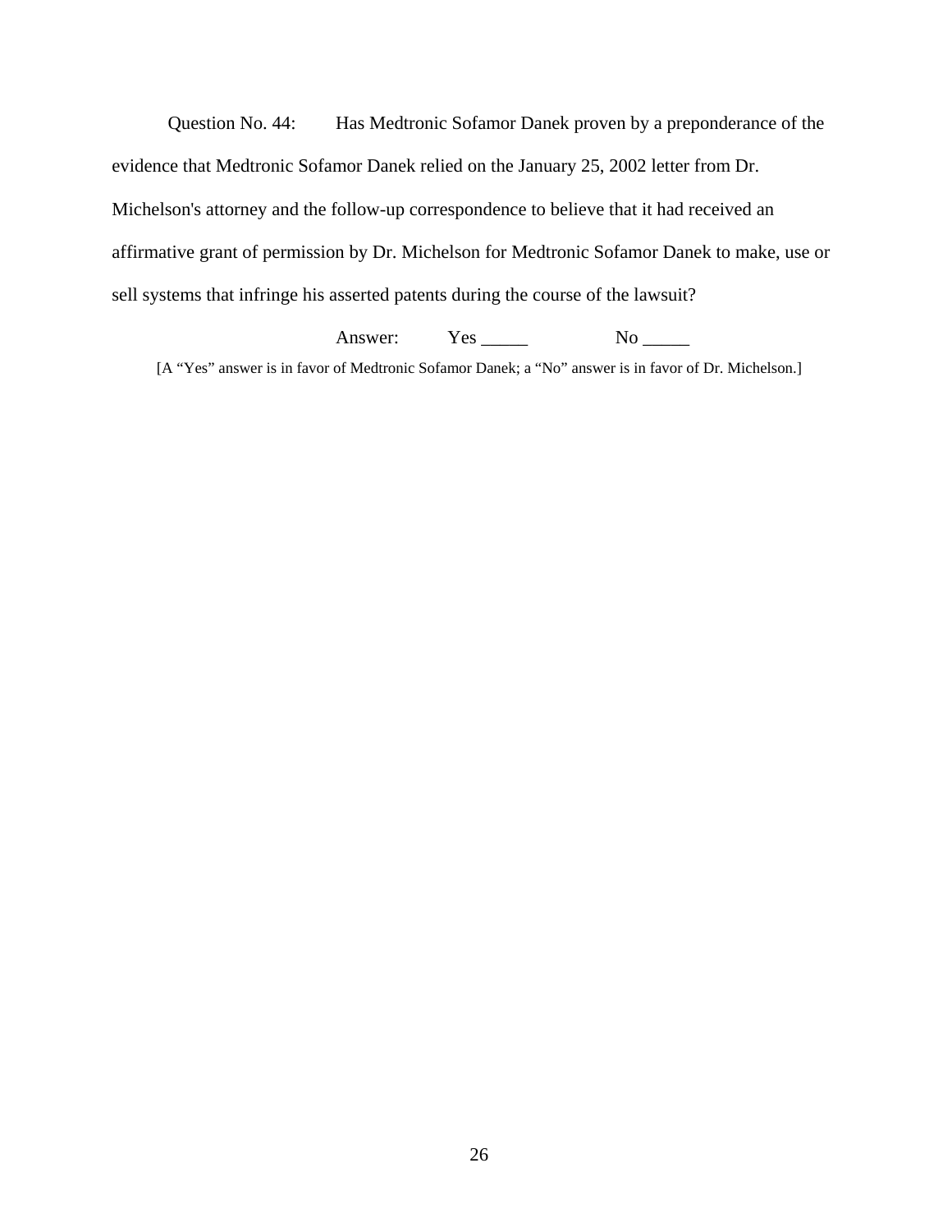Question No. 44: Has Medtronic Sofamor Danek proven by a preponderance of the evidence that Medtronic Sofamor Danek relied on the January 25, 2002 letter from Dr. Michelson's attorney and the follow-up correspondence to believe that it had received an affirmative grant of permission by Dr. Michelson for Medtronic Sofamor Danek to make, use or sell systems that infringe his asserted patents during the course of the lawsuit?

Answer: Yes _____ No _____

[A "Yes" answer is in favor of Medtronic Sofamor Danek; a "No" answer is in favor of Dr. Michelson.]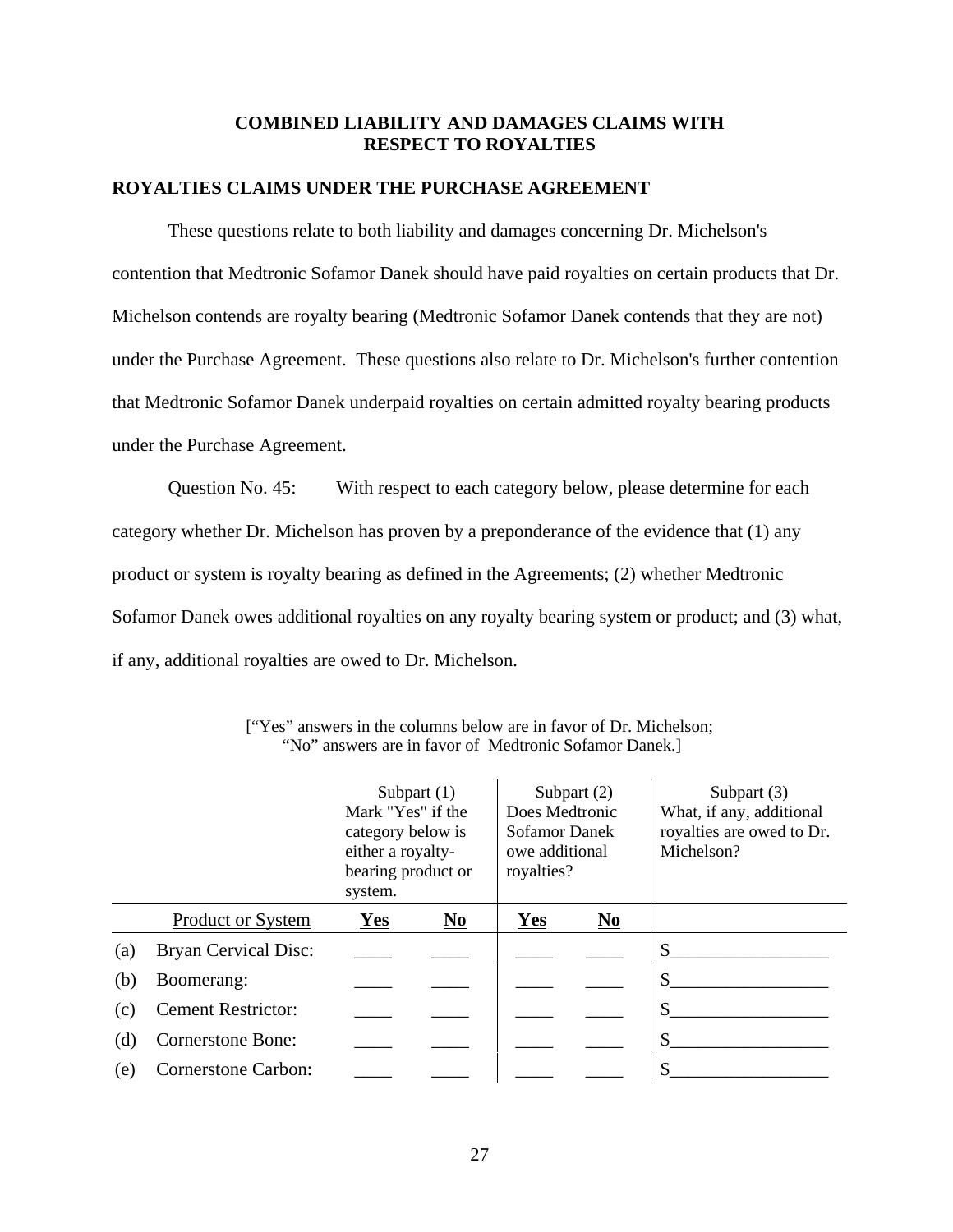## COMBINED LIABILITY AND DAMAGES CLAIMS WITH RESPECT TO ROYALTIES

### ROYALTIES CLAIMS UNDER THE PURCHASE AGREEMENT

These questions relate to both liability and damages concerning Dr. Michelson's contention that Medtronic Sofamor Danek should have paid royalties on certain products that Dr. Michelson contends are royalty bearing (Medtronic Sofamor Danek contends that they are not) under the Purchase Agreement. These questions also relate to Dr. Michelson's further contention that Medtronic Sofamor Danek underpaid royalties on certain admitted royalty bearing products under the Purchase Agreement.

Question No. 45: With respect to each category below, please determine for each category whether Dr. Michelson has proven by a preponderance of the evidence that (1) any product or system is royalty bearing as defined in the Agreements; (2) whether Medtronic Sofamor Danek owes additional royalties on any royalty bearing system or product; and (3) what, if any, additional royalties are owed to Dr. Michelson.

["Yes" answers in the columns below are in favor of Dr. Michelson; "No" answers are in favor of Medtronic Sofamor Danek.]

| | | Subpart (1) Mark "Yes" if the category below is either a royalty-bearing product or system. | | Subpart (2) Does Medtronic Sofamor Danek owe additional royalties? | | Subpart (3) What, if any, additional royalties are owed to Dr. Michelson? |
|---|---|---|---|---|---|---|
| | Product or System | **Yes** | **No** | **Yes** | **No** | |
| (a) | Bryan Cervical Disc: | ____ | ____ | ____ | ____ | $_________________ |
| (b) | Boomerang: | ____ | ____ | ____ | ____ | $_________________ |
| (c) | Cement Restrictor: | ____ | ____ | ____ | ____ | $_________________ |
| (d) | Cornerstone Bone: | ____ | ____ | ____ | ____ | $_________________ |
| (e) | Cornerstone Carbon: | ____ | ____ | ____ | ____ | $_________________ |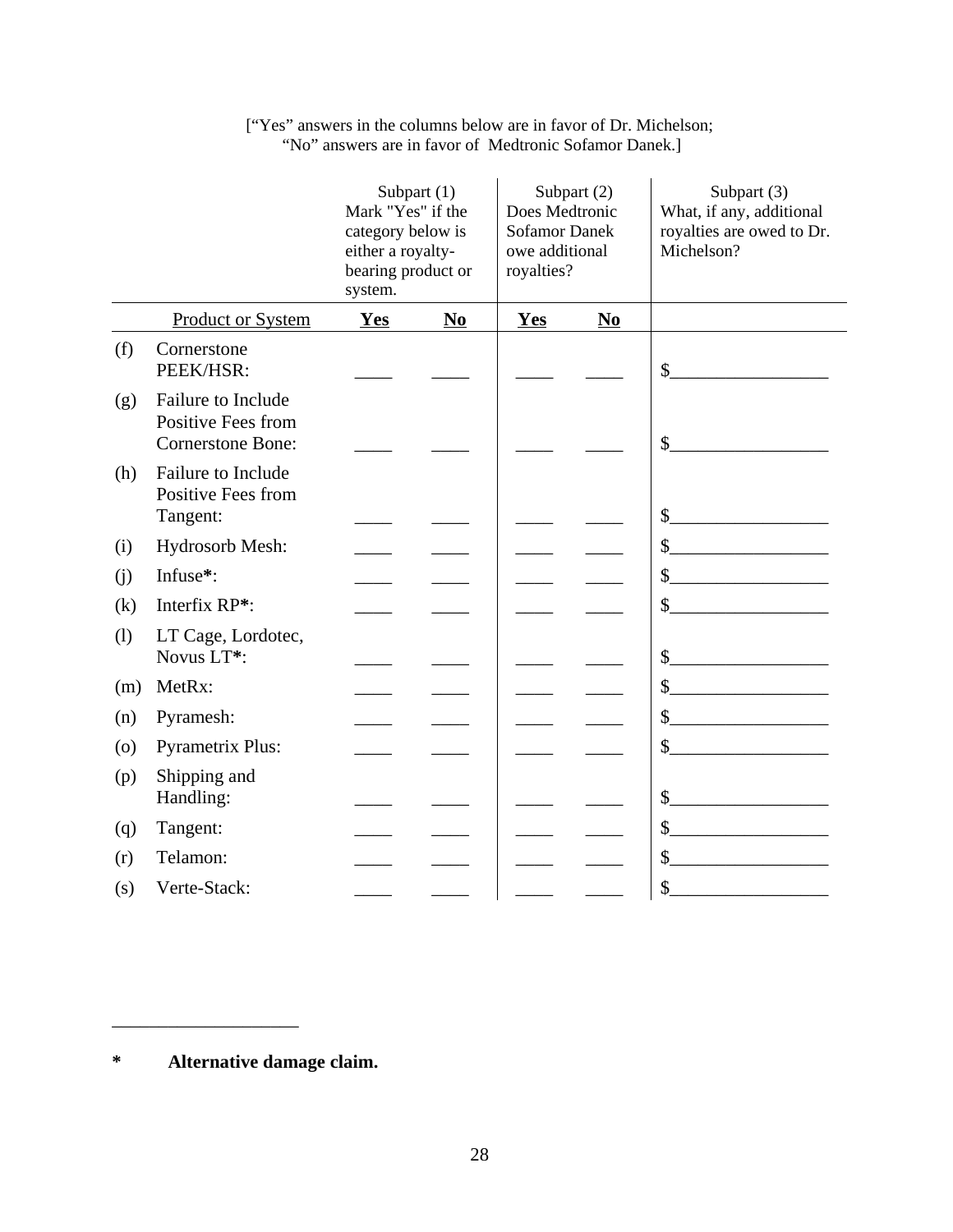[“Yes” answers in the columns below are in favor of Dr. Michelson; “No” answers are in favor of Medtronic Sofamor Danek.]

| | | Subpart (1) Mark "Yes" if the category below is either a royalty-bearing product or system. | | Subpart (2) Does Medtronic Sofamor Danek owe additional royalties? | | Subpart (3) What, if any, additional royalties are owed to Dr. Michelson? |
|---|---|---|---|---|---|---|
| | Product or System | **Yes** | **No** | **Yes** | **No** | |
| (f) | Cornerstone PEEK/HSR: | ____ | ____ | ____ | ____ | $_________________ |
| (g) | Failure to Include Positive Fees from Cornerstone Bone: | ____ | ____ | ____ | ____ | $_________________ |
| (h) | Failure to Include Positive Fees from Tangent: | ____ | ____ | ____ | ____ | $_________________ |
| (i) | Hydrosorb Mesh: | ____ | ____ | ____ | ____ | $_________________ |
| (j) | Infuse**\***: | ____ | ____ | ____ | ____ | $_________________ |
| (k) | Interfix RP**\***: | ____ | ____ | ____ | ____ | $_________________ |
| (l) | LT Cage, Lordotec, Novus LT**\***: | ____ | ____ | ____ | ____ | $_________________ |
| (m) | MetRx: | ____ | ____ | ____ | ____ | $_________________ |
| (n) | Pyramesh: | ____ | ____ | ____ | ____ | $_________________ |
| (o) | Pyrametrix Plus: | ____ | ____ | ____ | ____ | $_________________ |
| (p) | Shipping and Handling: | ____ | ____ | ____ | ____ | $_________________ |
| (q) | Tangent: | ____ | ____ | ____ | ____ | $_________________ |
| (r) | Telamon: | ____ | ____ | ____ | ____ | $_________________ |
| (s) | Verte-Stack: | ____ | ____ | ____ | ____ | $_________________ |

**\* Alternative damage claim.**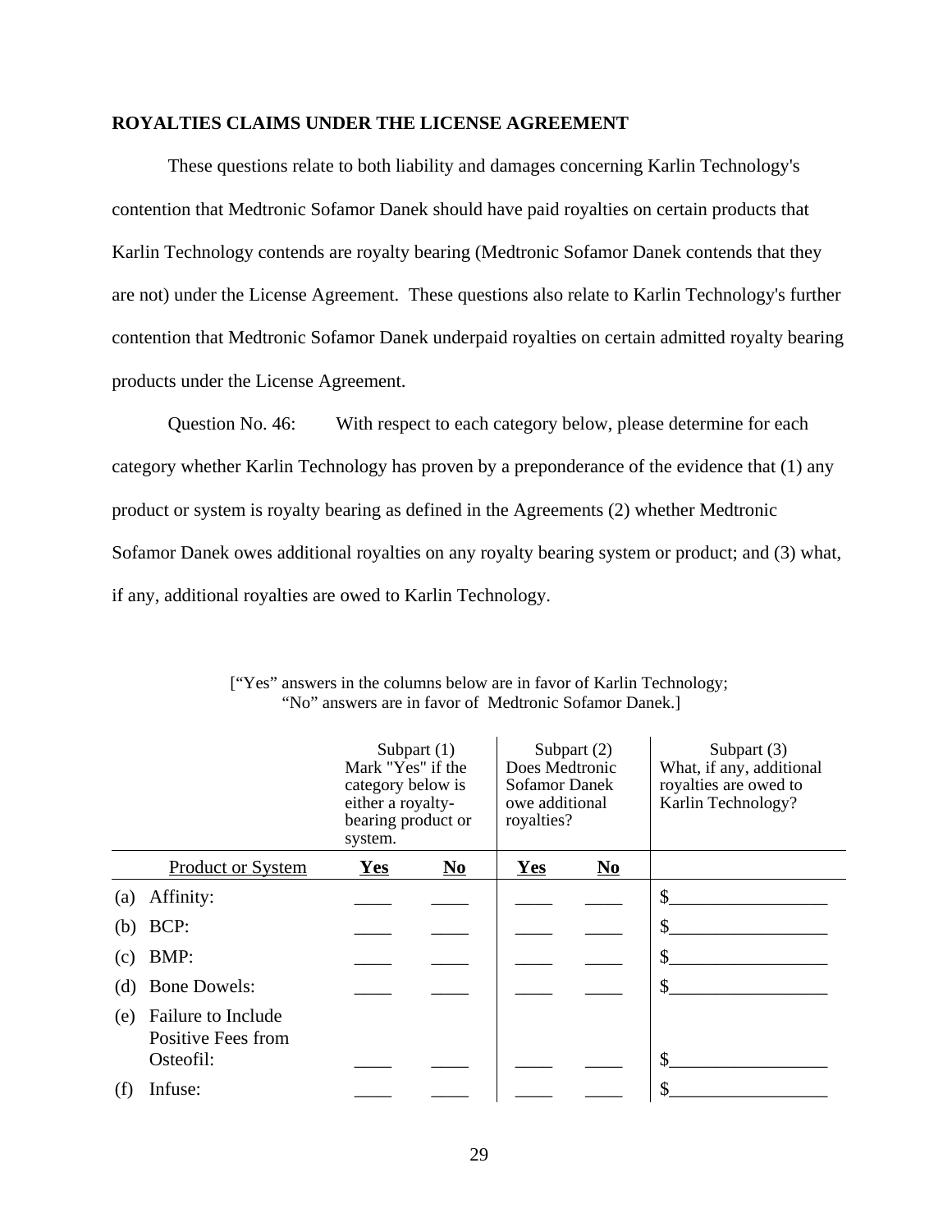**ROYALTIES CLAIMS UNDER THE LICENSE AGREEMENT**

These questions relate to both liability and damages concerning Karlin Technology's contention that Medtronic Sofamor Danek should have paid royalties on certain products that Karlin Technology contends are royalty bearing (Medtronic Sofamor Danek contends that they are not) under the License Agreement. These questions also relate to Karlin Technology's further contention that Medtronic Sofamor Danek underpaid royalties on certain admitted royalty bearing products under the License Agreement.

Question No. 46: With respect to each category below, please determine for each category whether Karlin Technology has proven by a preponderance of the evidence that (1) any product or system is royalty bearing as defined in the Agreements (2) whether Medtronic Sofamor Danek owes additional royalties on any royalty bearing system or product; and (3) what, if any, additional royalties are owed to Karlin Technology.

["Yes" answers in the columns below are in favor of Karlin Technology; "No" answers are in favor of Medtronic Sofamor Danek.]

| | | Subpart (1) Mark "Yes" if the category below is either a royalty-bearing product or system. | | Subpart (2) Does Medtronic Sofamor Danek owe additional royalties? | | Subpart (3) What, if any, additional royalties are owed to Karlin Technology? |
|---|---|---|---|---|---|---|
| | Product or System | **Yes** | **No** | **Yes** | **No** | |
| (a) | Affinity: | ____ | ____ | ____ | ____ | $________________ |
| (b) | BCP: | ____ | ____ | ____ | ____ | $________________ |
| (c) | BMP: | ____ | ____ | ____ | ____ | $________________ |
| (d) | Bone Dowels: | ____ | ____ | ____ | ____ | $________________ |
| (e) | Failure to Include Positive Fees from Osteofil: | ____ | ____ | ____ | ____ | $________________ |
| (f) | Infuse: | ____ | ____ | ____ | ____ | $________________ |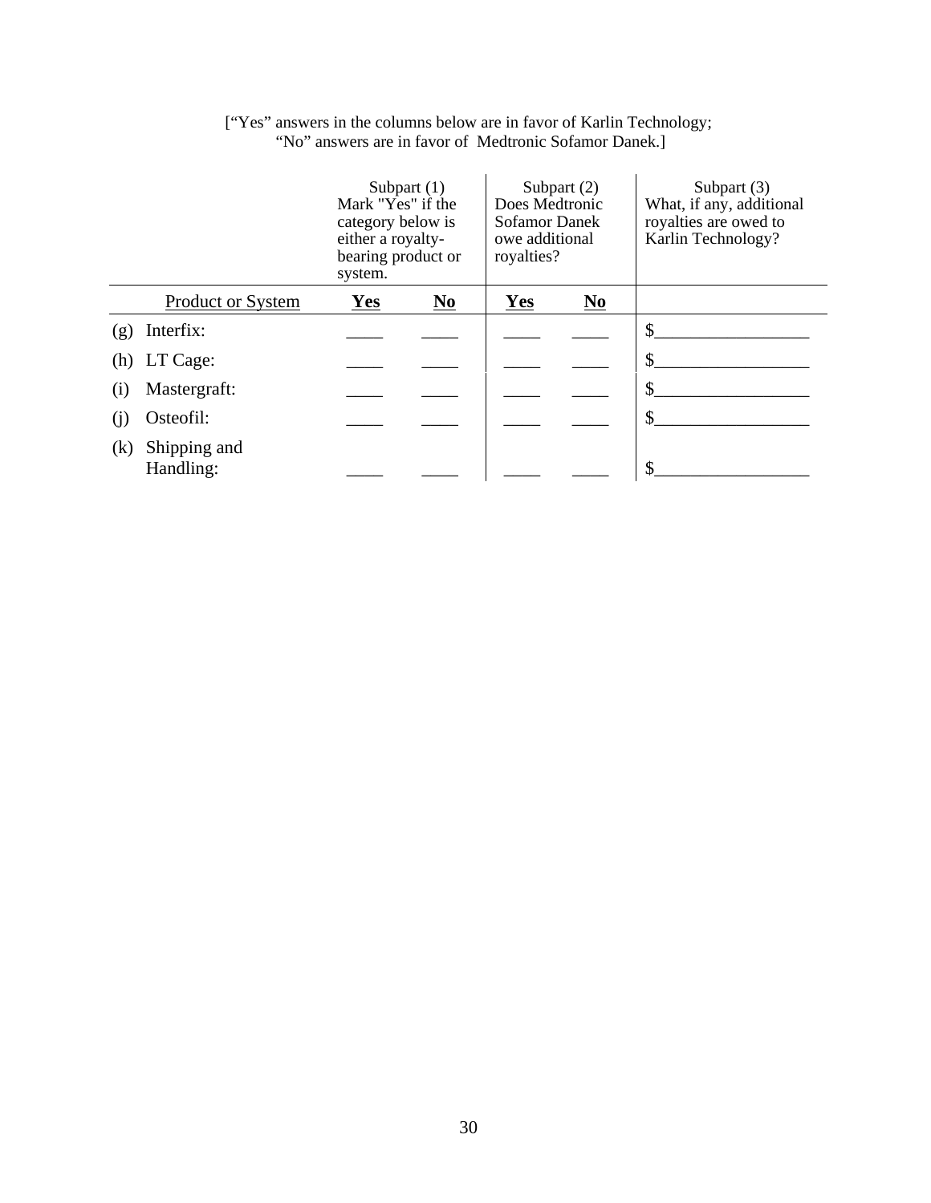["Yes" answers in the columns below are in favor of Karlin Technology;
"No" answers are in favor of Medtronic Sofamor Danek.]

| | Subpart (1) Mark "Yes" if the category below is either a royalty-bearing product or system. | | Subpart (2) Does Medtronic Sofamor Danek owe additional royalties? | | Subpart (3) What, if any, additional royalties are owed to Karlin Technology? |
|---|---|---|---|---|---|
| Product or System | **Yes** | **No** | **Yes** | **No** | |
| (g) Interfix: | ____ | ____ | ____ | ____ | $_________________ |
| (h) LT Cage: | ____ | ____ | ____ | ____ | $_________________ |
| (i) Mastergraft: | ____ | ____ | ____ | ____ | $_________________ |
| (j) Osteofil: | ____ | ____ | ____ | ____ | $_________________ |
| (k) Shipping and Handling: | ____ | ____ | ____ | ____ | $_________________ |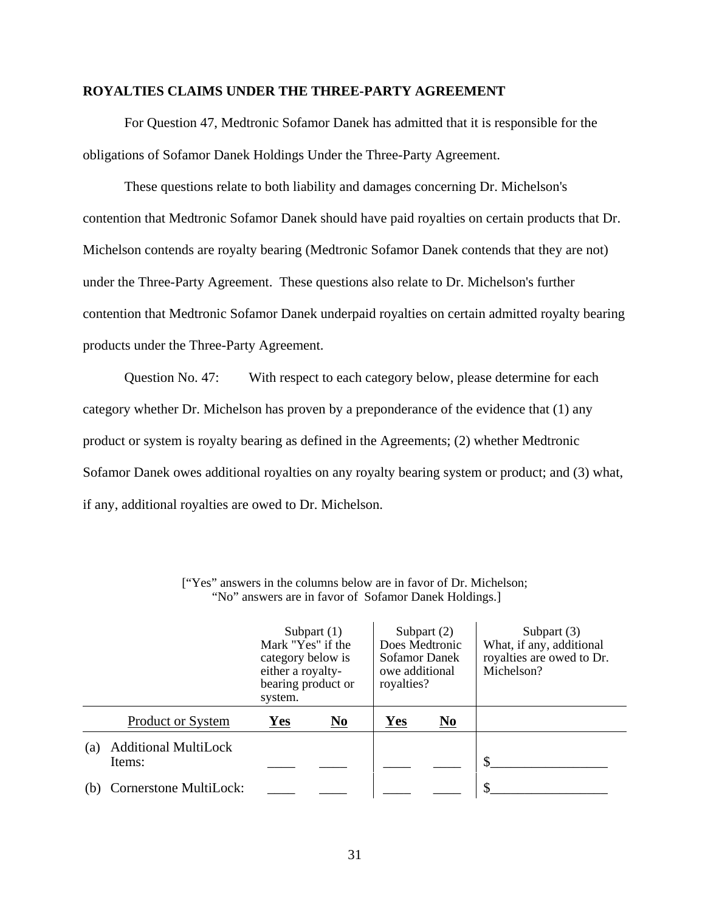**ROYALTIES CLAIMS UNDER THE THREE-PARTY AGREEMENT**

For Question 47, Medtronic Sofamor Danek has admitted that it is responsible for the obligations of Sofamor Danek Holdings Under the Three-Party Agreement.

These questions relate to both liability and damages concerning Dr. Michelson's contention that Medtronic Sofamor Danek should have paid royalties on certain products that Dr. Michelson contends are royalty bearing (Medtronic Sofamor Danek contends that they are not) under the Three-Party Agreement. These questions also relate to Dr. Michelson's further contention that Medtronic Sofamor Danek underpaid royalties on certain admitted royalty bearing products under the Three-Party Agreement.

Question No. 47: With respect to each category below, please determine for each category whether Dr. Michelson has proven by a preponderance of the evidence that (1) any product or system is royalty bearing as defined in the Agreements; (2) whether Medtronic Sofamor Danek owes additional royalties on any royalty bearing system or product; and (3) what, if any, additional royalties are owed to Dr. Michelson.

["Yes" answers in the columns below are in favor of Dr. Michelson; "No" answers are in favor of Sofamor Danek Holdings.]

| | | Subpart (1) Mark "Yes" if the category below is either a royalty-bearing product or system. | | Subpart (2) Does Medtronic Sofamor Danek owe additional royalties? | | Subpart (3) What, if any, additional royalties are owed to Dr. Michelson? |
|---|---|---|---|---|---|---|
| | Product or System | Yes | No | Yes | No | |
| (a) | Additional MultiLock Items: | ____ | ____ | ____ | ____ | $_________________ |
| (b) | Cornerstone MultiLock: | ____ | ____ | ____ | ____ | $_________________ |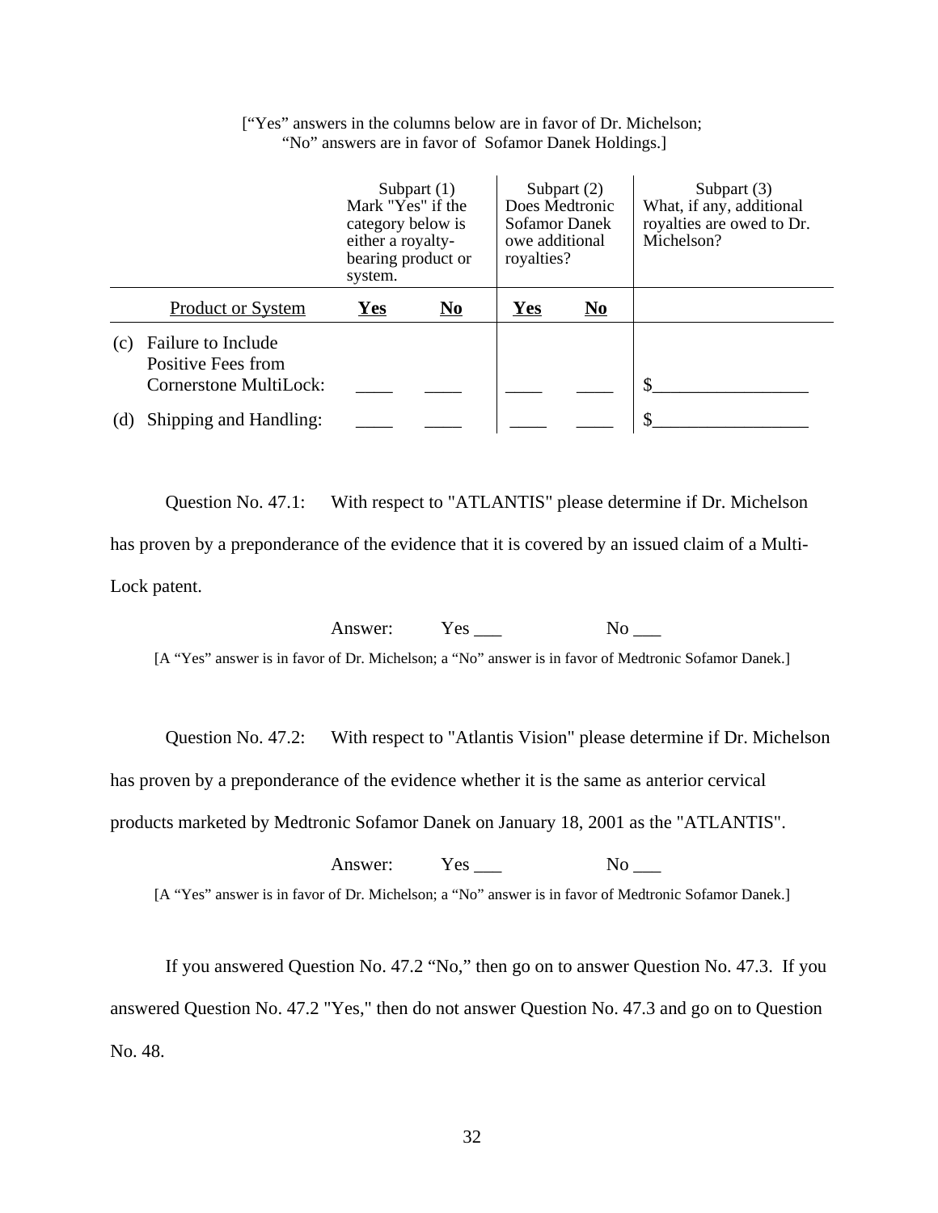["Yes" answers in the columns below are in favor of Dr. Michelson; "No" answers are in favor of Sofamor Danek Holdings.]

| | Product or System | Subpart (1) Mark "Yes" if the category below is either a royalty-bearing product or system. | | Subpart (2) Does Medtronic Sofamor Danek owe additional royalties? | | Subpart (3) What, if any, additional royalties are owed to Dr. Michelson? |
|---|---|---|---|---|---|---|
| | | **Yes** | **No** | **Yes** | **No** | |
| (c) | Failure to Include Positive Fees from Cornerstone MultiLock: | ____ | ____ | ____ | ____ | $_________________ |
| (d) | Shipping and Handling: | ____ | ____ | ____ | ____ | $_________________ |

Question No. 47.1: With respect to "ATLANTIS" please determine if Dr. Michelson has proven by a preponderance of the evidence that it is covered by an issued claim of a Multi-Lock patent.

Answer: Yes ___ No ___

[A "Yes" answer is in favor of Dr. Michelson; a "No" answer is in favor of Medtronic Sofamor Danek.]

Question No. 47.2: With respect to "Atlantis Vision" please determine if Dr. Michelson has proven by a preponderance of the evidence whether it is the same as anterior cervical products marketed by Medtronic Sofamor Danek on January 18, 2001 as the "ATLANTIS".

Answer: Yes ___ No ___

[A "Yes" answer is in favor of Dr. Michelson; a "No" answer is in favor of Medtronic Sofamor Danek.]

If you answered Question No. 47.2 "No," then go on to answer Question No. 47.3. If you answered Question No. 47.2 "Yes," then do not answer Question No. 47.3 and go on to Question No. 48.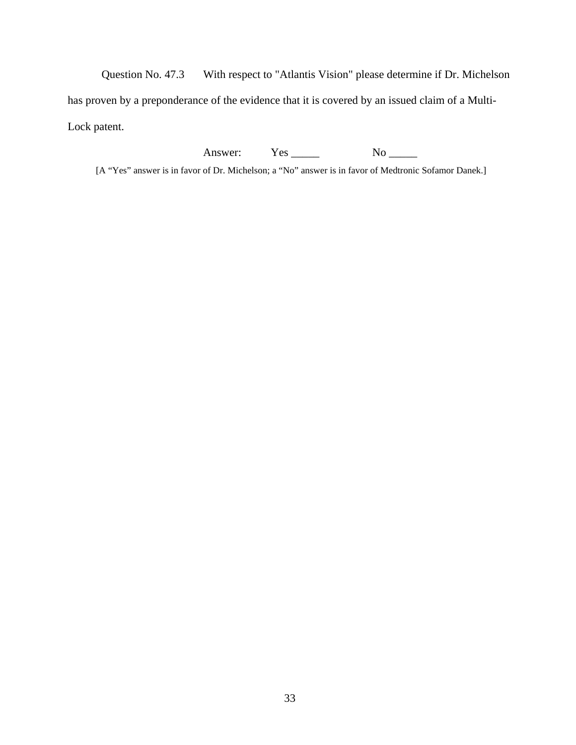Question No. 47.3 With respect to "Atlantis Vision" please determine if Dr. Michelson has proven by a preponderance of the evidence that it is covered by an issued claim of a Multi-Lock patent.

Answer: Yes _____ No _____

[A “Yes” answer is in favor of Dr. Michelson; a “No” answer is in favor of Medtronic Sofamor Danek.]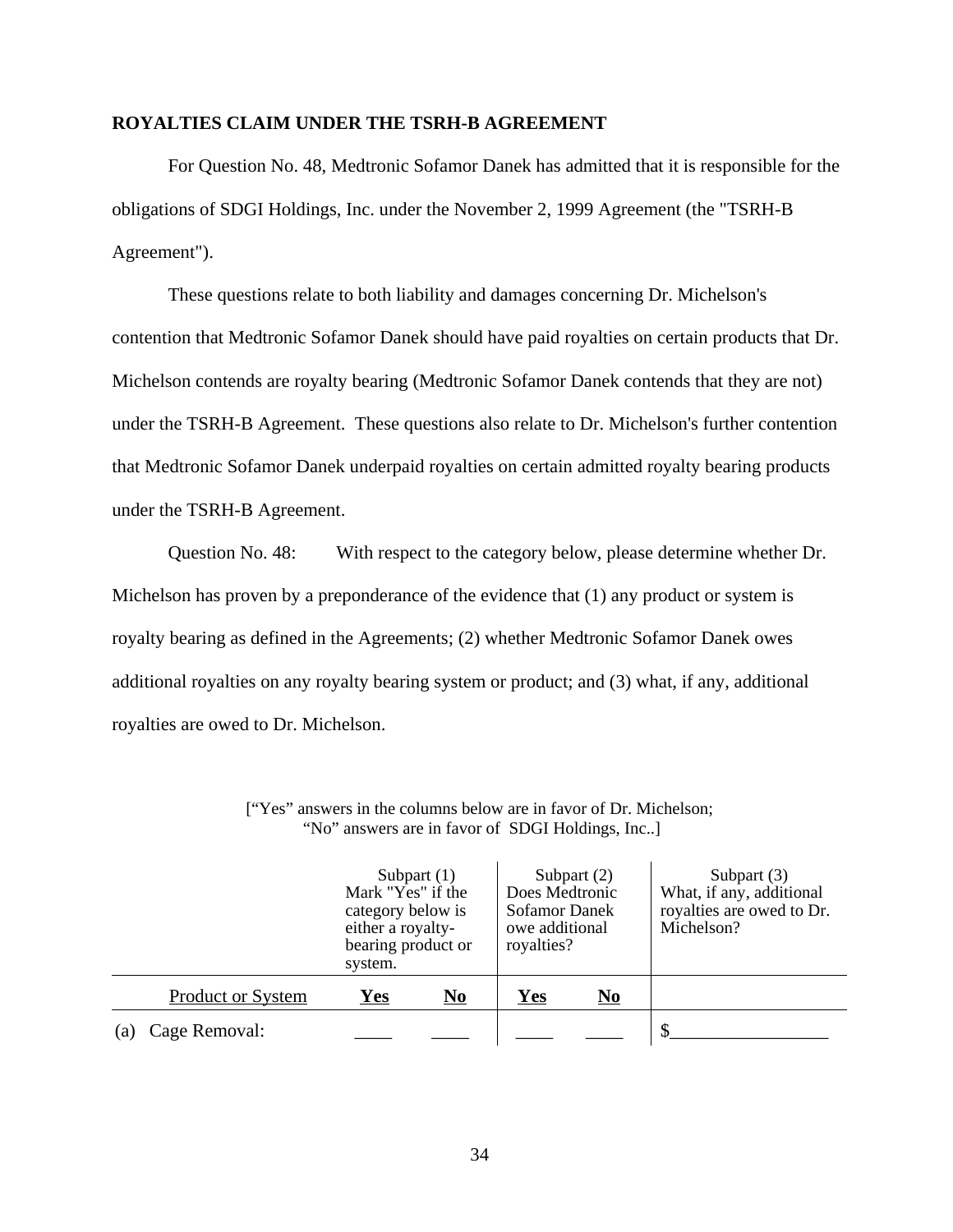**ROYALTIES CLAIM UNDER THE TSRH-B AGREEMENT**

For Question No. 48, Medtronic Sofamor Danek has admitted that it is responsible for the obligations of SDGI Holdings, Inc. under the November 2, 1999 Agreement (the "TSRH-B Agreement").

These questions relate to both liability and damages concerning Dr. Michelson's contention that Medtronic Sofamor Danek should have paid royalties on certain products that Dr. Michelson contends are royalty bearing (Medtronic Sofamor Danek contends that they are not) under the TSRH-B Agreement. These questions also relate to Dr. Michelson's further contention that Medtronic Sofamor Danek underpaid royalties on certain admitted royalty bearing products under the TSRH-B Agreement.

Question No. 48: With respect to the category below, please determine whether Dr. Michelson has proven by a preponderance of the evidence that (1) any product or system is royalty bearing as defined in the Agreements; (2) whether Medtronic Sofamor Danek owes additional royalties on any royalty bearing system or product; and (3) what, if any, additional royalties are owed to Dr. Michelson.

["Yes" answers in the columns below are in favor of Dr. Michelson; "No" answers are in favor of SDGI Holdings, Inc..]

| | Subpart (1) Mark "Yes" if the category below is either a royalty-bearing product or system. | | Subpart (2) Does Medtronic Sofamor Danek owe additional royalties? | | Subpart (3) What, if any, additional royalties are owed to Dr. Michelson? |
|---|---|---|---|---|---|
| Product or System | **Yes** | **No** | **Yes** | **No** | |
| (a) Cage Removal: | ____ | ____ | ____ | ____ | $________________ |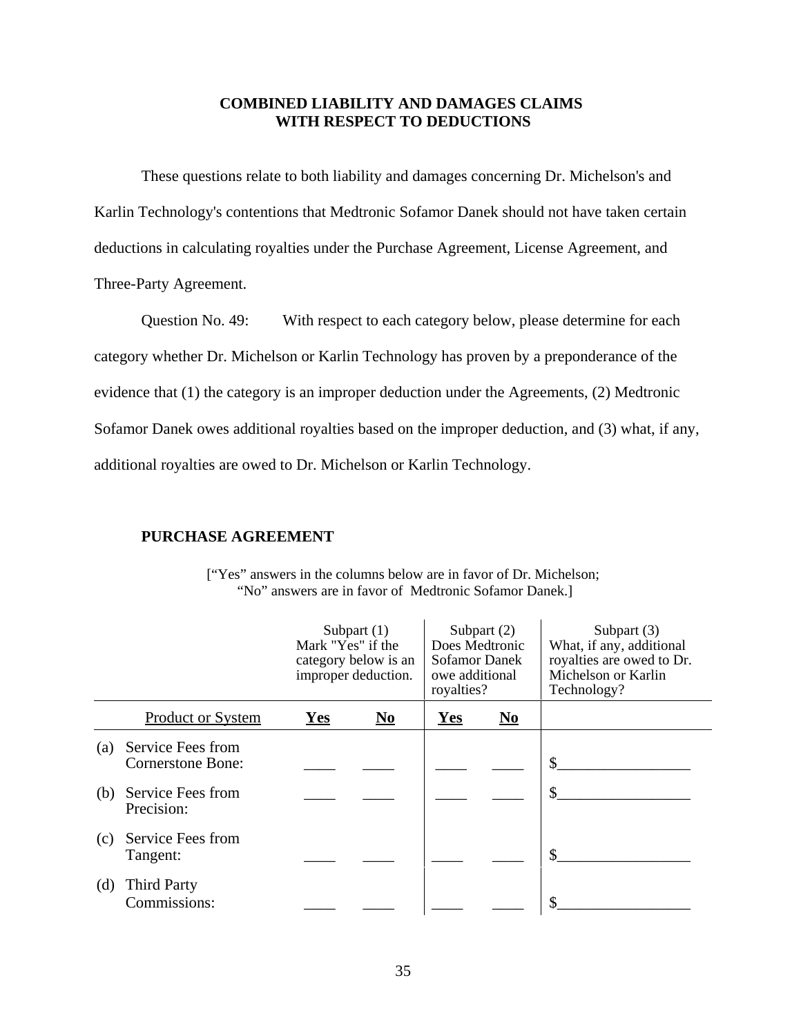**COMBINED LIABILITY AND DAMAGES CLAIMS WITH RESPECT TO DEDUCTIONS**

These questions relate to both liability and damages concerning Dr. Michelson's and Karlin Technology's contentions that Medtronic Sofamor Danek should not have taken certain deductions in calculating royalties under the Purchase Agreement, License Agreement, and Three-Party Agreement.

Question No. 49: With respect to each category below, please determine for each category whether Dr. Michelson or Karlin Technology has proven by a preponderance of the evidence that (1) the category is an improper deduction under the Agreements, (2) Medtronic Sofamor Danek owes additional royalties based on the improper deduction, and (3) what, if any, additional royalties are owed to Dr. Michelson or Karlin Technology.

**PURCHASE AGREEMENT**

[“Yes” answers in the columns below are in favor of Dr. Michelson; “No” answers are in favor of Medtronic Sofamor Danek.]

| | Subpart (1) Mark "Yes" if the category below is an improper deduction. | | Subpart (2) Does Medtronic Sofamor Danek owe additional royalties? | | Subpart (3) What, if any, additional royalties are owed to Dr. Michelson or Karlin Technology? |
|---|---|---|---|---|---|
| Product or System | **Yes** | **No** | **Yes** | **No** | |
| (a) Service Fees from Cornerstone Bone: | ____ | ____ | ____ | ____ | $_________________ |
| (b) Service Fees from Precision: | ____ | ____ | ____ | ____ | $_________________ |
| (c) Service Fees from Tangent: | ____ | ____ | ____ | ____ | $_________________ |
| (d) Third Party Commissions: | ____ | ____ | ____ | ____ | $_________________ |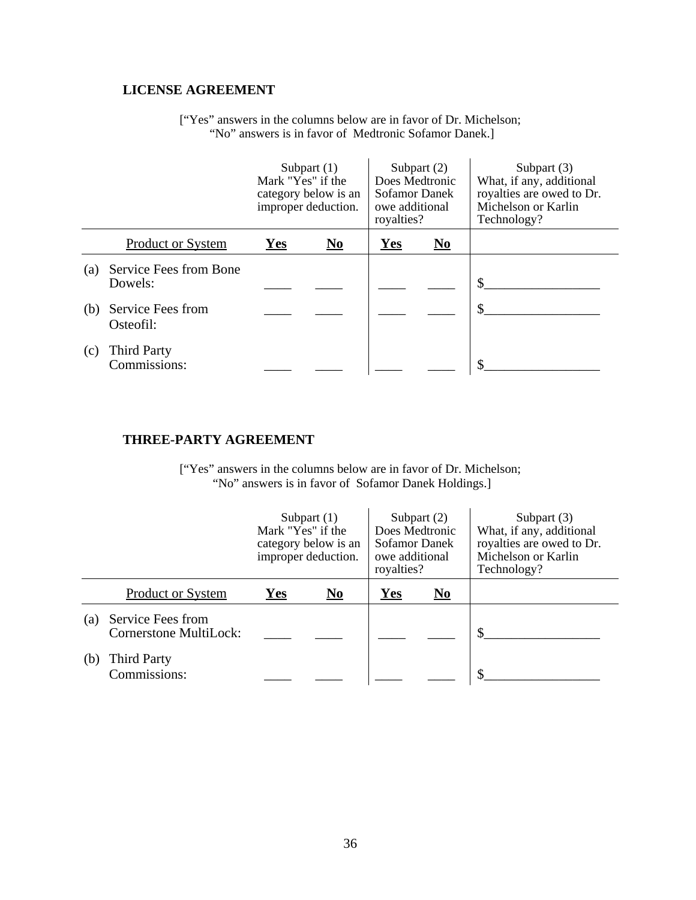**LICENSE AGREEMENT**

["Yes" answers in the columns below are in favor of Dr. Michelson; "No" answers is in favor of Medtronic Sofamor Danek.]

| | Product or System | Subpart (1) Mark "Yes" if the category below is an improper deduction. | | Subpart (2) Does Medtronic Sofamor Danek owe additional royalties? | | Subpart (3) What, if any, additional royalties are owed to Dr. Michelson or Karlin Technology? |
|---|---|---|---|---|---|---|
| | | **Yes** | **No** | **Yes** | **No** | |
| (a) | Service Fees from Bone Dowels: | ____ | ____ | ____ | ____ | $_________________ |
| (b) | Service Fees from Osteofil: | ____ | ____ | ____ | ____ | $_________________ |
| (c) | Third Party Commissions: | ____ | ____ | ____ | ____ | $_________________ |

**THREE-PARTY AGREEMENT**

["Yes" answers in the columns below are in favor of Dr. Michelson; "No" answers is in favor of Sofamor Danek Holdings.]

| | Product or System | Subpart (1) Mark "Yes" if the category below is an improper deduction. | | Subpart (2) Does Medtronic Sofamor Danek owe additional royalties? | | Subpart (3) What, if any, additional royalties are owed to Dr. Michelson or Karlin Technology? |
|---|---|---|---|---|---|---|
| | | **Yes** | **No** | **Yes** | **No** | |
| (a) | Service Fees from Cornerstone MultiLock: | ____ | ____ | ____ | ____ | $_________________ |
| (b) | Third Party Commissions: | ____ | ____ | ____ | ____ | $_________________ |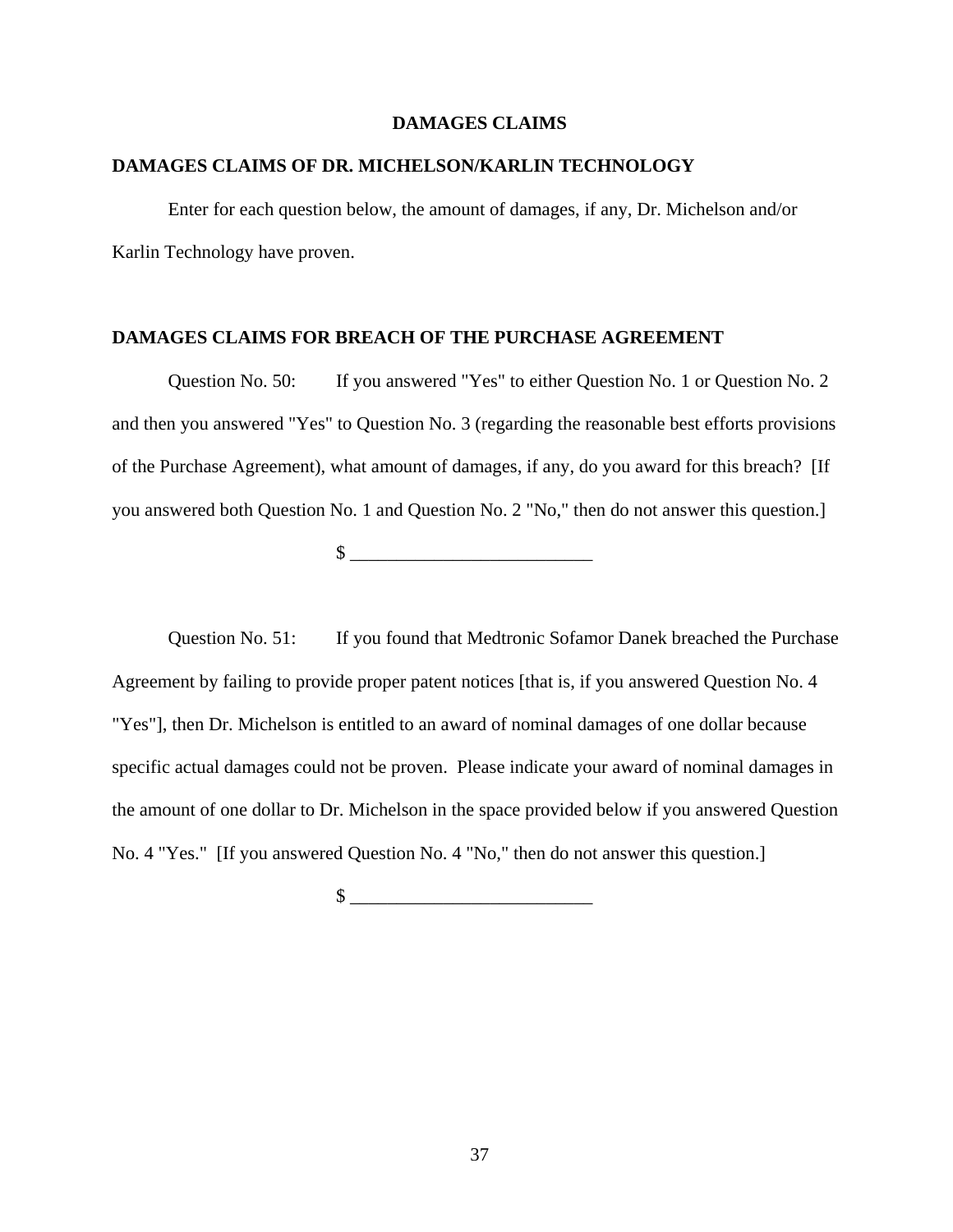## DAMAGES CLAIMS

### DAMAGES CLAIMS OF DR. MICHELSON/KARLIN TECHNOLOGY

Enter for each question below, the amount of damages, if any, Dr. Michelson and/or Karlin Technology have proven.

### DAMAGES CLAIMS FOR BREACH OF THE PURCHASE AGREEMENT

Question No. 50: If you answered "Yes" to either Question No. 1 or Question No. 2 and then you answered "Yes" to Question No. 3 (regarding the reasonable best efforts provisions of the Purchase Agreement), what amount of damages, if any, do you award for this breach? [If you answered both Question No. 1 and Question No. 2 "No," then do not answer this question.]

$ __________________________

Question No. 51: If you found that Medtronic Sofamor Danek breached the Purchase Agreement by failing to provide proper patent notices [that is, if you answered Question No. 4 "Yes"], then Dr. Michelson is entitled to an award of nominal damages of one dollar because specific actual damages could not be proven. Please indicate your award of nominal damages in the amount of one dollar to Dr. Michelson in the space provided below if you answered Question No. 4 "Yes." [If you answered Question No. 4 "No," then do not answer this question.]

$ __________________________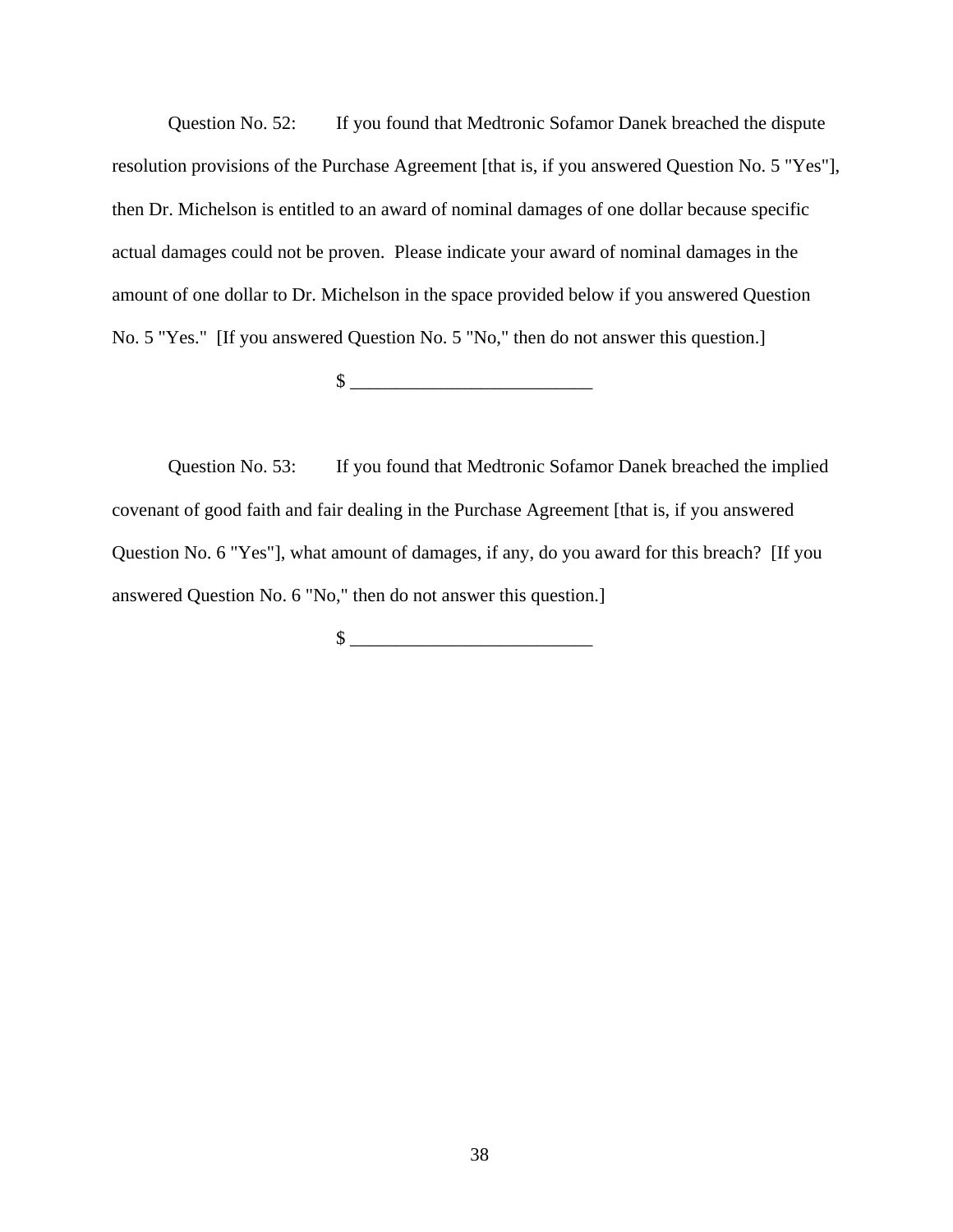Question No. 52: If you found that Medtronic Sofamor Danek breached the dispute resolution provisions of the Purchase Agreement [that is, if you answered Question No. 5 "Yes"], then Dr. Michelson is entitled to an award of nominal damages of one dollar because specific actual damages could not be proven. Please indicate your award of nominal damages in the amount of one dollar to Dr. Michelson in the space provided below if you answered Question No. 5 "Yes." [If you answered Question No. 5 "No," then do not answer this question.]

$ __________________________

Question No. 53: If you found that Medtronic Sofamor Danek breached the implied covenant of good faith and fair dealing in the Purchase Agreement [that is, if you answered Question No. 6 "Yes"], what amount of damages, if any, do you award for this breach? [If you answered Question No. 6 "No," then do not answer this question.]

$ __________________________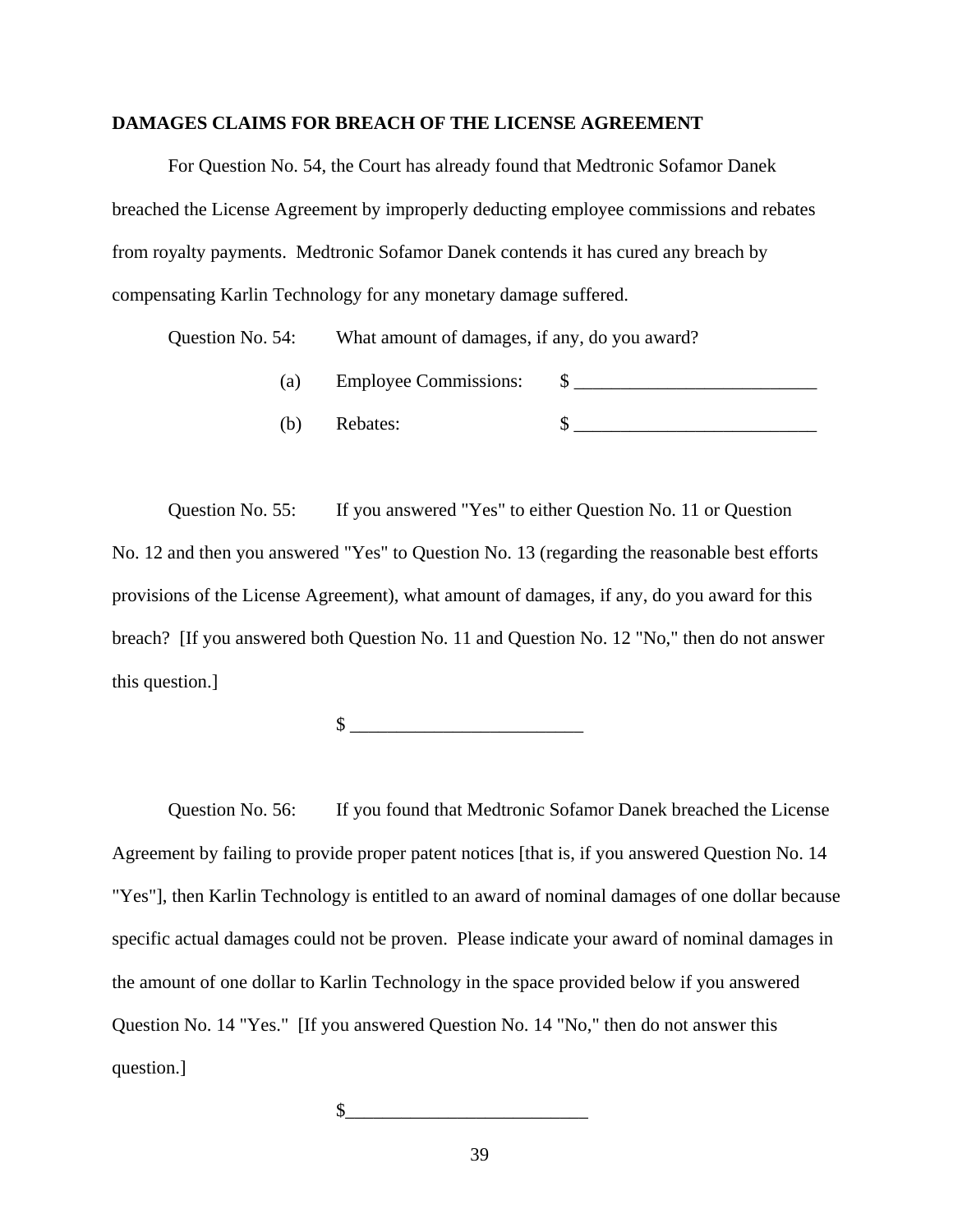**DAMAGES CLAIMS FOR BREACH OF THE LICENSE AGREEMENT**

For Question No. 54, the Court has already found that Medtronic Sofamor Danek breached the License Agreement by improperly deducting employee commissions and rebates from royalty payments. Medtronic Sofamor Danek contends it has cured any breach by compensating Karlin Technology for any monetary damage suffered.

Question No. 54: What amount of damages, if any, do you award?

(a) Employee Commissions: $ __________________________

(b) Rebates: $ __________________________

Question No. 55: If you answered "Yes" to either Question No. 11 or Question No. 12 and then you answered "Yes" to Question No. 13 (regarding the reasonable best efforts provisions of the License Agreement), what amount of damages, if any, do you award for this breach? [If you answered both Question No. 11 and Question No. 12 "No," then do not answer this question.]

$ _________________________

Question No. 56: If you found that Medtronic Sofamor Danek breached the License Agreement by failing to provide proper patent notices [that is, if you answered Question No. 14 "Yes"], then Karlin Technology is entitled to an award of nominal damages of one dollar because specific actual damages could not be proven. Please indicate your award of nominal damages in the amount of one dollar to Karlin Technology in the space provided below if you answered Question No. 14 "Yes." [If you answered Question No. 14 "No," then do not answer this question.]

$_________________________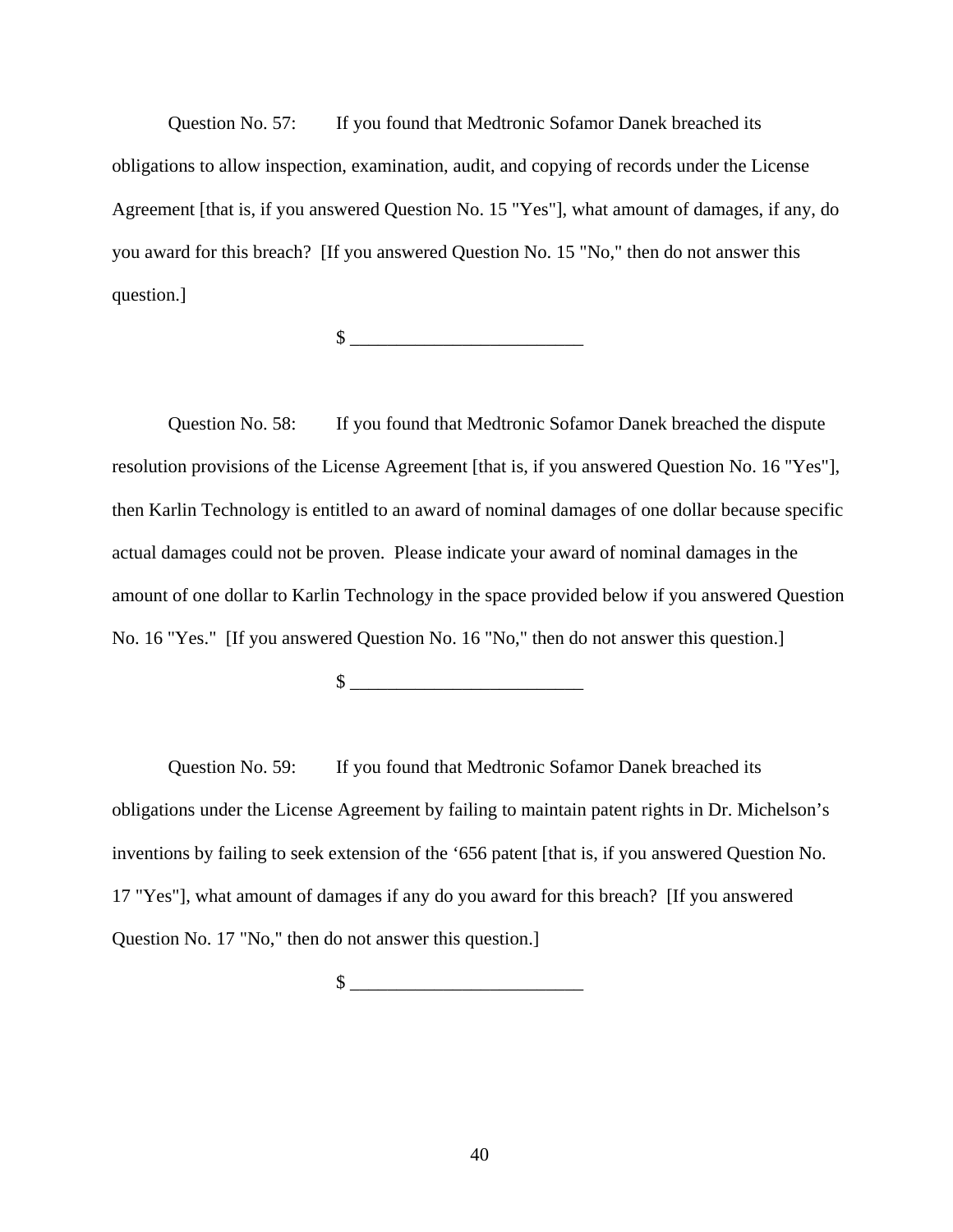Question No. 57: If you found that Medtronic Sofamor Danek breached its obligations to allow inspection, examination, audit, and copying of records under the License Agreement [that is, if you answered Question No. 15 "Yes"], what amount of damages, if any, do you award for this breach? [If you answered Question No. 15 "No," then do not answer this question.]

$ _________________________

Question No. 58: If you found that Medtronic Sofamor Danek breached the dispute resolution provisions of the License Agreement [that is, if you answered Question No. 16 "Yes"], then Karlin Technology is entitled to an award of nominal damages of one dollar because specific actual damages could not be proven. Please indicate your award of nominal damages in the amount of one dollar to Karlin Technology in the space provided below if you answered Question No. 16 "Yes." [If you answered Question No. 16 "No," then do not answer this question.]

$ _________________________

Question No. 59: If you found that Medtronic Sofamor Danek breached its obligations under the License Agreement by failing to maintain patent rights in Dr. Michelson's inventions by failing to seek extension of the '656 patent [that is, if you answered Question No. 17 "Yes"], what amount of damages if any do you award for this breach? [If you answered Question No. 17 "No," then do not answer this question.]

$ _________________________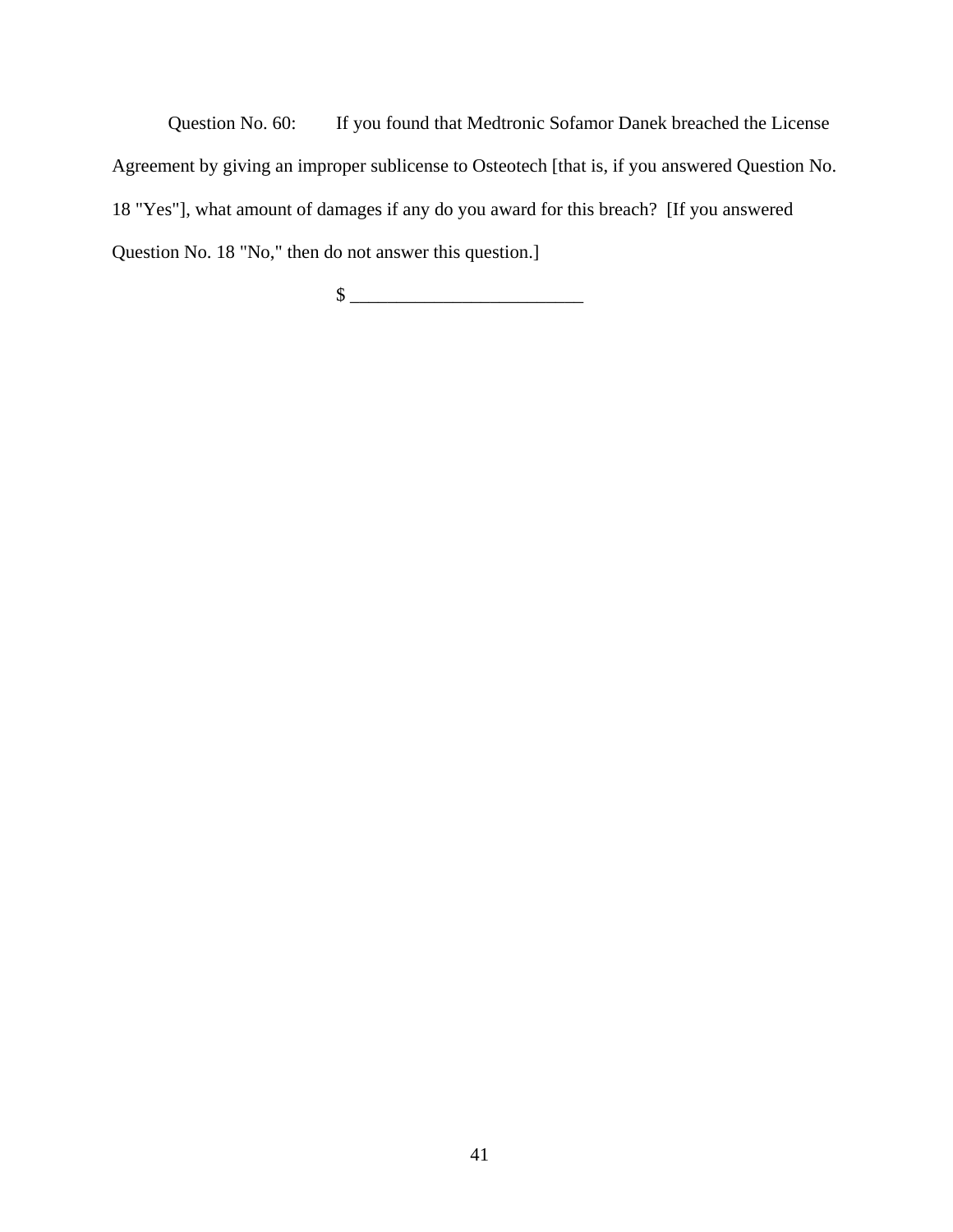Question No. 60: If you found that Medtronic Sofamor Danek breached the License Agreement by giving an improper sublicense to Osteotech [that is, if you answered Question No. 18 "Yes"], what amount of damages if any do you award for this breach? [If you answered Question No. 18 "No," then do not answer this question.]

$ _________________________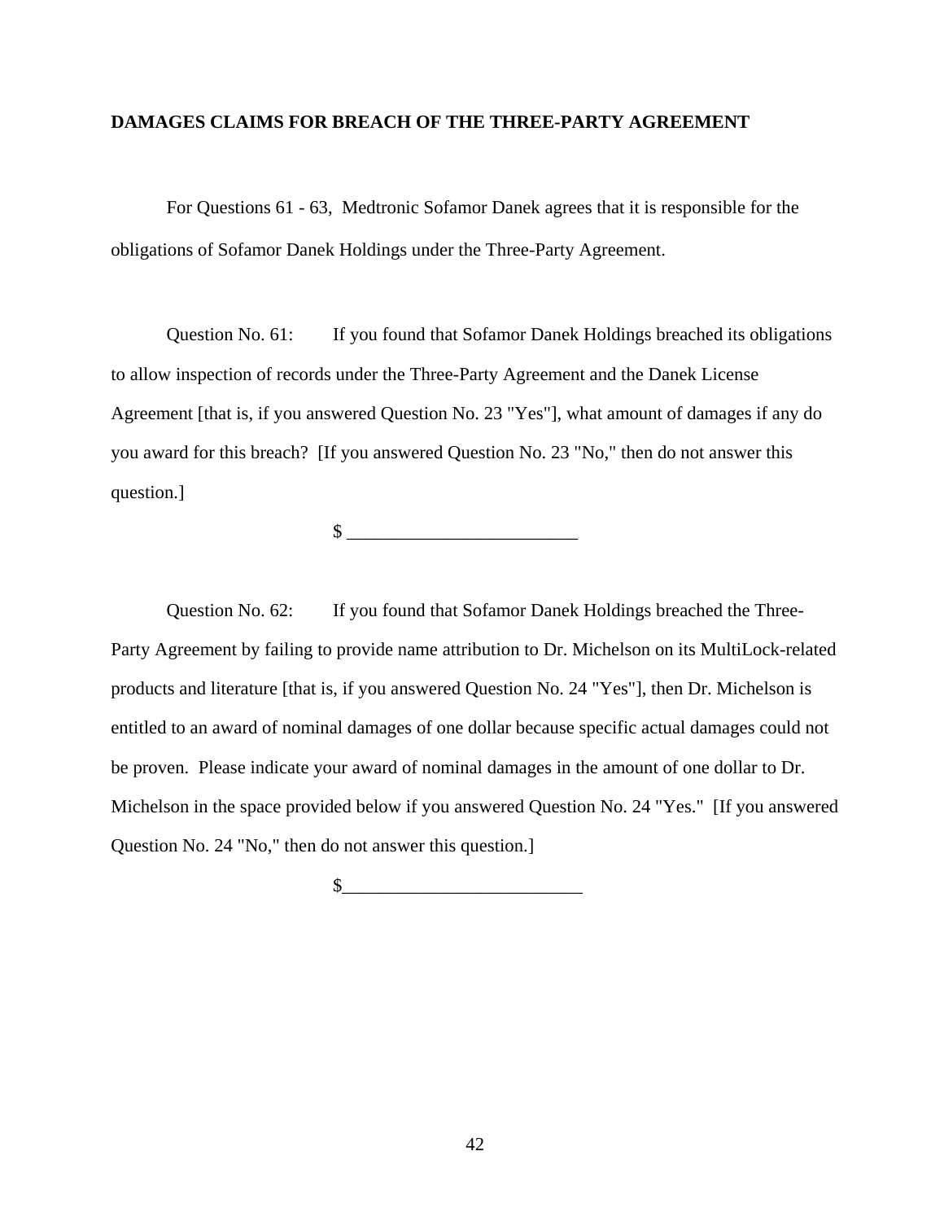**DAMAGES CLAIMS FOR BREACH OF THE THREE-PARTY AGREEMENT**

For Questions 61 - 63, Medtronic Sofamor Danek agrees that it is responsible for the obligations of Sofamor Danek Holdings under the Three-Party Agreement.

Question No. 61: If you found that Sofamor Danek Holdings breached its obligations to allow inspection of records under the Three-Party Agreement and the Danek License Agreement [that is, if you answered Question No. 23 "Yes"], what amount of damages if any do you award for this breach? [If you answered Question No. 23 "No," then do not answer this question.]

$ _________________________

Question No. 62: If you found that Sofamor Danek Holdings breached the Three-Party Agreement by failing to provide name attribution to Dr. Michelson on its MultiLock-related products and literature [that is, if you answered Question No. 24 "Yes"], then Dr. Michelson is entitled to an award of nominal damages of one dollar because specific actual damages could not be proven. Please indicate your award of nominal damages in the amount of one dollar to Dr. Michelson in the space provided below if you answered Question No. 24 "Yes." [If you answered Question No. 24 "No," then do not answer this question.]

$_________________________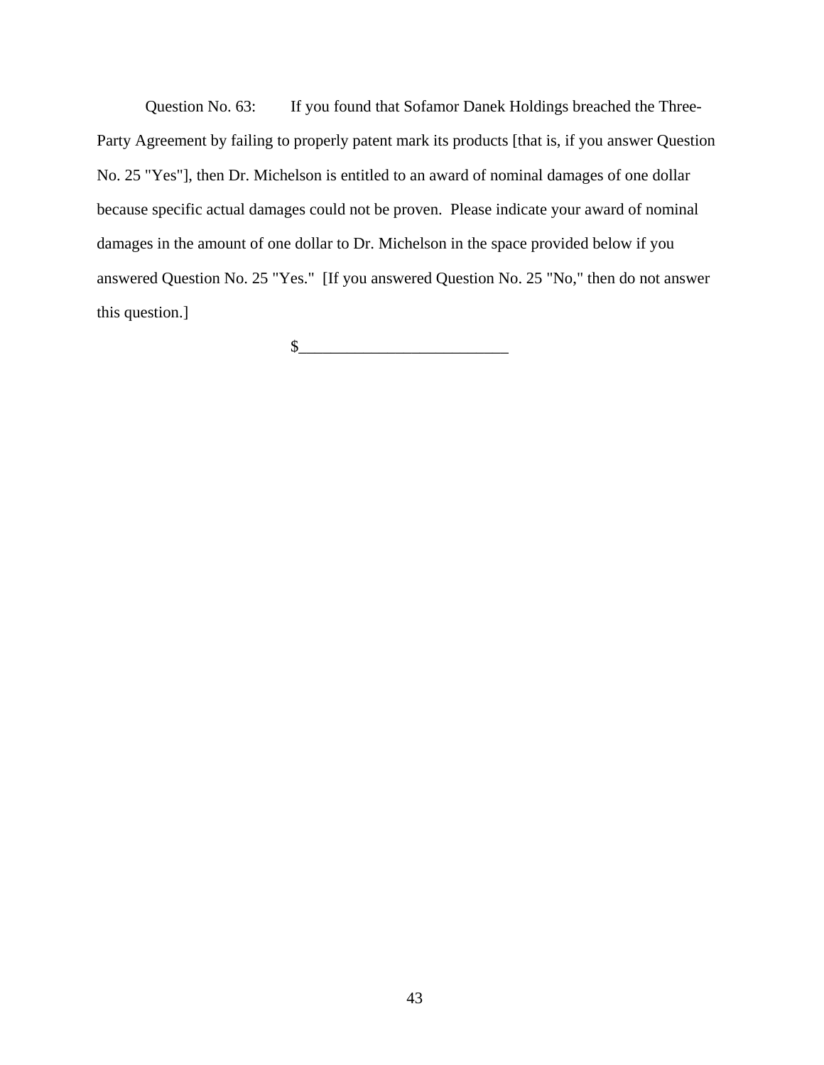Question No. 63: If you found that Sofamor Danek Holdings breached the Three-Party Agreement by failing to properly patent mark its products [that is, if you answer Question No. 25 "Yes"], then Dr. Michelson is entitled to an award of nominal damages of one dollar because specific actual damages could not be proven. Please indicate your award of nominal damages in the amount of one dollar to Dr. Michelson in the space provided below if you answered Question No. 25 "Yes." [If you answered Question No. 25 "No," then do not answer this question.]

$__________________________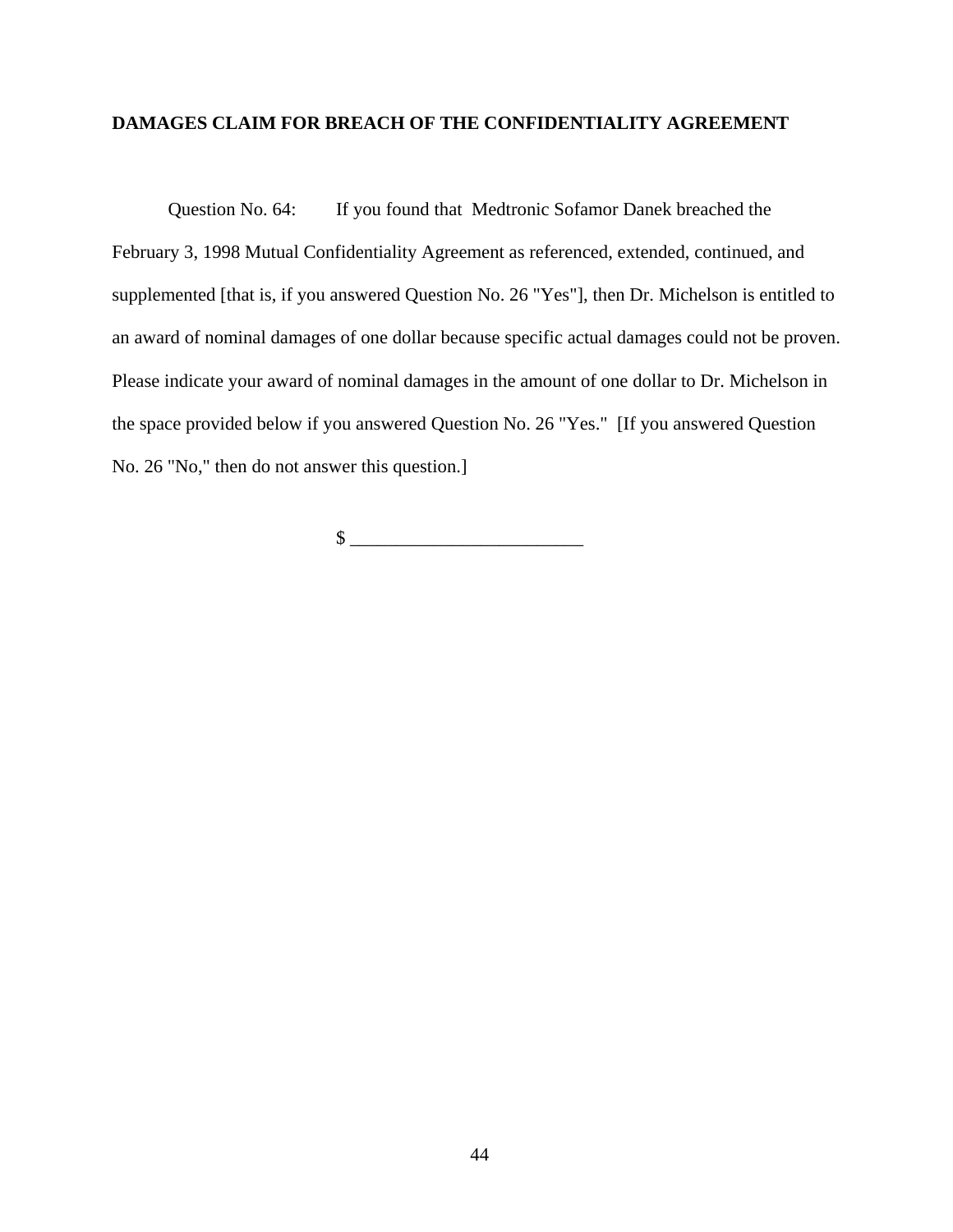**DAMAGES CLAIM FOR BREACH OF THE CONFIDENTIALITY AGREEMENT**

Question No. 64: If you found that Medtronic Sofamor Danek breached the February 3, 1998 Mutual Confidentiality Agreement as referenced, extended, continued, and supplemented [that is, if you answered Question No. 26 "Yes"], then Dr. Michelson is entitled to an award of nominal damages of one dollar because specific actual damages could not be proven. Please indicate your award of nominal damages in the amount of one dollar to Dr. Michelson in the space provided below if you answered Question No. 26 "Yes." [If you answered Question No. 26 "No," then do not answer this question.]

$ _________________________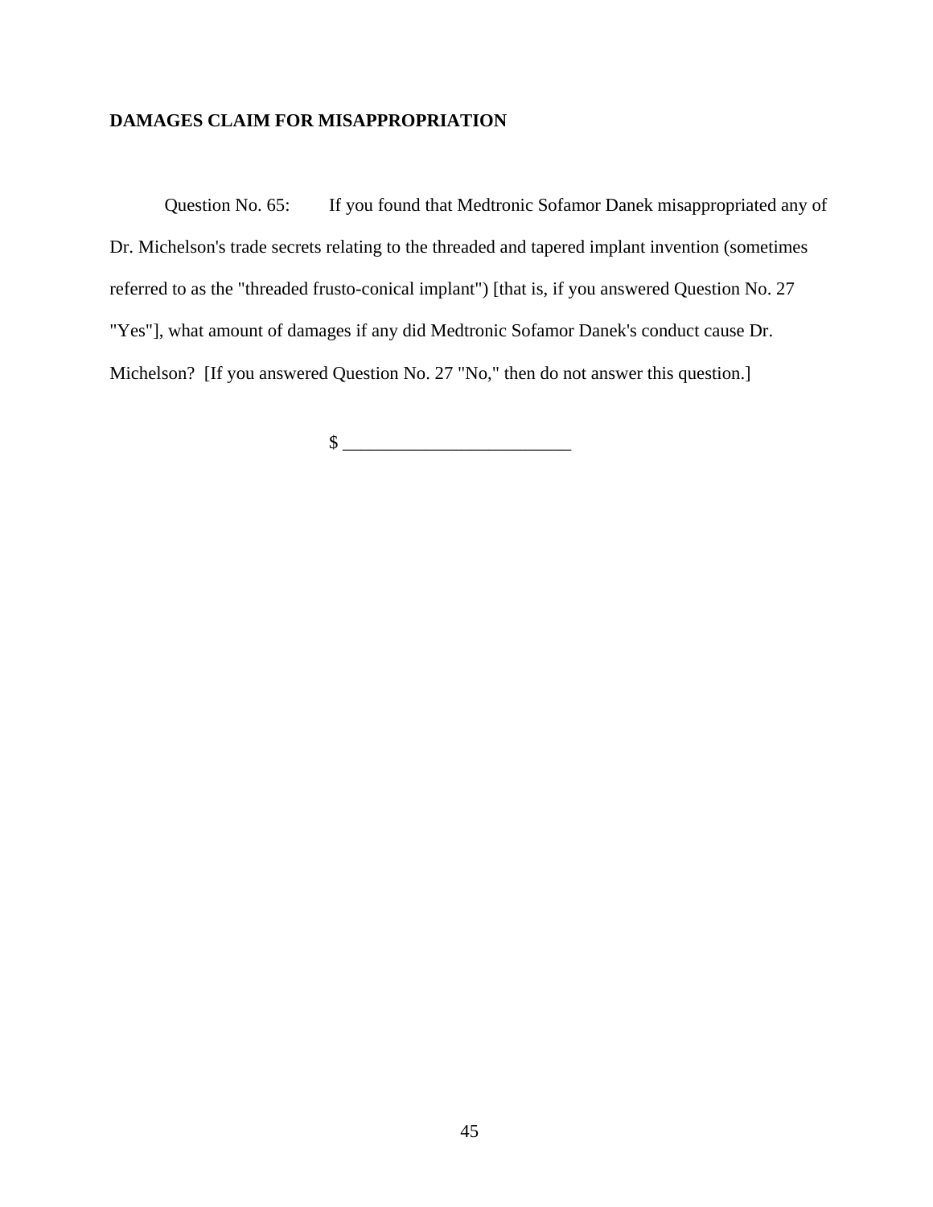**DAMAGES CLAIM FOR MISAPPROPRIATION**

Question No. 65: If you found that Medtronic Sofamor Danek misappropriated any of Dr. Michelson's trade secrets relating to the threaded and tapered implant invention (sometimes referred to as the "threaded frusto-conical implant") [that is, if you answered Question No. 27 "Yes"], what amount of damages if any did Medtronic Sofamor Danek's conduct cause Dr. Michelson? [If you answered Question No. 27 "No," then do not answer this question.]

$ ________________________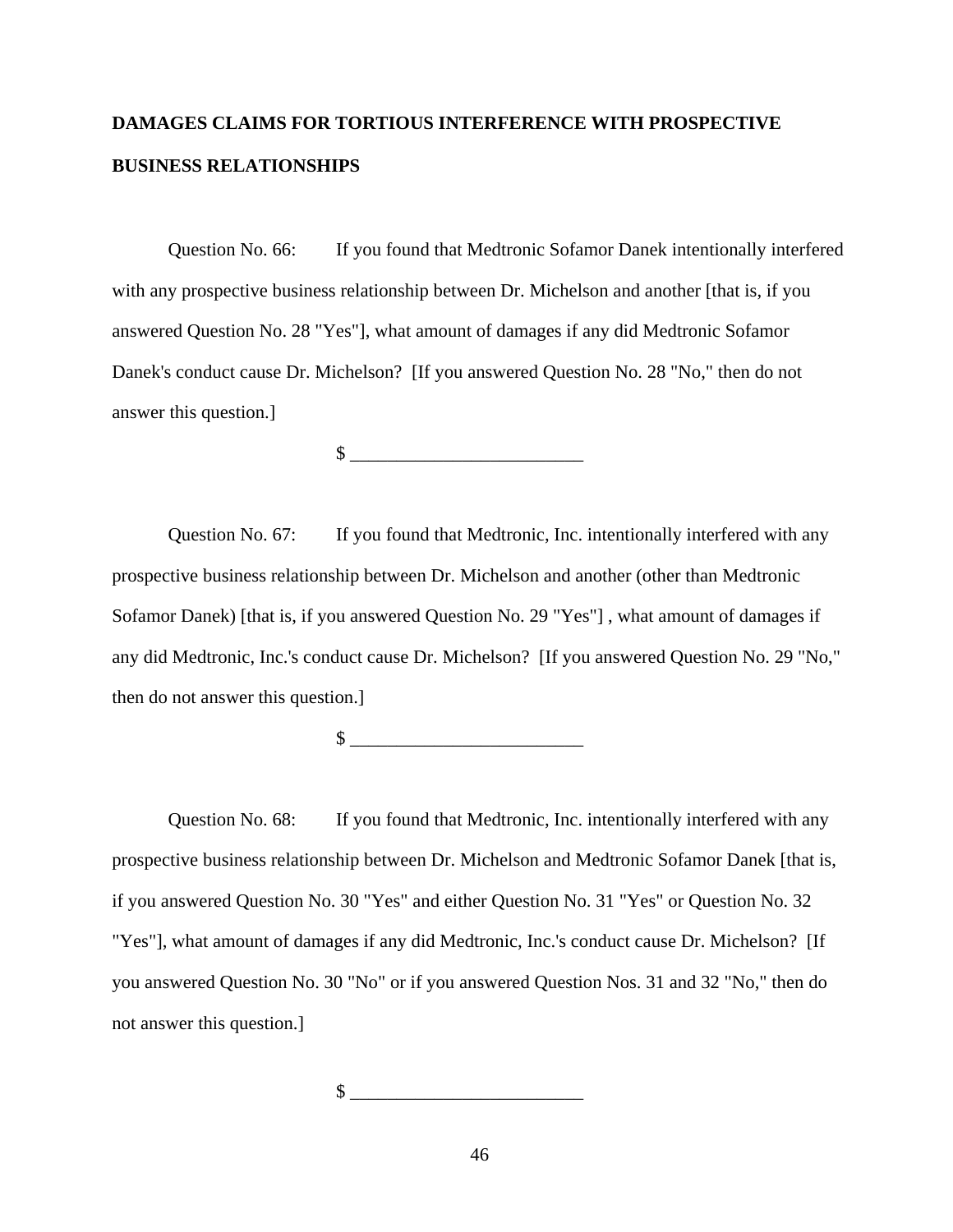**DAMAGES CLAIMS FOR TORTIOUS INTERFERENCE WITH PROSPECTIVE BUSINESS RELATIONSHIPS**

Question No. 66: If you found that Medtronic Sofamor Danek intentionally interfered with any prospective business relationship between Dr. Michelson and another [that is, if you answered Question No. 28 "Yes"], what amount of damages if any did Medtronic Sofamor Danek's conduct cause Dr. Michelson? [If you answered Question No. 28 "No," then do not answer this question.]

$ ________________________

Question No. 67: If you found that Medtronic, Inc. intentionally interfered with any prospective business relationship between Dr. Michelson and another (other than Medtronic Sofamor Danek) [that is, if you answered Question No. 29 "Yes"] , what amount of damages if any did Medtronic, Inc.'s conduct cause Dr. Michelson? [If you answered Question No. 29 "No," then do not answer this question.]

$ ________________________

Question No. 68: If you found that Medtronic, Inc. intentionally interfered with any prospective business relationship between Dr. Michelson and Medtronic Sofamor Danek [that is, if you answered Question No. 30 "Yes" and either Question No. 31 "Yes" or Question No. 32 "Yes"], what amount of damages if any did Medtronic, Inc.'s conduct cause Dr. Michelson? [If you answered Question No. 30 "No" or if you answered Question Nos. 31 and 32 "No," then do not answer this question.]

$ ________________________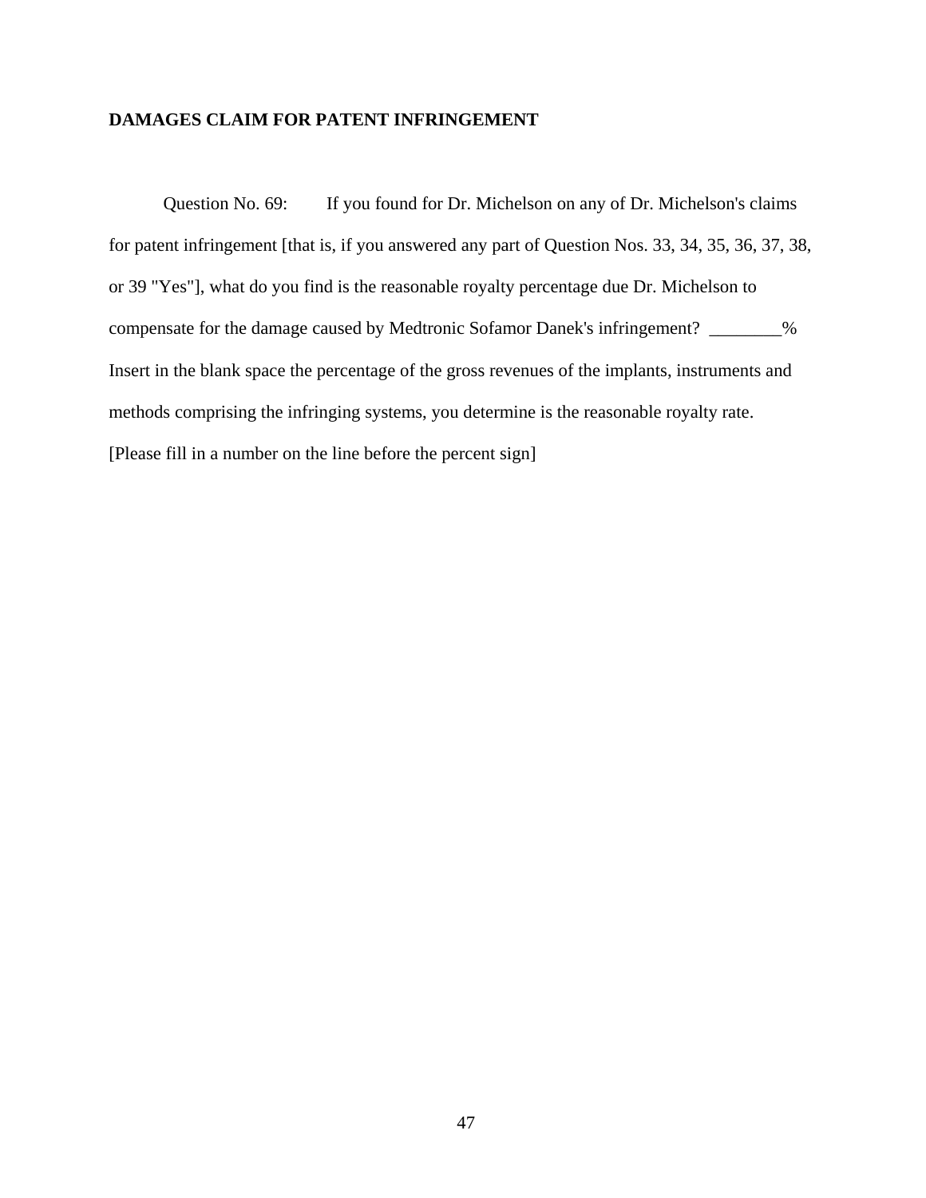**DAMAGES CLAIM FOR PATENT INFRINGEMENT**

Question No. 69: If you found for Dr. Michelson on any of Dr. Michelson's claims for patent infringement [that is, if you answered any part of Question Nos. 33, 34, 35, 36, 37, 38, or 39 "Yes"], what do you find is the reasonable royalty percentage due Dr. Michelson to compensate for the damage caused by Medtronic Sofamor Danek's infringement? ________% Insert in the blank space the percentage of the gross revenues of the implants, instruments and methods comprising the infringing systems, you determine is the reasonable royalty rate. [Please fill in a number on the line before the percent sign]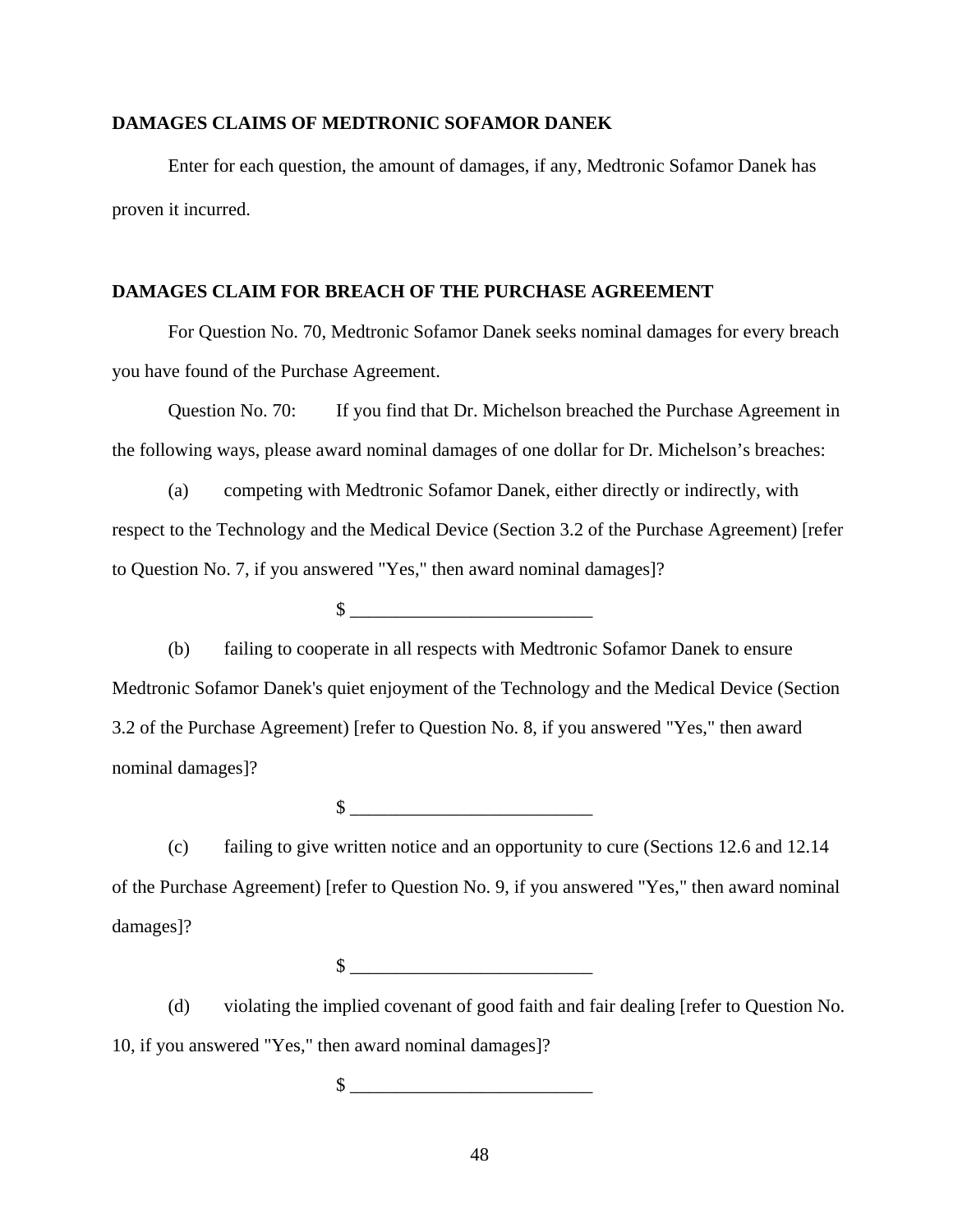**DAMAGES CLAIMS OF MEDTRONIC SOFAMOR DANEK**

Enter for each question, the amount of damages, if any, Medtronic Sofamor Danek has proven it incurred.

**DAMAGES CLAIM FOR BREACH OF THE PURCHASE AGREEMENT**

For Question No. 70, Medtronic Sofamor Danek seeks nominal damages for every breach you have found of the Purchase Agreement.

Question No. 70: If you find that Dr. Michelson breached the Purchase Agreement in the following ways, please award nominal damages of one dollar for Dr. Michelson's breaches:

(a) competing with Medtronic Sofamor Danek, either directly or indirectly, with respect to the Technology and the Medical Device (Section 3.2 of the Purchase Agreement) [refer to Question No. 7, if you answered "Yes," then award nominal damages]?

$ _________________________

(b) failing to cooperate in all respects with Medtronic Sofamor Danek to ensure Medtronic Sofamor Danek's quiet enjoyment of the Technology and the Medical Device (Section 3.2 of the Purchase Agreement) [refer to Question No. 8, if you answered "Yes," then award nominal damages]?

$ _________________________

(c) failing to give written notice and an opportunity to cure (Sections 12.6 and 12.14 of the Purchase Agreement) [refer to Question No. 9, if you answered "Yes," then award nominal damages]?

$ _________________________

(d) violating the implied covenant of good faith and fair dealing [refer to Question No. 10, if you answered "Yes," then award nominal damages]?

$ _________________________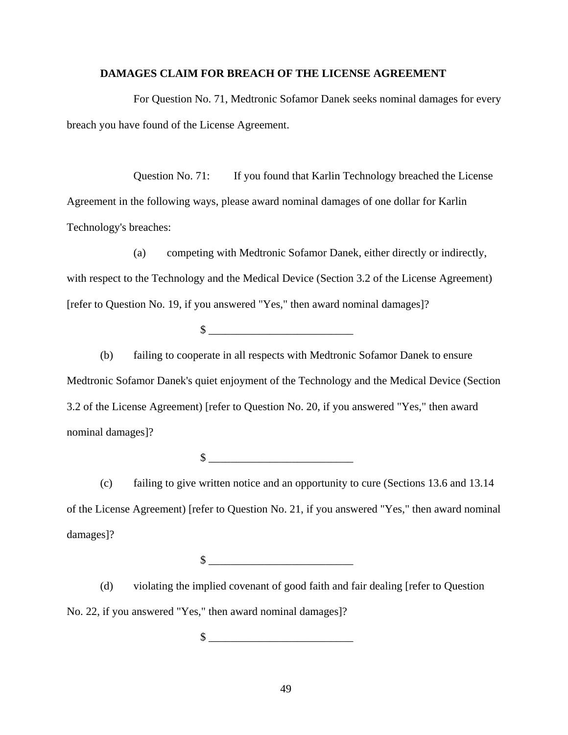**DAMAGES CLAIM FOR BREACH OF THE LICENSE AGREEMENT**

For Question No. 71, Medtronic Sofamor Danek seeks nominal damages for every breach you have found of the License Agreement.

Question No. 71: If you found that Karlin Technology breached the License Agreement in the following ways, please award nominal damages of one dollar for Karlin Technology's breaches:

(a) competing with Medtronic Sofamor Danek, either directly or indirectly, with respect to the Technology and the Medical Device (Section 3.2 of the License Agreement) [refer to Question No. 19, if you answered "Yes," then award nominal damages]?

$ _________________________

(b) failing to cooperate in all respects with Medtronic Sofamor Danek to ensure Medtronic Sofamor Danek's quiet enjoyment of the Technology and the Medical Device (Section 3.2 of the License Agreement) [refer to Question No. 20, if you answered "Yes," then award nominal damages]?

$ _________________________

(c) failing to give written notice and an opportunity to cure (Sections 13.6 and 13.14 of the License Agreement) [refer to Question No. 21, if you answered "Yes," then award nominal damages]?

$ _________________________

(d) violating the implied covenant of good faith and fair dealing [refer to Question No. 22, if you answered "Yes," then award nominal damages]?

$ _________________________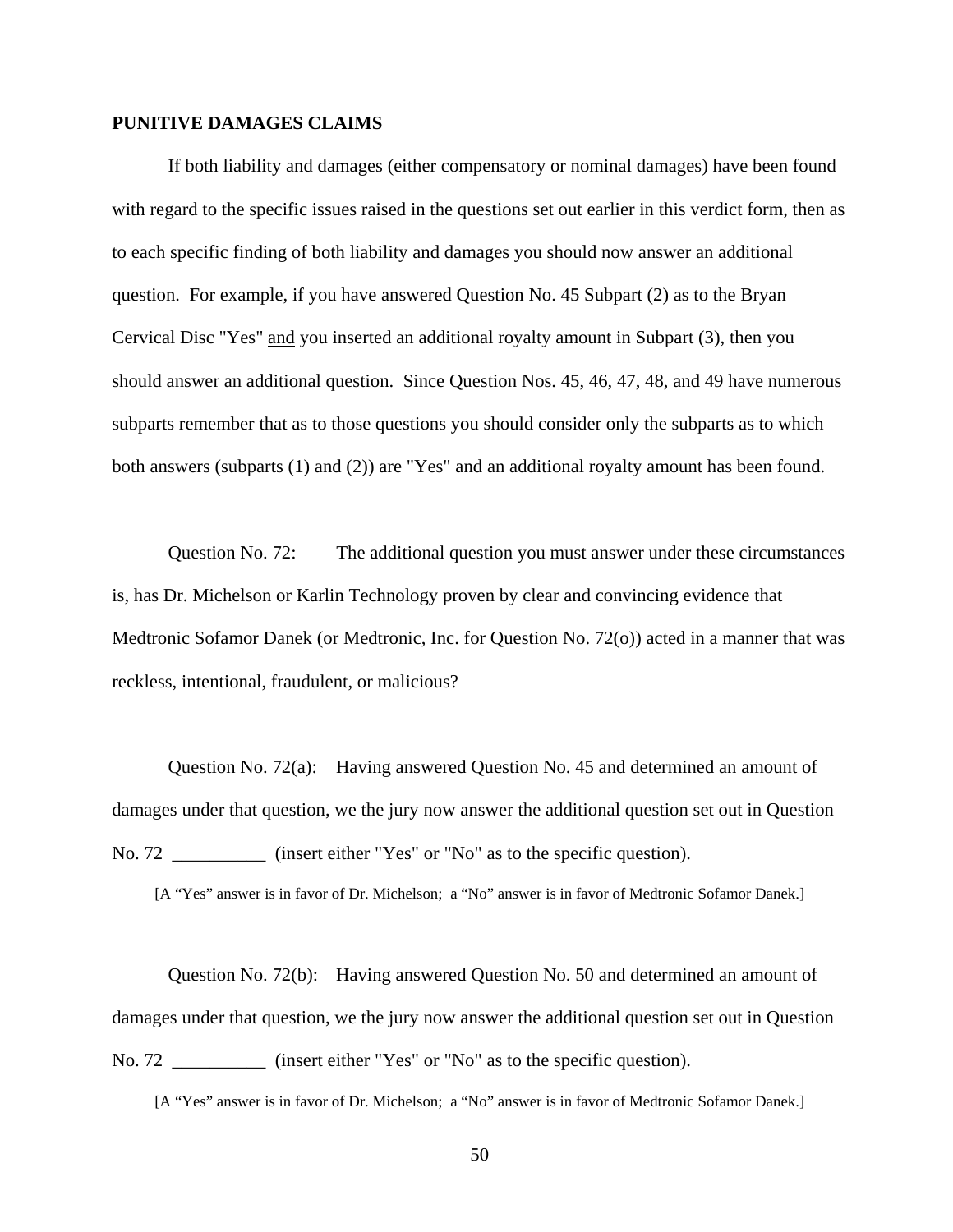**PUNITIVE DAMAGES CLAIMS**

If both liability and damages (either compensatory or nominal damages) have been found with regard to the specific issues raised in the questions set out earlier in this verdict form, then as to each specific finding of both liability and damages you should now answer an additional question. For example, if you have answered Question No. 45 Subpart (2) as to the Bryan Cervical Disc "Yes" <u>and</u> you inserted an additional royalty amount in Subpart (3), then you should answer an additional question. Since Question Nos. 45, 46, 47, 48, and 49 have numerous subparts remember that as to those questions you should consider only the subparts as to which both answers (subparts (1) and (2)) are "Yes" and an additional royalty amount has been found.

Question No. 72: The additional question you must answer under these circumstances is, has Dr. Michelson or Karlin Technology proven by clear and convincing evidence that Medtronic Sofamor Danek (or Medtronic, Inc. for Question No. 72(o)) acted in a manner that was reckless, intentional, fraudulent, or malicious?

Question No. 72(a): Having answered Question No. 45 and determined an amount of damages under that question, we the jury now answer the additional question set out in Question No. 72 __________ (insert either "Yes" or "No" as to the specific question).

[A "Yes" answer is in favor of Dr. Michelson; a "No" answer is in favor of Medtronic Sofamor Danek.]

Question No. 72(b): Having answered Question No. 50 and determined an amount of damages under that question, we the jury now answer the additional question set out in Question No. 72 __________ (insert either "Yes" or "No" as to the specific question).

[A "Yes" answer is in favor of Dr. Michelson; a "No" answer is in favor of Medtronic Sofamor Danek.]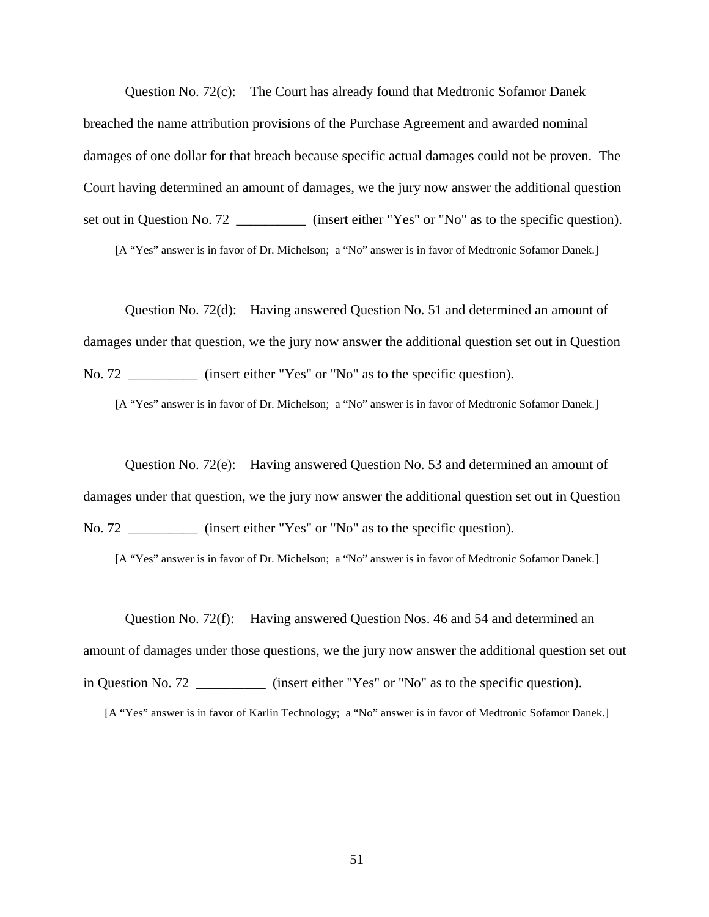Question No. 72(c): The Court has already found that Medtronic Sofamor Danek breached the name attribution provisions of the Purchase Agreement and awarded nominal damages of one dollar for that breach because specific actual damages could not be proven. The Court having determined an amount of damages, we the jury now answer the additional question set out in Question No. 72 __________ (insert either "Yes" or "No" as to the specific question).

[A "Yes" answer is in favor of Dr. Michelson; a "No" answer is in favor of Medtronic Sofamor Danek.]

Question No. 72(d): Having answered Question No. 51 and determined an amount of damages under that question, we the jury now answer the additional question set out in Question No. 72 __________ (insert either "Yes" or "No" as to the specific question).

[A "Yes" answer is in favor of Dr. Michelson; a "No" answer is in favor of Medtronic Sofamor Danek.]

Question No. 72(e): Having answered Question No. 53 and determined an amount of damages under that question, we the jury now answer the additional question set out in Question No. 72 __________ (insert either "Yes" or "No" as to the specific question).

[A "Yes" answer is in favor of Dr. Michelson; a "No" answer is in favor of Medtronic Sofamor Danek.]

Question No. 72(f): Having answered Question Nos. 46 and 54 and determined an amount of damages under those questions, we the jury now answer the additional question set out in Question No. 72 __________ (insert either "Yes" or "No" as to the specific question).

[A "Yes" answer is in favor of Karlin Technology; a "No" answer is in favor of Medtronic Sofamor Danek.]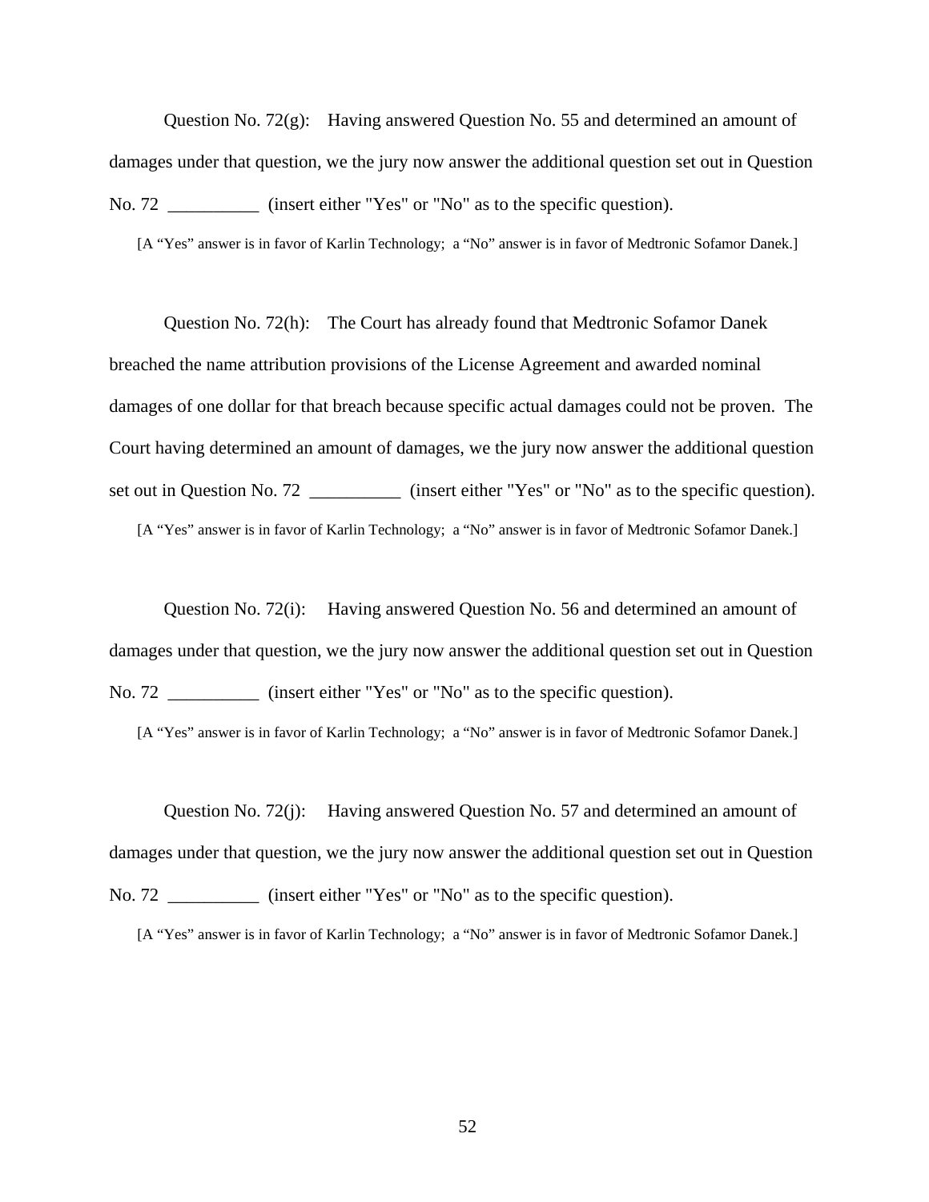Question No. 72(g): Having answered Question No. 55 and determined an amount of damages under that question, we the jury now answer the additional question set out in Question No. 72 __________ (insert either "Yes" or "No" as to the specific question).

[A "Yes" answer is in favor of Karlin Technology; a "No" answer is in favor of Medtronic Sofamor Danek.]

Question No. 72(h): The Court has already found that Medtronic Sofamor Danek breached the name attribution provisions of the License Agreement and awarded nominal damages of one dollar for that breach because specific actual damages could not be proven. The Court having determined an amount of damages, we the jury now answer the additional question set out in Question No. 72 __________ (insert either "Yes" or "No" as to the specific question).

[A "Yes" answer is in favor of Karlin Technology; a "No" answer is in favor of Medtronic Sofamor Danek.]

Question No. 72(i): Having answered Question No. 56 and determined an amount of damages under that question, we the jury now answer the additional question set out in Question No. 72 __________ (insert either "Yes" or "No" as to the specific question).

[A "Yes" answer is in favor of Karlin Technology; a "No" answer is in favor of Medtronic Sofamor Danek.]

Question No. 72(j): Having answered Question No. 57 and determined an amount of damages under that question, we the jury now answer the additional question set out in Question No. 72 __________ (insert either "Yes" or "No" as to the specific question).

[A "Yes" answer is in favor of Karlin Technology; a "No" answer is in favor of Medtronic Sofamor Danek.]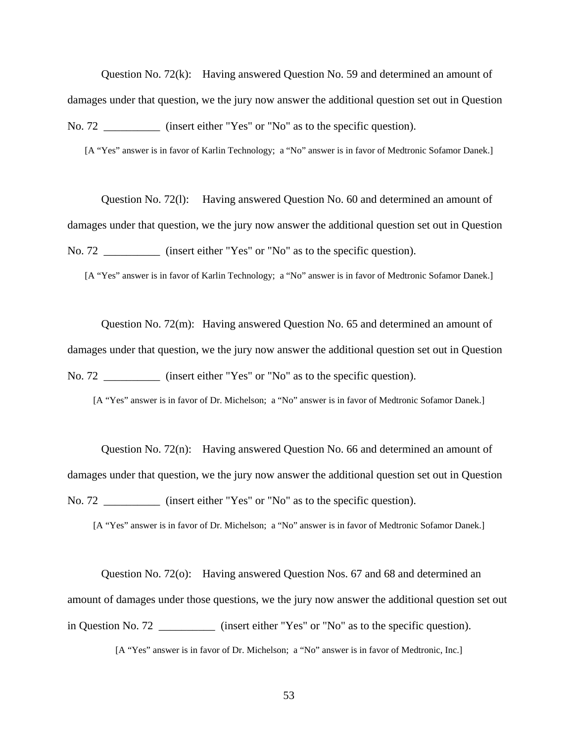Question No. 72(k): Having answered Question No. 59 and determined an amount of damages under that question, we the jury now answer the additional question set out in Question No. 72 __________ (insert either "Yes" or "No" as to the specific question).

[A “Yes” answer is in favor of Karlin Technology; a “No” answer is in favor of Medtronic Sofamor Danek.]

Question No. 72(l): Having answered Question No. 60 and determined an amount of damages under that question, we the jury now answer the additional question set out in Question No. 72 __________ (insert either "Yes" or "No" as to the specific question).

[A “Yes” answer is in favor of Karlin Technology; a “No” answer is in favor of Medtronic Sofamor Danek.]

Question No. 72(m): Having answered Question No. 65 and determined an amount of damages under that question, we the jury now answer the additional question set out in Question No. 72 __________ (insert either "Yes" or "No" as to the specific question).

[A “Yes” answer is in favor of Dr. Michelson; a “No” answer is in favor of Medtronic Sofamor Danek.]

Question No. 72(n): Having answered Question No. 66 and determined an amount of damages under that question, we the jury now answer the additional question set out in Question No. 72 __________ (insert either "Yes" or "No" as to the specific question).

[A “Yes” answer is in favor of Dr. Michelson; a “No” answer is in favor of Medtronic Sofamor Danek.]

Question No. 72(o): Having answered Question Nos. 67 and 68 and determined an amount of damages under those questions, we the jury now answer the additional question set out in Question No. 72 __________ (insert either "Yes" or "No" as to the specific question).

[A “Yes” answer is in favor of Dr. Michelson; a “No” answer is in favor of Medtronic, Inc.]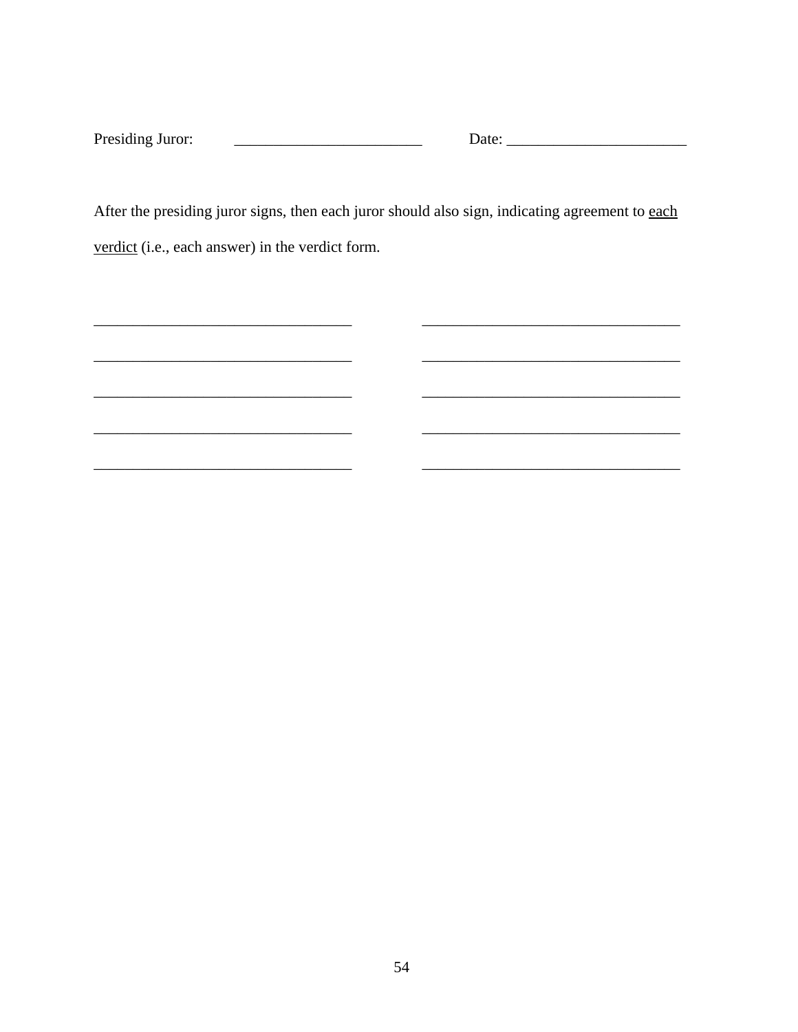Presiding Juror: ________________________ Date: _______________________

After the presiding juror signs, then each juror should also sign, indicating agreement to <u>each verdict</u> (i.e., each answer) in the verdict form.

_________________________________ _________________________________

_________________________________ _________________________________

_________________________________ _________________________________

_________________________________ _________________________________

_________________________________ _________________________________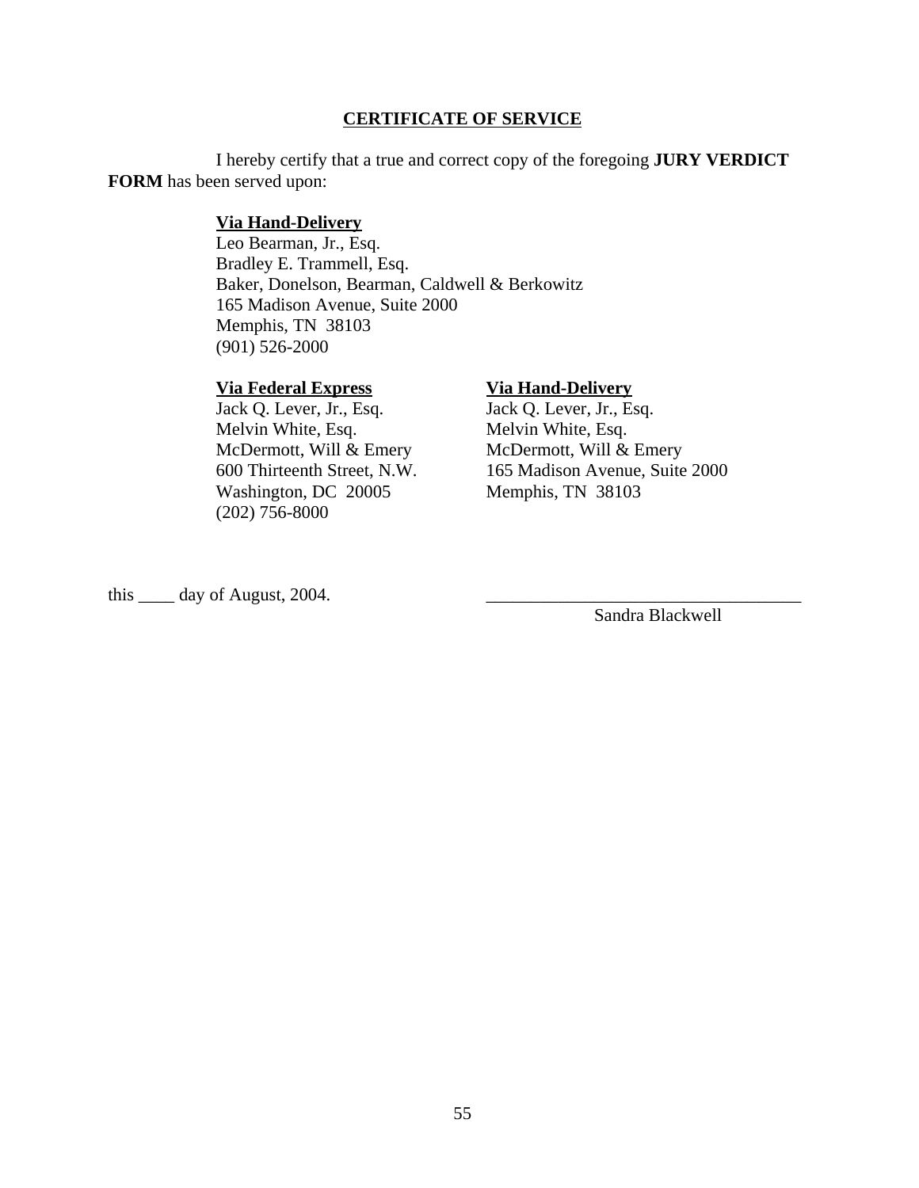## CERTIFICATE OF SERVICE

I hereby certify that a true and correct copy of the foregoing **JURY VERDICT FORM** has been served upon:

**Via Hand-Delivery**
Leo Bearman, Jr., Esq.
Bradley E. Trammell, Esq.
Baker, Donelson, Bearman, Caldwell & Berkowitz
165 Madison Avenue, Suite 2000
Memphis, TN 38103
(901) 526-2000

**Via Federal Express**
Jack Q. Lever, Jr., Esq.
Melvin White, Esq.
McDermott, Will & Emery
600 Thirteenth Street, N.W.
Washington, DC 20005
(202) 756-8000

**Via Hand-Delivery**
Jack Q. Lever, Jr., Esq.
Melvin White, Esq.
McDermott, Will & Emery
165 Madison Avenue, Suite 2000
Memphis, TN 38103

this ____ day of August, 2004.

___________________________________
Sandra Blackwell